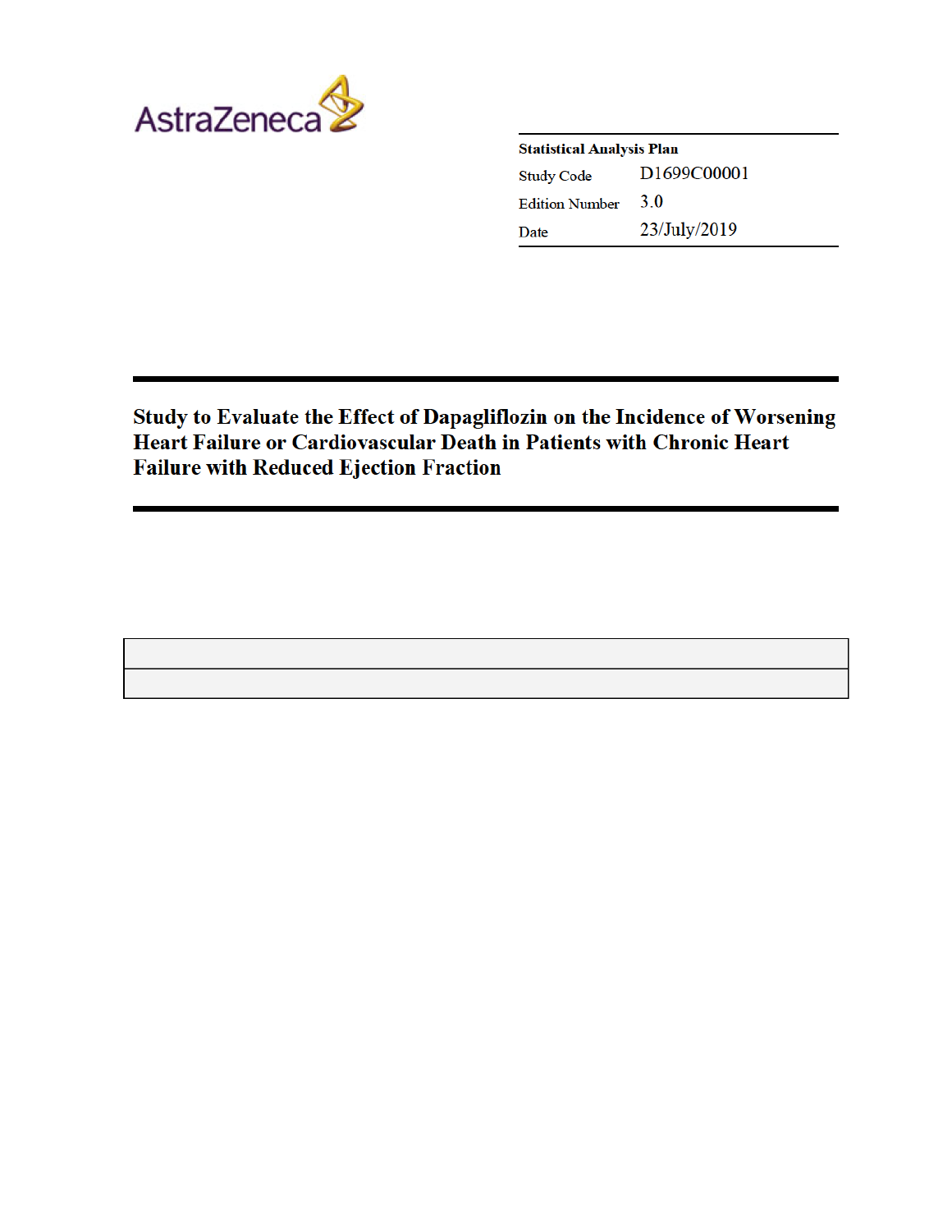AstraZeneca

| Statistical Analysis Plan | |
|---|---|
| Study Code | D1699C00001 |
| Edition Number | 3.0 |
| Date | 23/July/2019 |

# Study to Evaluate the Effect of Dapagliflozin on the Incidence of Worsening Heart Failure or Cardiovascular Death in Patients with Chronic Heart Failure with Reduced Ejection Fraction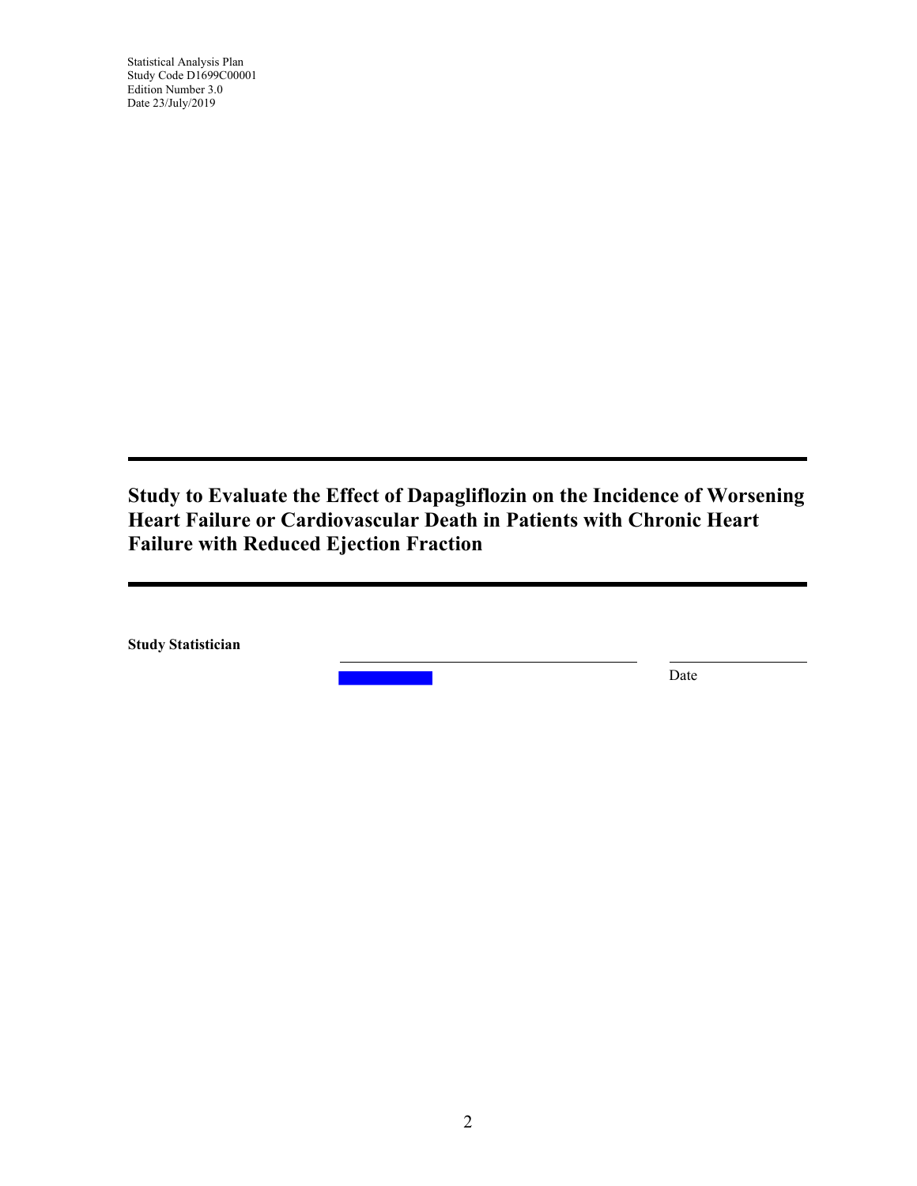# Study to Evaluate the Effect of Dapagliflozin on the Incidence of Worsening Heart Failure or Cardiovascular Death in Patients with Chronic Heart Failure with Reduced Ejection Fraction

**Study Statistician** _______________________________ _______________

Date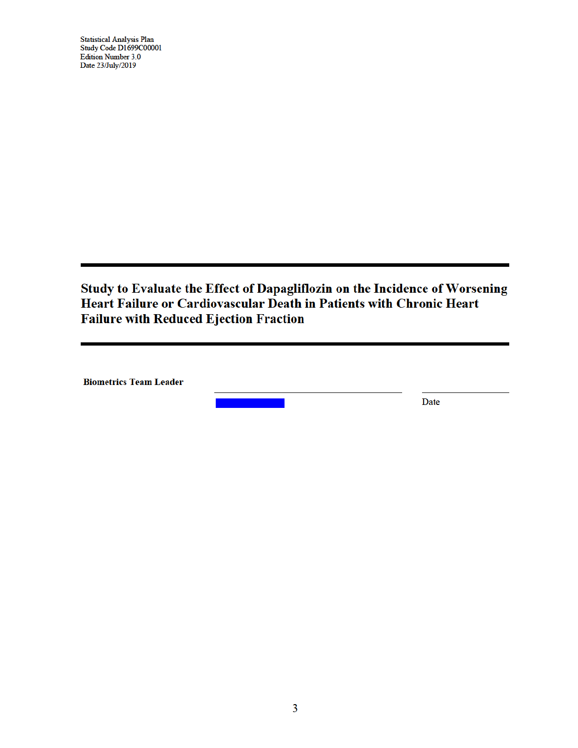Statistical Analysis Plan
Study Code D1699C00001
Edition Number 3.0
Date 23/July/2019

---

# Study to Evaluate the Effect of Dapagliflozin on the Incidence of Worsening Heart Failure or Cardiovascular Death in Patients with Chronic Heart Failure with Reduced Ejection Fraction

---

**Biometrics Team Leader** ______________________________ ____________________

Date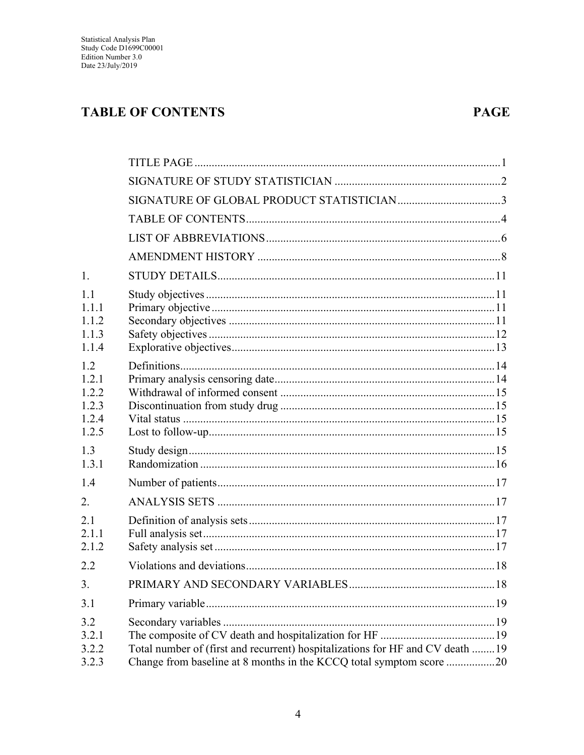# TABLE OF CONTENTS PAGE

| | | |
|---|---|---|
| | TITLE PAGE | 1 |
| | SIGNATURE OF STUDY STATISTICIAN | 2 |
| | SIGNATURE OF GLOBAL PRODUCT STATISTICIAN | 3 |
| | TABLE OF CONTENTS | 4 |
| | LIST OF ABBREVIATIONS | 6 |
| | AMENDMENT HISTORY | 8 |
| 1. | STUDY DETAILS | 11 |
| 1.1 | Study objectives | 11 |
| 1.1.1 | Primary objective | 11 |
| 1.1.2 | Secondary objectives | 11 |
| 1.1.3 | Safety objectives | 12 |
| 1.1.4 | Explorative objectives | 13 |
| 1.2 | Definitions | 14 |
| 1.2.1 | Primary analysis censoring date | 14 |
| 1.2.2 | Withdrawal of informed consent | 15 |
| 1.2.3 | Discontinuation from study drug | 15 |
| 1.2.4 | Vital status | 15 |
| 1.2.5 | Lost to follow-up | 15 |
| 1.3 | Study design | 15 |
| 1.3.1 | Randomization | 16 |
| 1.4 | Number of patients | 17 |
| 2. | ANALYSIS SETS | 17 |
| 2.1 | Definition of analysis sets | 17 |
| 2.1.1 | Full analysis set | 17 |
| 2.1.2 | Safety analysis set | 17 |
| 2.2 | Violations and deviations | 18 |
| 3. | PRIMARY AND SECONDARY VARIABLES | 18 |
| 3.1 | Primary variable | 19 |
| 3.2 | Secondary variables | 19 |
| 3.2.1 | The composite of CV death and hospitalization for HF | 19 |
| 3.2.2 | Total number of (first and recurrent) hospitalizations for HF and CV death | 19 |
| 3.2.3 | Change from baseline at 8 months in the KCCQ total symptom score | 20 |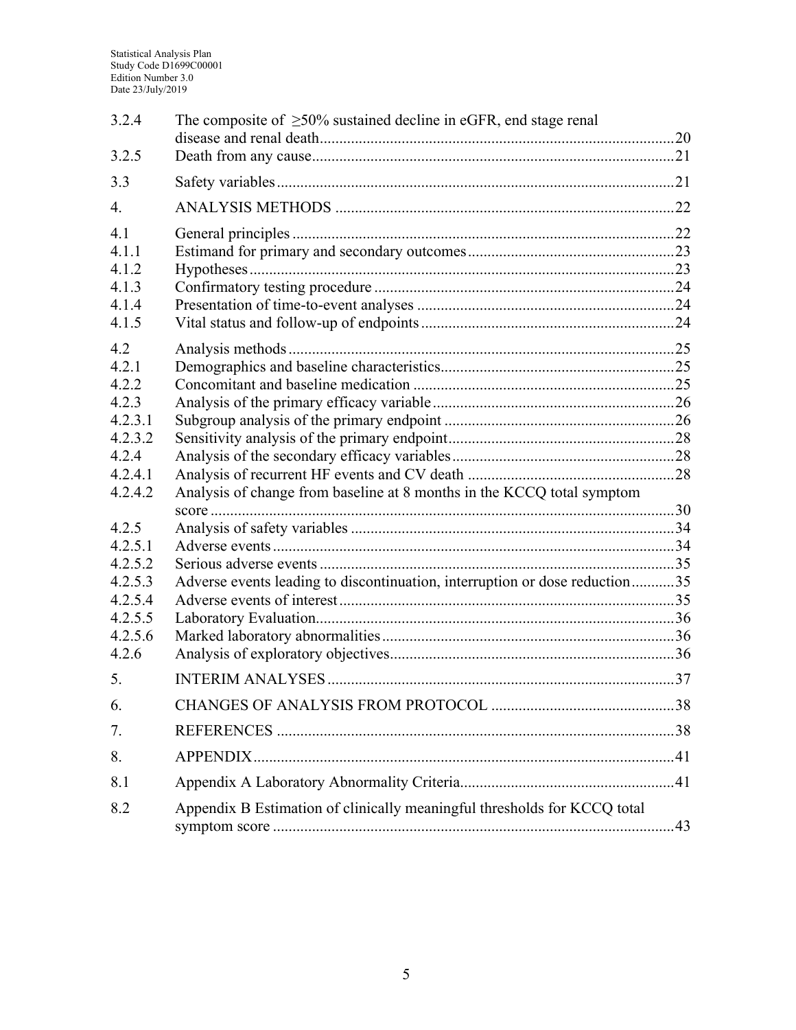| | | |
|---|---|---|
| 3.2.4 | The composite of ≥50% sustained decline in eGFR, end stage renal disease and renal death | 20 |
| 3.2.5 | Death from any cause | 21 |
| 3.3 | Safety variables | 21 |
| 4. | ANALYSIS METHODS | 22 |
| 4.1 | General principles | 22 |
| 4.1.1 | Estimand for primary and secondary outcomes | 23 |
| 4.1.2 | Hypotheses | 23 |
| 4.1.3 | Confirmatory testing procedure | 24 |
| 4.1.4 | Presentation of time-to-event analyses | 24 |
| 4.1.5 | Vital status and follow-up of endpoints | 24 |
| 4.2 | Analysis methods | 25 |
| 4.2.1 | Demographics and baseline characteristics | 25 |
| 4.2.2 | Concomitant and baseline medication | 25 |
| 4.2.3 | Analysis of the primary efficacy variable | 26 |
| 4.2.3.1 | Subgroup analysis of the primary endpoint | 26 |
| 4.2.3.2 | Sensitivity analysis of the primary endpoint | 28 |
| 4.2.4 | Analysis of the secondary efficacy variables | 28 |
| 4.2.4.1 | Analysis of recurrent HF events and CV death | 28 |
| 4.2.4.2 | Analysis of change from baseline at 8 months in the KCCQ total symptom score | 30 |
| 4.2.5 | Analysis of safety variables | 34 |
| 4.2.5.1 | Adverse events | 34 |
| 4.2.5.2 | Serious adverse events | 35 |
| 4.2.5.3 | Adverse events leading to discontinuation, interruption or dose reduction | 35 |
| 4.2.5.4 | Adverse events of interest | 35 |
| 4.2.5.5 | Laboratory Evaluation | 36 |
| 4.2.5.6 | Marked laboratory abnormalities | 36 |
| 4.2.6 | Analysis of exploratory objectives | 36 |
| 5. | INTERIM ANALYSES | 37 |
| 6. | CHANGES OF ANALYSIS FROM PROTOCOL | 38 |
| 7. | REFERENCES | 38 |
| 8. | APPENDIX | 41 |
| 8.1 | Appendix A Laboratory Abnormality Criteria | 41 |
| 8.2 | Appendix B Estimation of clinically meaningful thresholds for KCCQ total symptom score | 43 |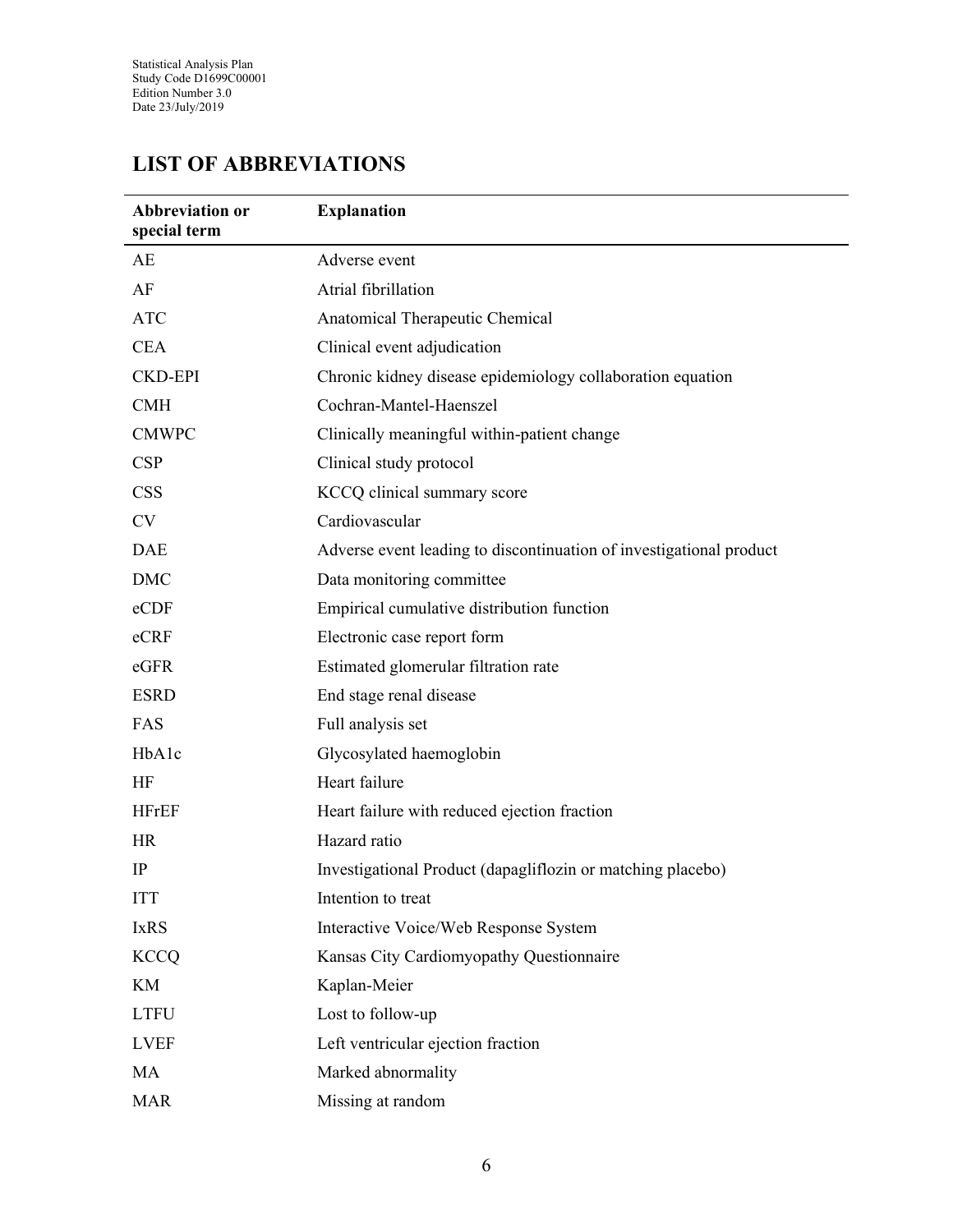## LIST OF ABBREVIATIONS

| Abbreviation or special term | Explanation |
|---|---|
| AE | Adverse event |
| AF | Atrial fibrillation |
| ATC | Anatomical Therapeutic Chemical |
| CEA | Clinical event adjudication |
| CKD-EPI | Chronic kidney disease epidemiology collaboration equation |
| CMH | Cochran-Mantel-Haenszel |
| CMWPC | Clinically meaningful within-patient change |
| CSP | Clinical study protocol |
| CSS | KCCQ clinical summary score |
| CV | Cardiovascular |
| DAE | Adverse event leading to discontinuation of investigational product |
| DMC | Data monitoring committee |
| eCDF | Empirical cumulative distribution function |
| eCRF | Electronic case report form |
| eGFR | Estimated glomerular filtration rate |
| ESRD | End stage renal disease |
| FAS | Full analysis set |
| HbA1c | Glycosylated haemoglobin |
| HF | Heart failure |
| HFrEF | Heart failure with reduced ejection fraction |
| HR | Hazard ratio |
| IP | Investigational Product (dapagliflozin or matching placebo) |
| ITT | Intention to treat |
| IxRS | Interactive Voice/Web Response System |
| KCCQ | Kansas City Cardiomyopathy Questionnaire |
| KM | Kaplan-Meier |
| LTFU | Lost to follow-up |
| LVEF | Left ventricular ejection fraction |
| MA | Marked abnormality |
| MAR | Missing at random |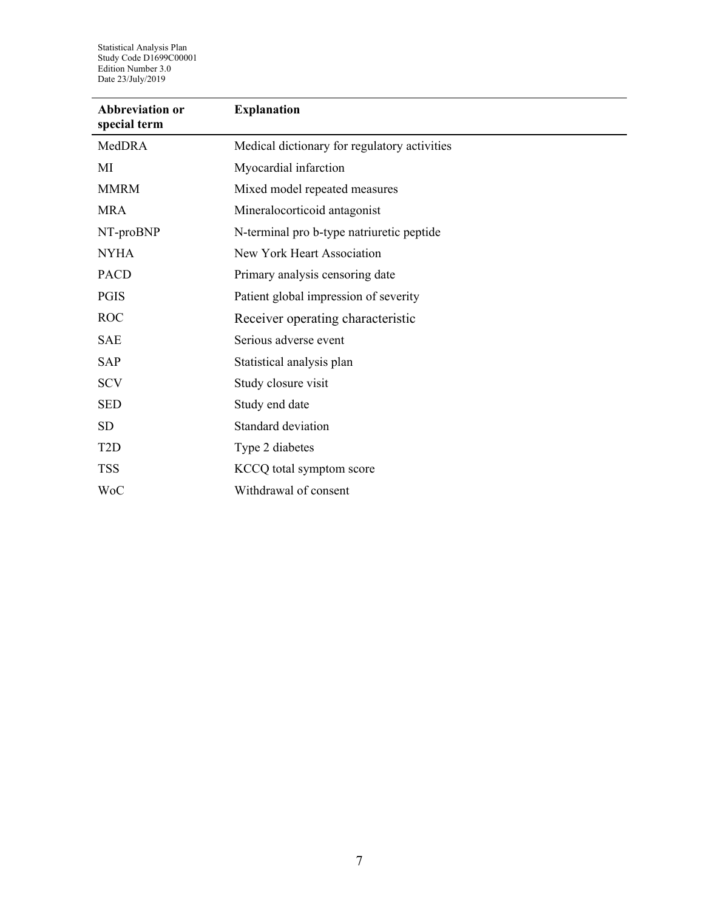| Abbreviation or special term | Explanation |
| --- | --- |
| MedDRA | Medical dictionary for regulatory activities |
| MI | Myocardial infarction |
| MMRM | Mixed model repeated measures |
| MRA | Mineralocorticoid antagonist |
| NT-proBNP | N-terminal pro b-type natriuretic peptide |
| NYHA | New York Heart Association |
| PACD | Primary analysis censoring date |
| PGIS | Patient global impression of severity |
| ROC | Receiver operating characteristic |
| SAE | Serious adverse event |
| SAP | Statistical analysis plan |
| SCV | Study closure visit |
| SED | Study end date |
| SD | Standard deviation |
| T2D | Type 2 diabetes |
| TSS | KCCQ total symptom score |
| WoC | Withdrawal of consent |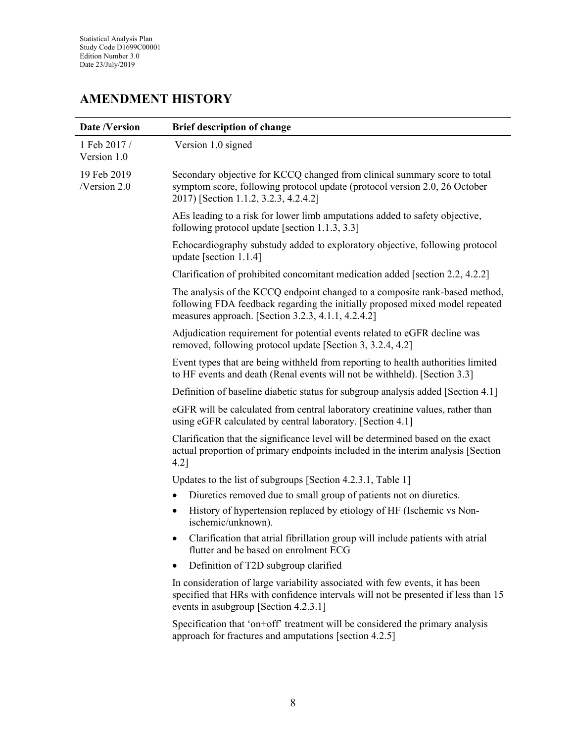## AMENDMENT HISTORY

| Date /Version | Brief description of change |
|---|---|
| 1 Feb 2017 / Version 1.0 | Version 1.0 signed |
| 19 Feb 2019 /Version 2.0 | Secondary objective for KCCQ changed from clinical summary score to total symptom score, following protocol update (protocol version 2.0, 26 October 2017) [Section 1.1.2, 3.2.3, 4.2.4.2] |
| | AEs leading to a risk for lower limb amputations added to safety objective, following protocol update [section 1.1.3, 3.3] |
| | Echocardiography substudy added to exploratory objective, following protocol update [section 1.1.4] |
| | Clarification of prohibited concomitant medication added [section 2.2, 4.2.2] |
| | The analysis of the KCCQ endpoint changed to a composite rank-based method, following FDA feedback regarding the initially proposed mixed model repeated measures approach. [Section 3.2.3, 4.1.1, 4.2.4.2] |
| | Adjudication requirement for potential events related to eGFR decline was removed, following protocol update [Section 3, 3.2.4, 4.2] |
| | Event types that are being withheld from reporting to health authorities limited to HF events and death (Renal events will not be withheld). [Section 3.3] |
| | Definition of baseline diabetic status for subgroup analysis added [Section 4.1] |
| | eGFR will be calculated from central laboratory creatinine values, rather than using eGFR calculated by central laboratory. [Section 4.1] |
| | Clarification that the significance level will be determined based on the exact actual proportion of primary endpoints included in the interim analysis [Section 4.2] |
| | Updates to the list of subgroups [Section 4.2.3.1, Table 1]<br>• Diuretics removed due to small group of patients not on diuretics.<br>• History of hypertension replaced by etiology of HF (Ischemic vs Non-ischemic/unknown).<br>• Clarification that atrial fibrillation group will include patients with atrial flutter and be based on enrolment ECG<br>• Definition of T2D subgroup clarified |
| | In consideration of large variability associated with few events, it has been specified that HRs with confidence intervals will not be presented if less than 15 events in asubgroup [Section 4.2.3.1] |
| | Specification that 'on+off' treatment will be considered the primary analysis approach for fractures and amputations [section 4.2.5] |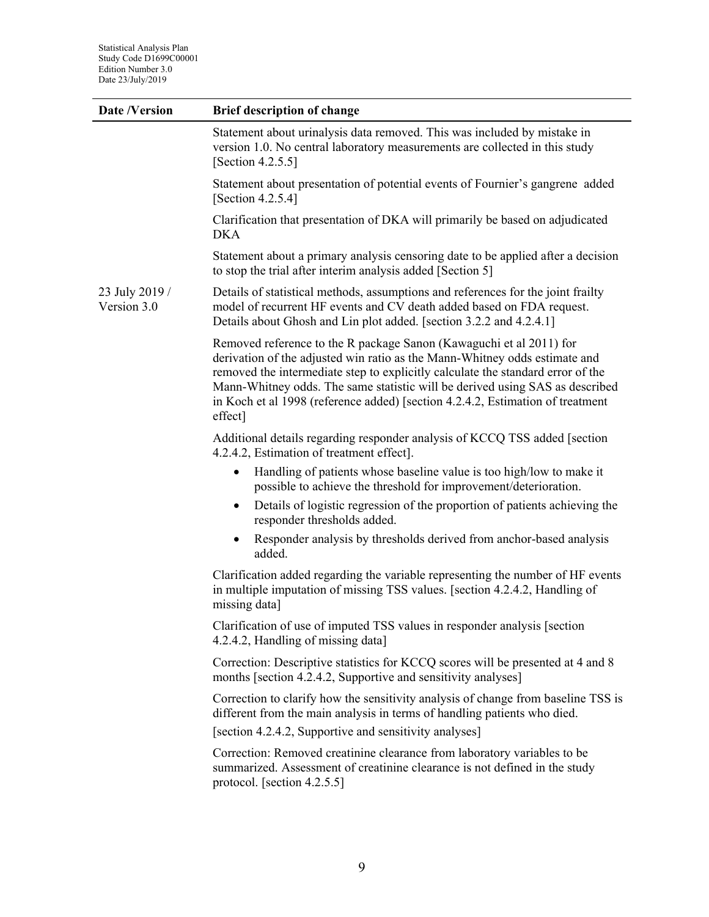| Date /Version | Brief description of change |
| --- | --- |
| | Statement about urinalysis data removed. This was included by mistake in version 1.0. No central laboratory measurements are collected in this study [Section 4.2.5.5] |
| | Statement about presentation of potential events of Fournier's gangrene added [Section 4.2.5.4] |
| | Clarification that presentation of DKA will primarily be based on adjudicated DKA |
| | Statement about a primary analysis censoring date to be applied after a decision to stop the trial after interim analysis added [Section 5] |
| 23 July 2019 / Version 3.0 | Details of statistical methods, assumptions and references for the joint frailty model of recurrent HF events and CV death added based on FDA request. Details about Ghosh and Lin plot added. [section 3.2.2 and 4.2.4.1] |
| | Removed reference to the R package Sanon (Kawaguchi et al 2011) for derivation of the adjusted win ratio as the Mann-Whitney odds estimate and removed the intermediate step to explicitly calculate the standard error of the Mann-Whitney odds. The same statistic will be derived using SAS as described in Koch et al 1998 (reference added) [section 4.2.4.2, Estimation of treatment effect] |
| | Additional details regarding responder analysis of KCCQ TSS added [section 4.2.4.2, Estimation of treatment effect]. <br>• Handling of patients whose baseline value is too high/low to make it possible to achieve the threshold for improvement/deterioration. <br>• Details of logistic regression of the proportion of patients achieving the responder thresholds added. <br>• Responder analysis by thresholds derived from anchor-based analysis added. |
| | Clarification added regarding the variable representing the number of HF events in multiple imputation of missing TSS values. [section 4.2.4.2, Handling of missing data] |
| | Clarification of use of imputed TSS values in responder analysis [section 4.2.4.2, Handling of missing data] |
| | Correction: Descriptive statistics for KCCQ scores will be presented at 4 and 8 months [section 4.2.4.2, Supportive and sensitivity analyses] |
| | Correction to clarify how the sensitivity analysis of change from baseline TSS is different from the main analysis in terms of handling patients who died. <br>[section 4.2.4.2, Supportive and sensitivity analyses] |
| | Correction: Removed creatinine clearance from laboratory variables to be summarized. Assessment of creatinine clearance is not defined in the study protocol. [section 4.2.5.5] |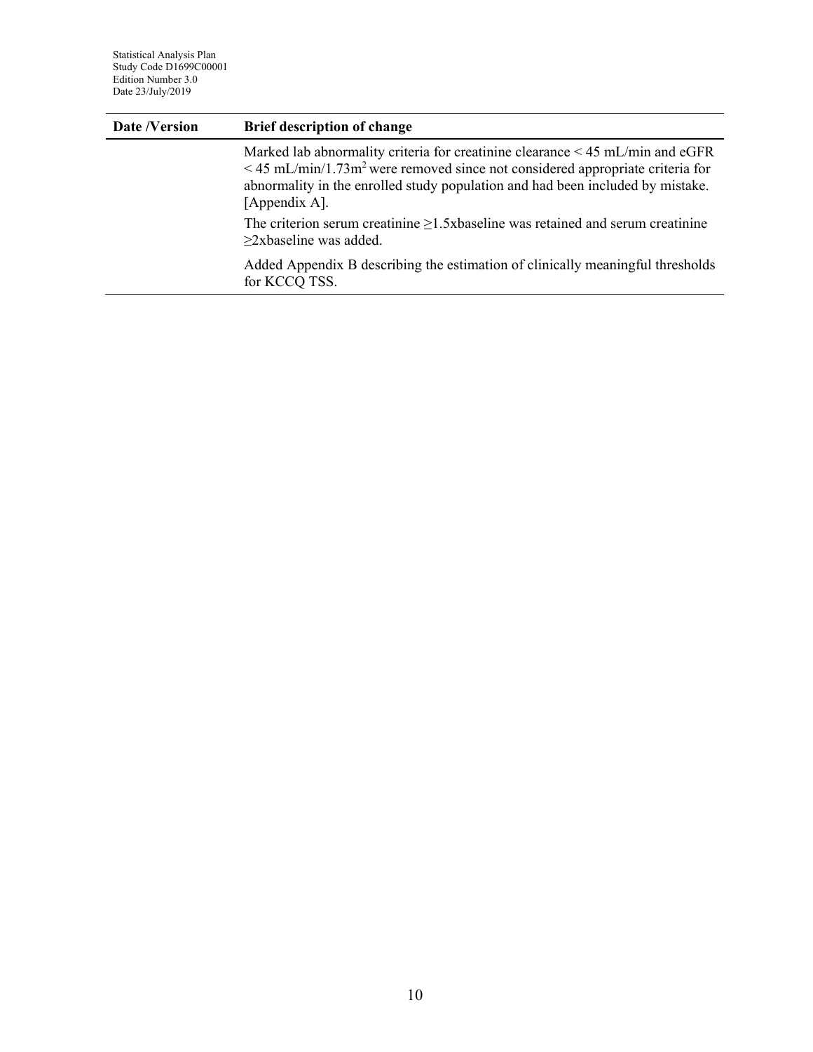| Date /Version | Brief description of change |
| --- | --- |
| | Marked lab abnormality criteria for creatinine clearance < 45 mL/min and eGFR < 45 mL/min/1.73m$^2$ were removed since not considered appropriate criteria for abnormality in the enrolled study population and had been included by mistake. [Appendix A]. |
| | The criterion serum creatinine ≥1.5xbaseline was retained and serum creatinine ≥2xbaseline was added. |
| | Added Appendix B describing the estimation of clinically meaningful thresholds for KCCQ TSS. |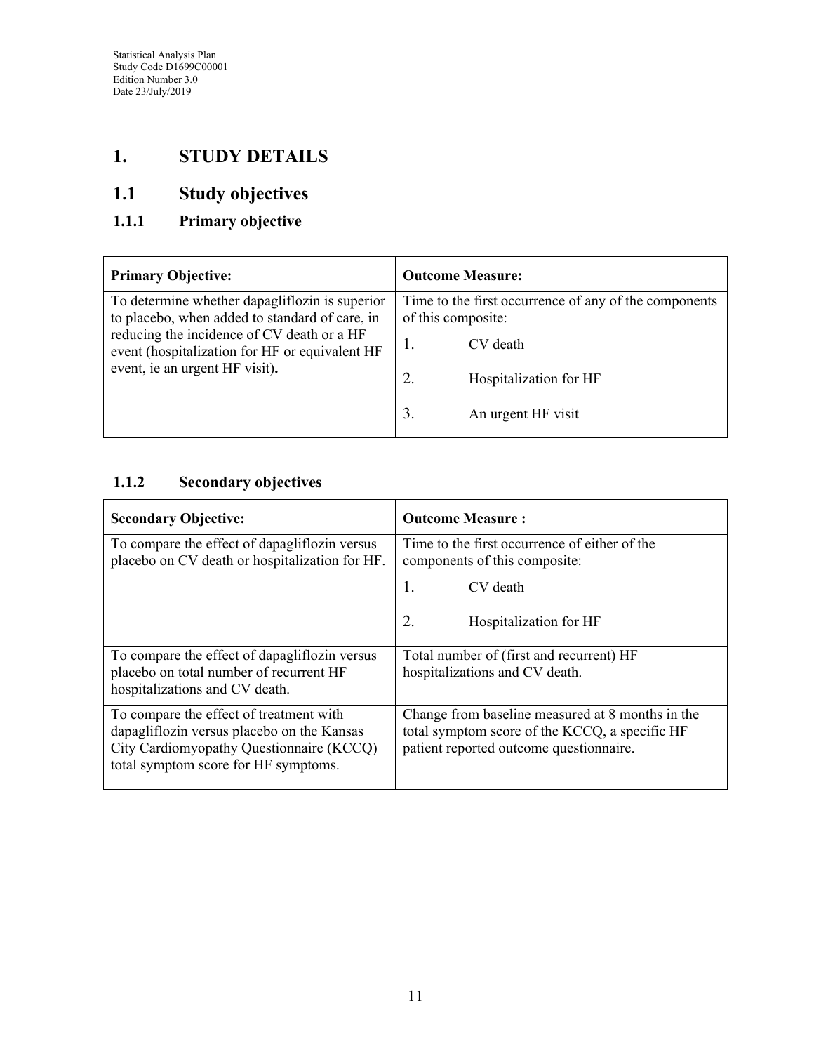# 1. STUDY DETAILS

## 1.1 Study objectives

### 1.1.1 Primary objective

| Primary Objective: | Outcome Measure: |
|---|---|
| To determine whether dapagliflozin is superior to placebo, when added to standard of care, in reducing the incidence of CV death or a HF event (hospitalization for HF or equivalent HF event, ie an urgent HF visit). | Time to the first occurrence of any of the components of this composite:<br>1. CV death<br>2. Hospitalization for HF<br>3. An urgent HF visit |

### 1.1.2 Secondary objectives

| Secondary Objective: | Outcome Measure : |
|---|---|
| To compare the effect of dapagliflozin versus placebo on CV death or hospitalization for HF. | Time to the first occurrence of either of the components of this composite:<br>1. CV death<br>2. Hospitalization for HF |
| To compare the effect of dapagliflozin versus placebo on total number of recurrent HF hospitalizations and CV death. | Total number of (first and recurrent) HF hospitalizations and CV death. |
| To compare the effect of treatment with dapagliflozin versus placebo on the Kansas City Cardiomyopathy Questionnaire (KCCQ) total symptom score for HF symptoms. | Change from baseline measured at 8 months in the total symptom score of the KCCQ, a specific HF patient reported outcome questionnaire. |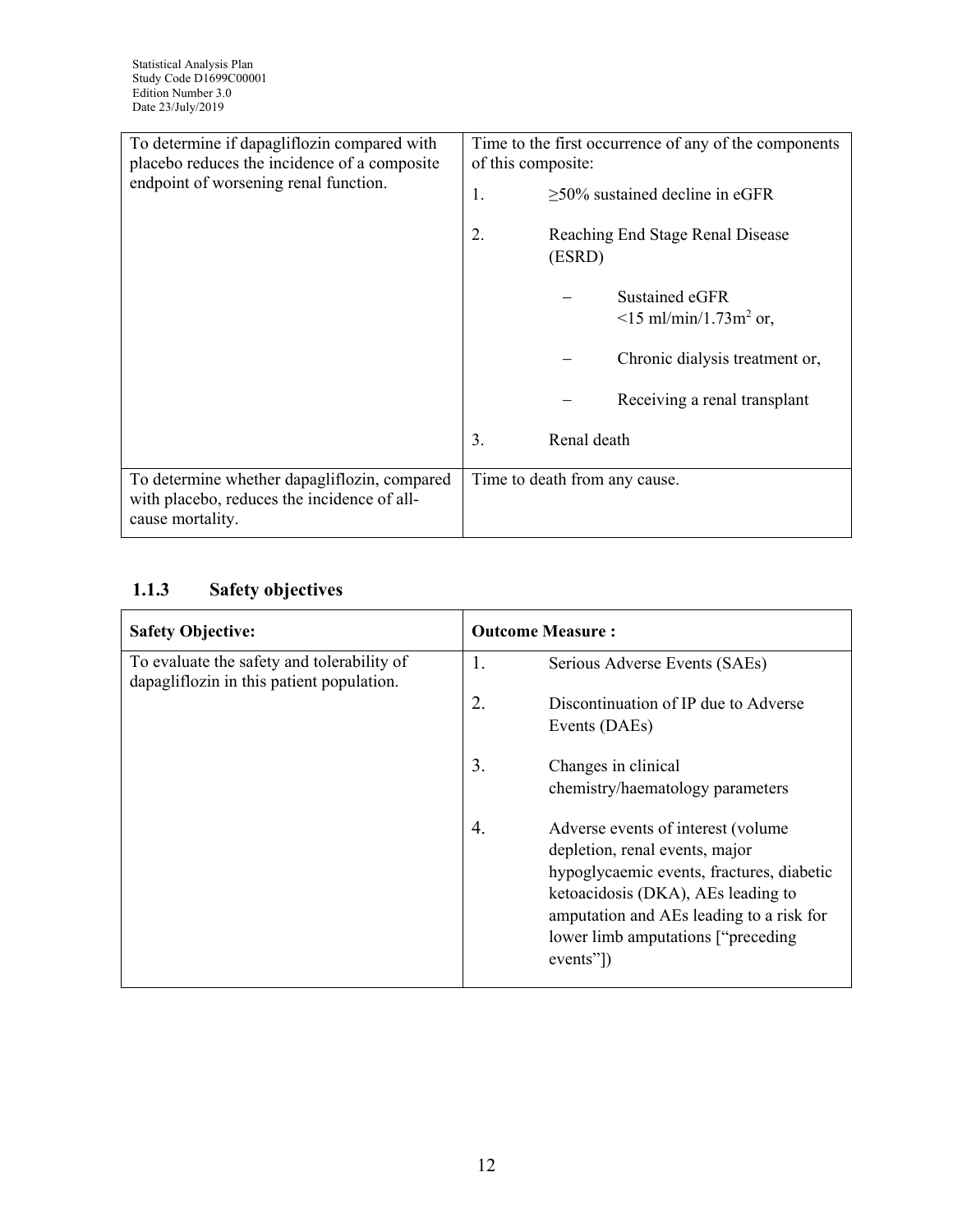| | |
|---|---|
| To determine if dapagliflozin compared with placebo reduces the incidence of a composite endpoint of worsening renal function. | Time to the first occurrence of any of the components of this composite:<br>1. ≥50% sustained decline in eGFR<br>2. Reaching End Stage Renal Disease (ESRD)<br>– Sustained eGFR <15 ml/min/1.73m$^2$ or,<br>– Chronic dialysis treatment or,<br>– Receiving a renal transplant<br>3. Renal death |
| To determine whether dapagliflozin, compared with placebo, reduces the incidence of all-cause mortality. | Time to death from any cause. |

### 1.1.3 Safety objectives

| **Safety Objective:** | **Outcome Measure :** |
|---|---|
| To evaluate the safety and tolerability of dapagliflozin in this patient population. | 1. Serious Adverse Events (SAEs)<br>2. Discontinuation of IP due to Adverse Events (DAEs)<br>3. Changes in clinical chemistry/haematology parameters<br>4. Adverse events of interest (volume depletion, renal events, major hypoglycaemic events, fractures, diabetic ketoacidosis (DKA), AEs leading to amputation and AEs leading to a risk for lower limb amputations ["preceding events"]) |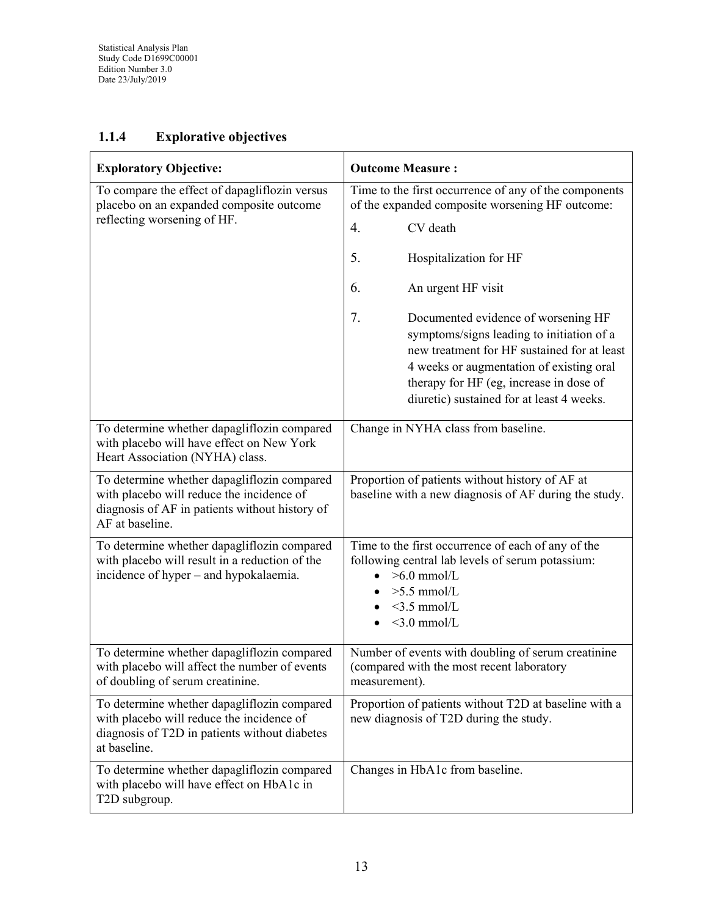### 1.1.4 Explorative objectives

| Exploratory Objective: | Outcome Measure : |
|---|---|
| To compare the effect of dapagliflozin versus placebo on an expanded composite outcome reflecting worsening of HF. | Time to the first occurrence of any of the components of the expanded composite worsening HF outcome:<br>4. CV death<br>5. Hospitalization for HF<br>6. An urgent HF visit<br>7. Documented evidence of worsening HF symptoms/signs leading to initiation of a new treatment for HF sustained for at least 4 weeks or augmentation of existing oral therapy for HF (eg, increase in dose of diuretic) sustained for at least 4 weeks. |
| To determine whether dapagliflozin compared with placebo will have effect on New York Heart Association (NYHA) class. | Change in NYHA class from baseline. |
| To determine whether dapagliflozin compared with placebo will reduce the incidence of diagnosis of AF in patients without history of AF at baseline. | Proportion of patients without history of AF at baseline with a new diagnosis of AF during the study. |
| To determine whether dapagliflozin compared with placebo will result in a reduction of the incidence of hyper – and hypokalaemia. | Time to the first occurrence of each of any of the following central lab levels of serum potassium:<br>• >6.0 mmol/L<br>• >5.5 mmol/L<br>• <3.5 mmol/L<br>• <3.0 mmol/L |
| To determine whether dapagliflozin compared with placebo will affect the number of events of doubling of serum creatinine. | Number of events with doubling of serum creatinine (compared with the most recent laboratory measurement). |
| To determine whether dapagliflozin compared with placebo will reduce the incidence of diagnosis of T2D in patients without diabetes at baseline. | Proportion of patients without T2D at baseline with a new diagnosis of T2D during the study. |
| To determine whether dapagliflozin compared with placebo will have effect on HbA1c in T2D subgroup. | Changes in HbA1c from baseline. |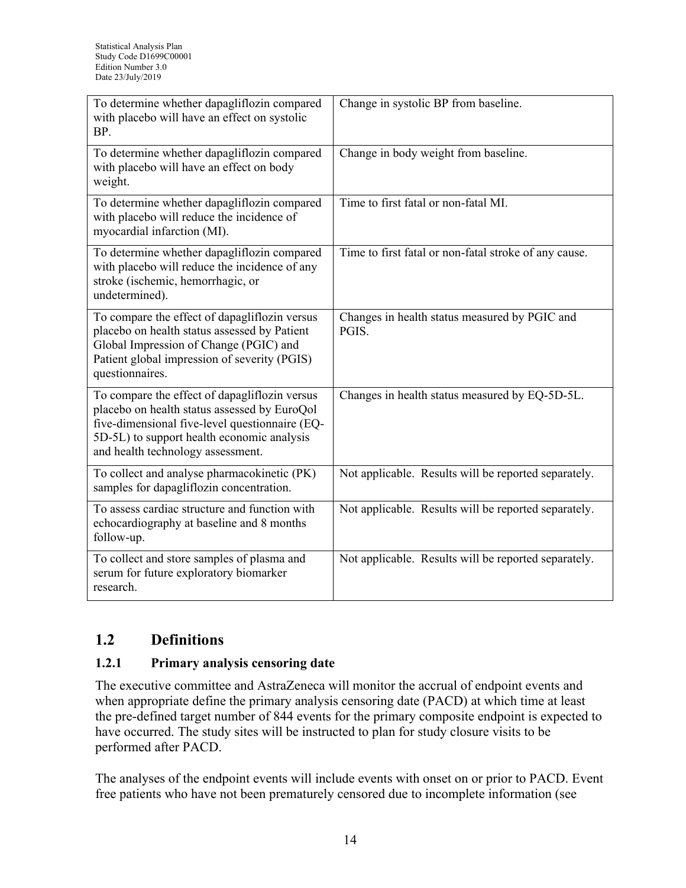| To determine whether dapagliflozin compared with placebo will have an effect on systolic BP. | Change in systolic BP from baseline. |
|---|---|
| To determine whether dapagliflozin compared with placebo will have an effect on body weight. | Change in body weight from baseline. |
| To determine whether dapagliflozin compared with placebo will reduce the incidence of myocardial infarction (MI). | Time to first fatal or non-fatal MI. |
| To determine whether dapagliflozin compared with placebo will reduce the incidence of any stroke (ischemic, hemorrhagic, or undetermined). | Time to first fatal or non-fatal stroke of any cause. |
| To compare the effect of dapagliflozin versus placebo on health status assessed by Patient Global Impression of Change (PGIC) and Patient global impression of severity (PGIS) questionnaires. | Changes in health status measured by PGIC and PGIS. |
| To compare the effect of dapagliflozin versus placebo on health status assessed by EuroQol five-dimensional five-level questionnaire (EQ-5D-5L) to support health economic analysis and health technology assessment. | Changes in health status measured by EQ-5D-5L. |
| To collect and analyse pharmacokinetic (PK) samples for dapagliflozin concentration. | Not applicable. Results will be reported separately. |
| To assess cardiac structure and function with echocardiography at baseline and 8 months follow-up. | Not applicable. Results will be reported separately. |
| To collect and store samples of plasma and serum for future exploratory biomarker research. | Not applicable. Results will be reported separately. |

## 1.2 Definitions

### 1.2.1 Primary analysis censoring date

The executive committee and AstraZeneca will monitor the accrual of endpoint events and when appropriate define the primary analysis censoring date (PACD) at which time at least the pre-defined target number of 844 events for the primary composite endpoint is expected to have occurred. The study sites will be instructed to plan for study closure visits to be performed after PACD.

The analyses of the endpoint events will include events with onset on or prior to PACD. Event free patients who have not been prematurely censored due to incomplete information (see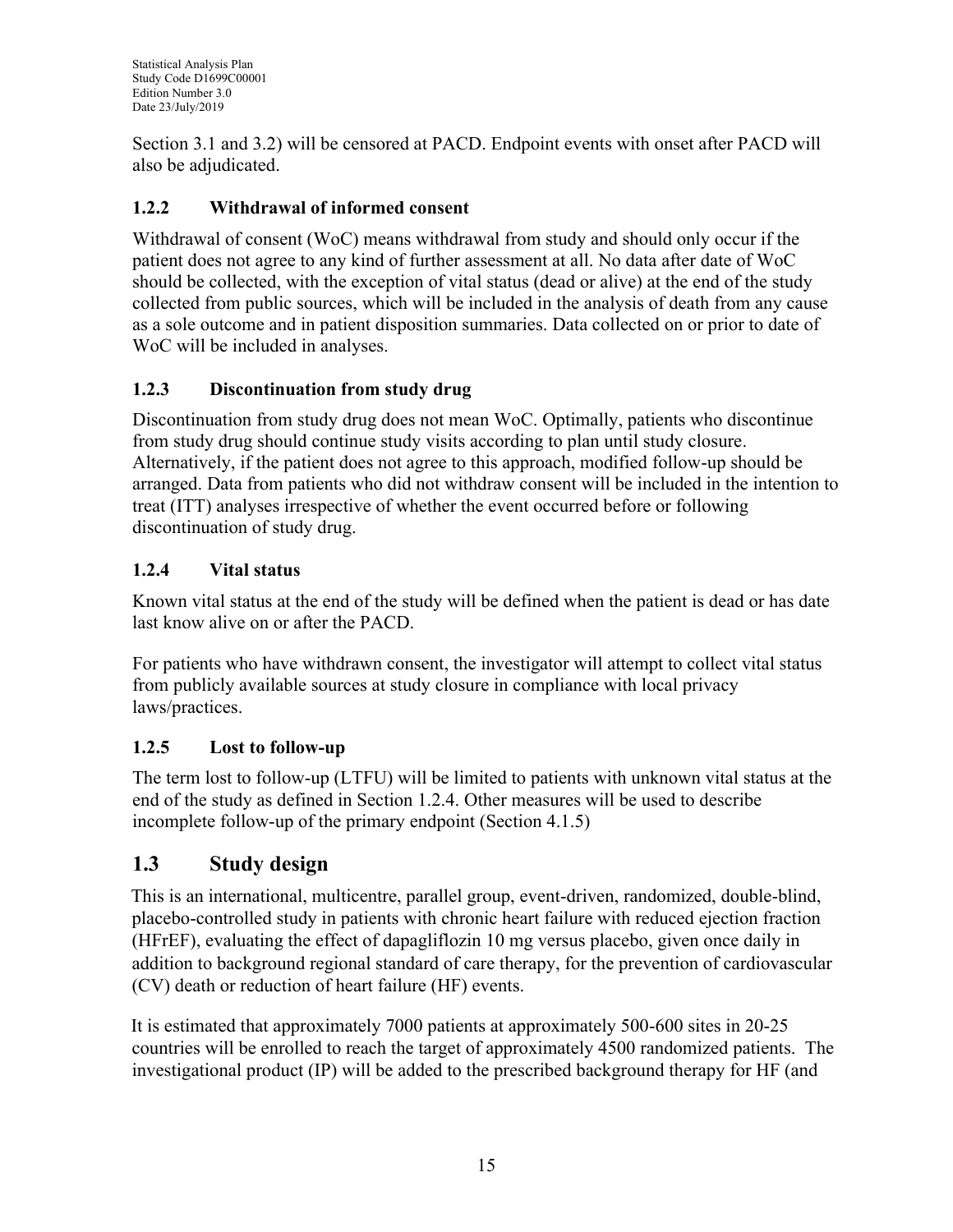Section 3.1 and 3.2) will be censored at PACD. Endpoint events with onset after PACD will also be adjudicated.

### 1.2.2 Withdrawal of informed consent

Withdrawal of consent (WoC) means withdrawal from study and should only occur if the patient does not agree to any kind of further assessment at all. No data after date of WoC should be collected, with the exception of vital status (dead or alive) at the end of the study collected from public sources, which will be included in the analysis of death from any cause as a sole outcome and in patient disposition summaries. Data collected on or prior to date of WoC will be included in analyses.

### 1.2.3 Discontinuation from study drug

Discontinuation from study drug does not mean WoC. Optimally, patients who discontinue from study drug should continue study visits according to plan until study closure. Alternatively, if the patient does not agree to this approach, modified follow-up should be arranged. Data from patients who did not withdraw consent will be included in the intention to treat (ITT) analyses irrespective of whether the event occurred before or following discontinuation of study drug.

### 1.2.4 Vital status

Known vital status at the end of the study will be defined when the patient is dead or has date last know alive on or after the PACD.

For patients who have withdrawn consent, the investigator will attempt to collect vital status from publicly available sources at study closure in compliance with local privacy laws/practices.

### 1.2.5 Lost to follow-up

The term lost to follow-up (LTFU) will be limited to patients with unknown vital status at the end of the study as defined in Section 1.2.4. Other measures will be used to describe incomplete follow-up of the primary endpoint (Section 4.1.5)

## 1.3 Study design

This is an international, multicentre, parallel group, event-driven, randomized, double-blind, placebo-controlled study in patients with chronic heart failure with reduced ejection fraction (HFrEF), evaluating the effect of dapagliflozin 10 mg versus placebo, given once daily in addition to background regional standard of care therapy, for the prevention of cardiovascular (CV) death or reduction of heart failure (HF) events.

It is estimated that approximately 7000 patients at approximately 500-600 sites in 20-25 countries will be enrolled to reach the target of approximately 4500 randomized patients. The investigational product (IP) will be added to the prescribed background therapy for HF (and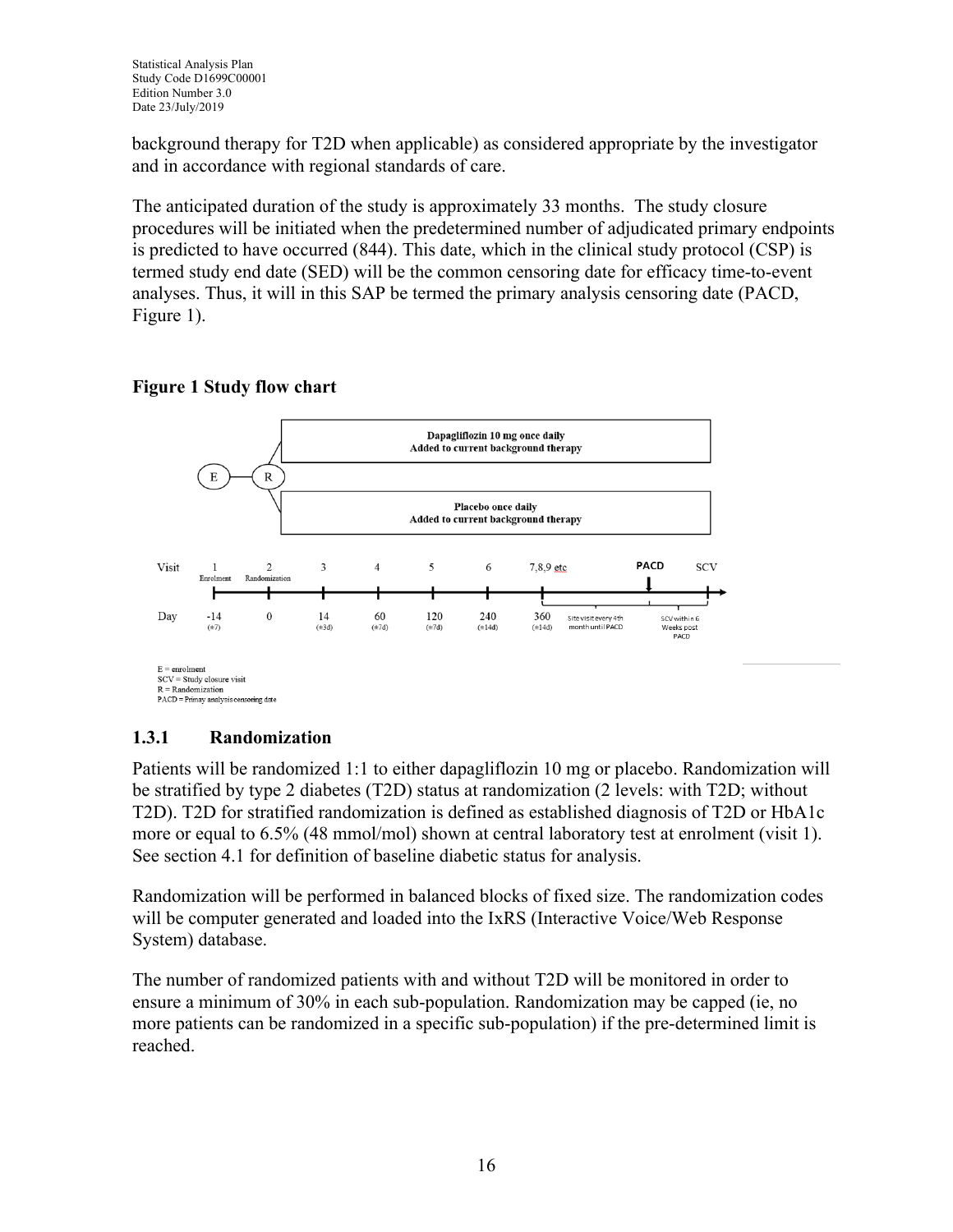background therapy for T2D when applicable) as considered appropriate by the investigator and in accordance with regional standards of care.

The anticipated duration of the study is approximately 33 months. The study closure procedures will be initiated when the predetermined number of adjudicated primary endpoints is predicted to have occurred (844). This date, which in the clinical study protocol (CSP) is termed study end date (SED) will be the common censoring date for efficacy time-to-event analyses. Thus, it will in this SAP be termed the primary analysis censoring date (PACD, Figure 1).

**Figure 1 Study flow chart**

E = enrolment
SCV = Study closure visit
R = Randomization
PACD = Primary analysis censoring date

### 1.3.1 Randomization

Patients will be randomized 1:1 to either dapagliflozin 10 mg or placebo. Randomization will be stratified by type 2 diabetes (T2D) status at randomization (2 levels: with T2D; without T2D). T2D for stratified randomization is defined as established diagnosis of T2D or HbA1c more or equal to 6.5% (48 mmol/mol) shown at central laboratory test at enrolment (visit 1). See section 4.1 for definition of baseline diabetic status for analysis.

Randomization will be performed in balanced blocks of fixed size. The randomization codes will be computer generated and loaded into the IxRS (Interactive Voice/Web Response System) database.

The number of randomized patients with and without T2D will be monitored in order to ensure a minimum of 30% in each sub-population. Randomization may be capped (ie, no more patients can be randomized in a specific sub-population) if the pre-determined limit is reached.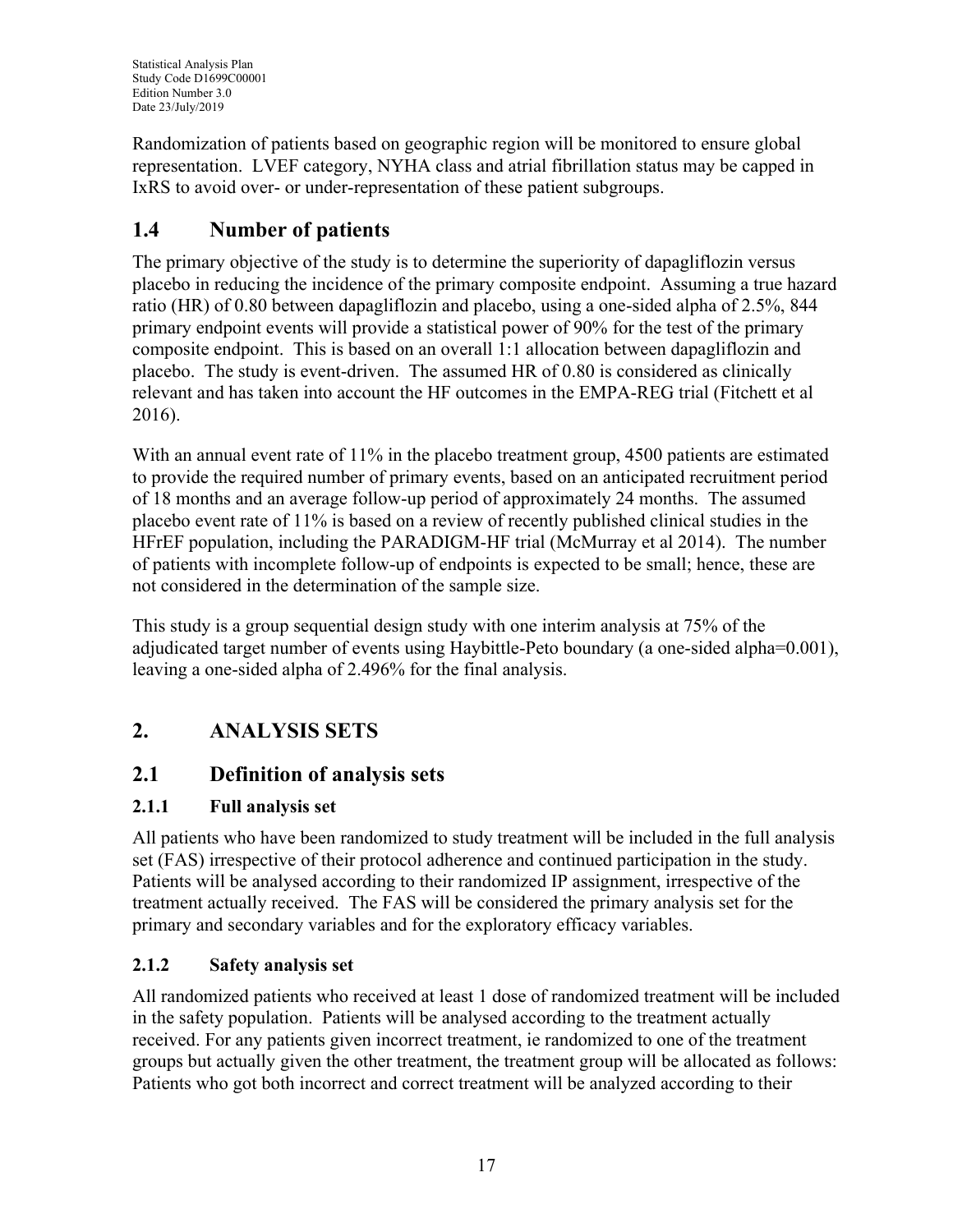Randomization of patients based on geographic region will be monitored to ensure global representation. LVEF category, NYHA class and atrial fibrillation status may be capped in IxRS to avoid over- or under-representation of these patient subgroups.

## 1.4 Number of patients

The primary objective of the study is to determine the superiority of dapagliflozin versus placebo in reducing the incidence of the primary composite endpoint. Assuming a true hazard ratio (HR) of 0.80 between dapagliflozin and placebo, using a one-sided alpha of 2.5%, 844 primary endpoint events will provide a statistical power of 90% for the test of the primary composite endpoint. This is based on an overall 1:1 allocation between dapagliflozin and placebo. The study is event-driven. The assumed HR of 0.80 is considered as clinically relevant and has taken into account the HF outcomes in the EMPA-REG trial (Fitchett et al 2016).

With an annual event rate of 11% in the placebo treatment group, 4500 patients are estimated to provide the required number of primary events, based on an anticipated recruitment period of 18 months and an average follow-up period of approximately 24 months. The assumed placebo event rate of 11% is based on a review of recently published clinical studies in the HFrEF population, including the PARADIGM-HF trial (McMurray et al 2014). The number of patients with incomplete follow-up of endpoints is expected to be small; hence, these are not considered in the determination of the sample size.

This study is a group sequential design study with one interim analysis at 75% of the adjudicated target number of events using Haybittle-Peto boundary (a one-sided alpha=0.001), leaving a one-sided alpha of 2.496% for the final analysis.

# 2. ANALYSIS SETS

## 2.1 Definition of analysis sets

### 2.1.1 Full analysis set

All patients who have been randomized to study treatment will be included in the full analysis set (FAS) irrespective of their protocol adherence and continued participation in the study. Patients will be analysed according to their randomized IP assignment, irrespective of the treatment actually received. The FAS will be considered the primary analysis set for the primary and secondary variables and for the exploratory efficacy variables.

### 2.1.2 Safety analysis set

All randomized patients who received at least 1 dose of randomized treatment will be included in the safety population. Patients will be analysed according to the treatment actually received. For any patients given incorrect treatment, ie randomized to one of the treatment groups but actually given the other treatment, the treatment group will be allocated as follows: Patients who got both incorrect and correct treatment will be analyzed according to their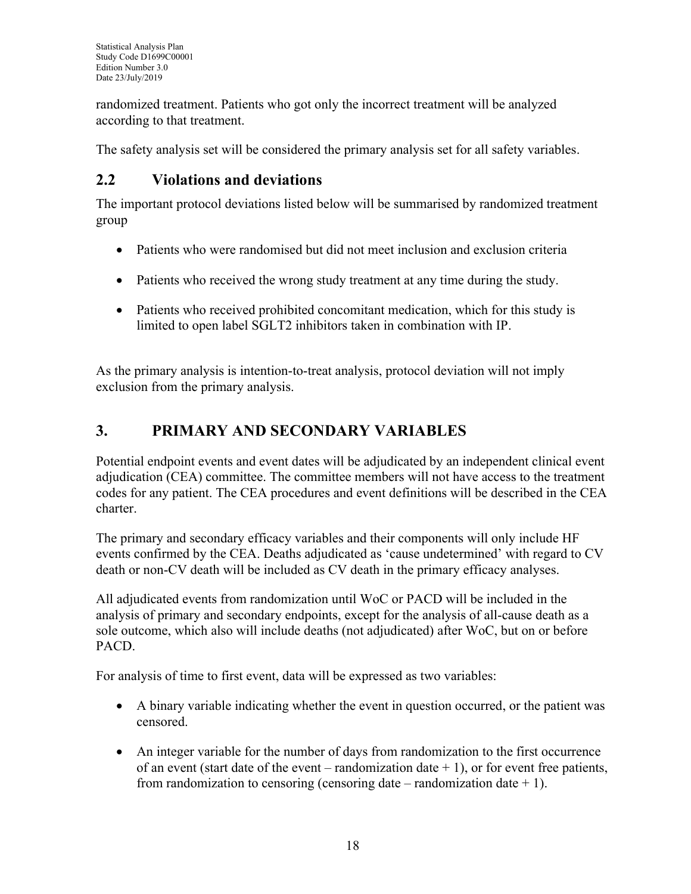randomized treatment. Patients who got only the incorrect treatment will be analyzed according to that treatment.

The safety analysis set will be considered the primary analysis set for all safety variables.

## 2.2 Violations and deviations

The important protocol deviations listed below will be summarised by randomized treatment group

- Patients who were randomised but did not meet inclusion and exclusion criteria
- Patients who received the wrong study treatment at any time during the study.
- Patients who received prohibited concomitant medication, which for this study is limited to open label SGLT2 inhibitors taken in combination with IP.

As the primary analysis is intention-to-treat analysis, protocol deviation will not imply exclusion from the primary analysis.

# 3. PRIMARY AND SECONDARY VARIABLES

Potential endpoint events and event dates will be adjudicated by an independent clinical event adjudication (CEA) committee. The committee members will not have access to the treatment codes for any patient. The CEA procedures and event definitions will be described in the CEA charter.

The primary and secondary efficacy variables and their components will only include HF events confirmed by the CEA. Deaths adjudicated as 'cause undetermined' with regard to CV death or non-CV death will be included as CV death in the primary efficacy analyses.

All adjudicated events from randomization until WoC or PACD will be included in the analysis of primary and secondary endpoints, except for the analysis of all-cause death as a sole outcome, which also will include deaths (not adjudicated) after WoC, but on or before PACD.

For analysis of time to first event, data will be expressed as two variables:

- A binary variable indicating whether the event in question occurred, or the patient was censored.
- An integer variable for the number of days from randomization to the first occurrence of an event (start date of the event – randomization date + 1), or for event free patients, from randomization to censoring (censoring date – randomization date + 1).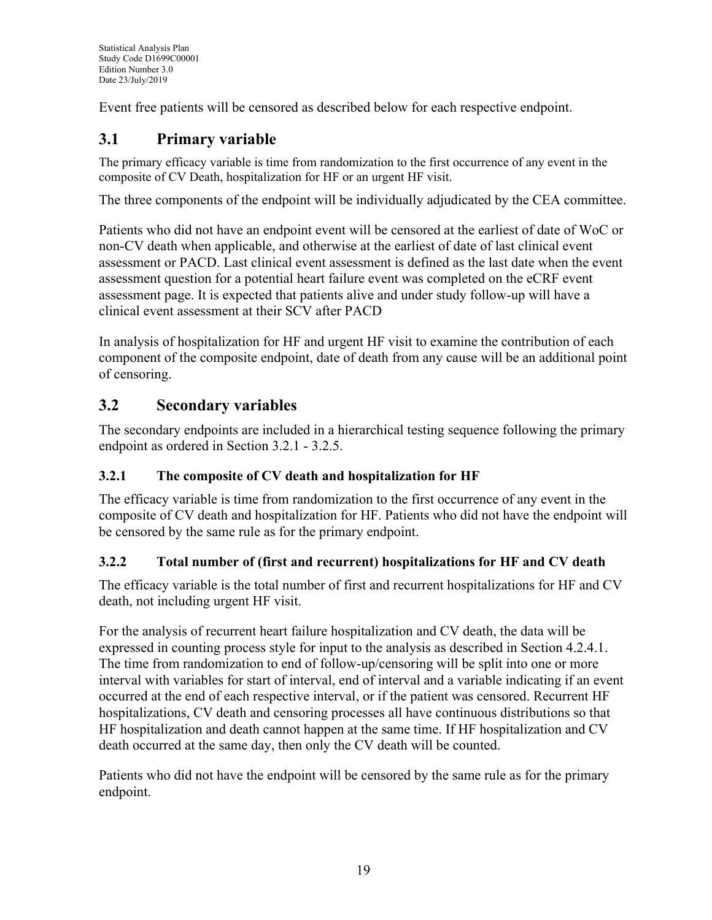Event free patients will be censored as described below for each respective endpoint.

## 3.1 Primary variable

The primary efficacy variable is time from randomization to the first occurrence of any event in the composite of CV Death, hospitalization for HF or an urgent HF visit.

The three components of the endpoint will be individually adjudicated by the CEA committee.

Patients who did not have an endpoint event will be censored at the earliest of date of WoC or non-CV death when applicable, and otherwise at the earliest of date of last clinical event assessment or PACD. Last clinical event assessment is defined as the last date when the event assessment question for a potential heart failure event was completed on the eCRF event assessment page. It is expected that patients alive and under study follow-up will have a clinical event assessment at their SCV after PACD

In analysis of hospitalization for HF and urgent HF visit to examine the contribution of each component of the composite endpoint, date of death from any cause will be an additional point of censoring.

## 3.2 Secondary variables

The secondary endpoints are included in a hierarchical testing sequence following the primary endpoint as ordered in Section 3.2.1 - 3.2.5.

### 3.2.1 The composite of CV death and hospitalization for HF

The efficacy variable is time from randomization to the first occurrence of any event in the composite of CV death and hospitalization for HF. Patients who did not have the endpoint will be censored by the same rule as for the primary endpoint.

### 3.2.2 Total number of (first and recurrent) hospitalizations for HF and CV death

The efficacy variable is the total number of first and recurrent hospitalizations for HF and CV death, not including urgent HF visit.

For the analysis of recurrent heart failure hospitalization and CV death, the data will be expressed in counting process style for input to the analysis as described in Section 4.2.4.1. The time from randomization to end of follow-up/censoring will be split into one or more interval with variables for start of interval, end of interval and a variable indicating if an event occurred at the end of each respective interval, or if the patient was censored. Recurrent HF hospitalizations, CV death and censoring processes all have continuous distributions so that HF hospitalization and death cannot happen at the same time. If HF hospitalization and CV death occurred at the same day, then only the CV death will be counted.

Patients who did not have the endpoint will be censored by the same rule as for the primary endpoint.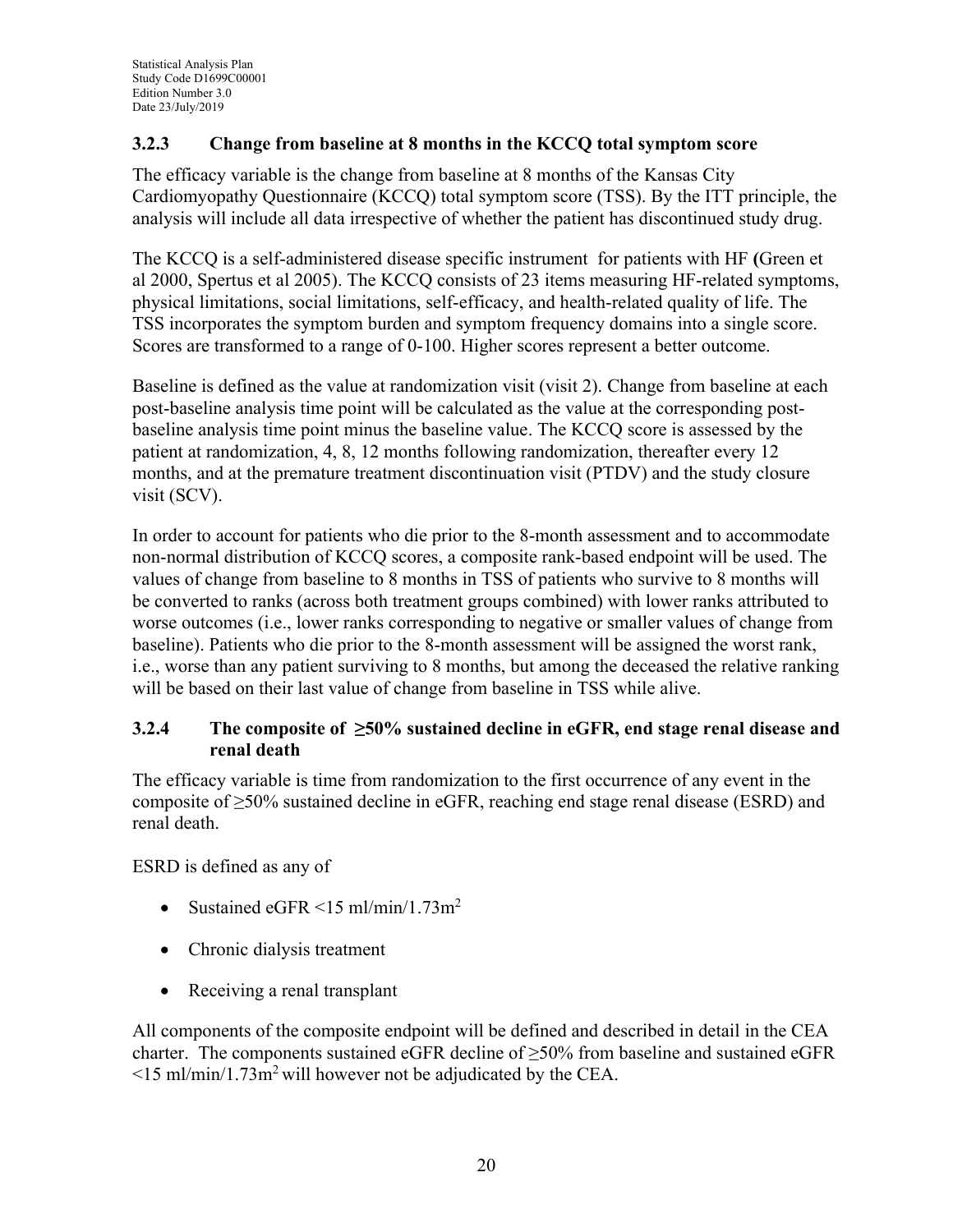### 3.2.3 Change from baseline at 8 months in the KCCQ total symptom score

The efficacy variable is the change from baseline at 8 months of the Kansas City Cardiomyopathy Questionnaire (KCCQ) total symptom score (TSS). By the ITT principle, the analysis will include all data irrespective of whether the patient has discontinued study drug.

The KCCQ is a self-administered disease specific instrument for patients with HF **(**Green et al 2000, Spertus et al 2005). The KCCQ consists of 23 items measuring HF-related symptoms, physical limitations, social limitations, self-efficacy, and health-related quality of life. The TSS incorporates the symptom burden and symptom frequency domains into a single score. Scores are transformed to a range of 0-100. Higher scores represent a better outcome.

Baseline is defined as the value at randomization visit (visit 2). Change from baseline at each post-baseline analysis time point will be calculated as the value at the corresponding post-baseline analysis time point minus the baseline value. The KCCQ score is assessed by the patient at randomization, 4, 8, 12 months following randomization, thereafter every 12 months, and at the premature treatment discontinuation visit (PTDV) and the study closure visit (SCV).

In order to account for patients who die prior to the 8-month assessment and to accommodate non-normal distribution of KCCQ scores, a composite rank-based endpoint will be used. The values of change from baseline to 8 months in TSS of patients who survive to 8 months will be converted to ranks (across both treatment groups combined) with lower ranks attributed to worse outcomes (i.e., lower ranks corresponding to negative or smaller values of change from baseline). Patients who die prior to the 8-month assessment will be assigned the worst rank, i.e., worse than any patient surviving to 8 months, but among the deceased the relative ranking will be based on their last value of change from baseline in TSS while alive.

### 3.2.4 The composite of ≥50% sustained decline in eGFR, end stage renal disease and renal death

The efficacy variable is time from randomization to the first occurrence of any event in the composite of ≥50% sustained decline in eGFR, reaching end stage renal disease (ESRD) and renal death.

ESRD is defined as any of

- Sustained eGFR <15 ml/min/1.73m$^2$
- Chronic dialysis treatment
- Receiving a renal transplant

All components of the composite endpoint will be defined and described in detail in the CEA charter. The components sustained eGFR decline of ≥50% from baseline and sustained eGFR <15 ml/min/1.73m$^2$ will however not be adjudicated by the CEA.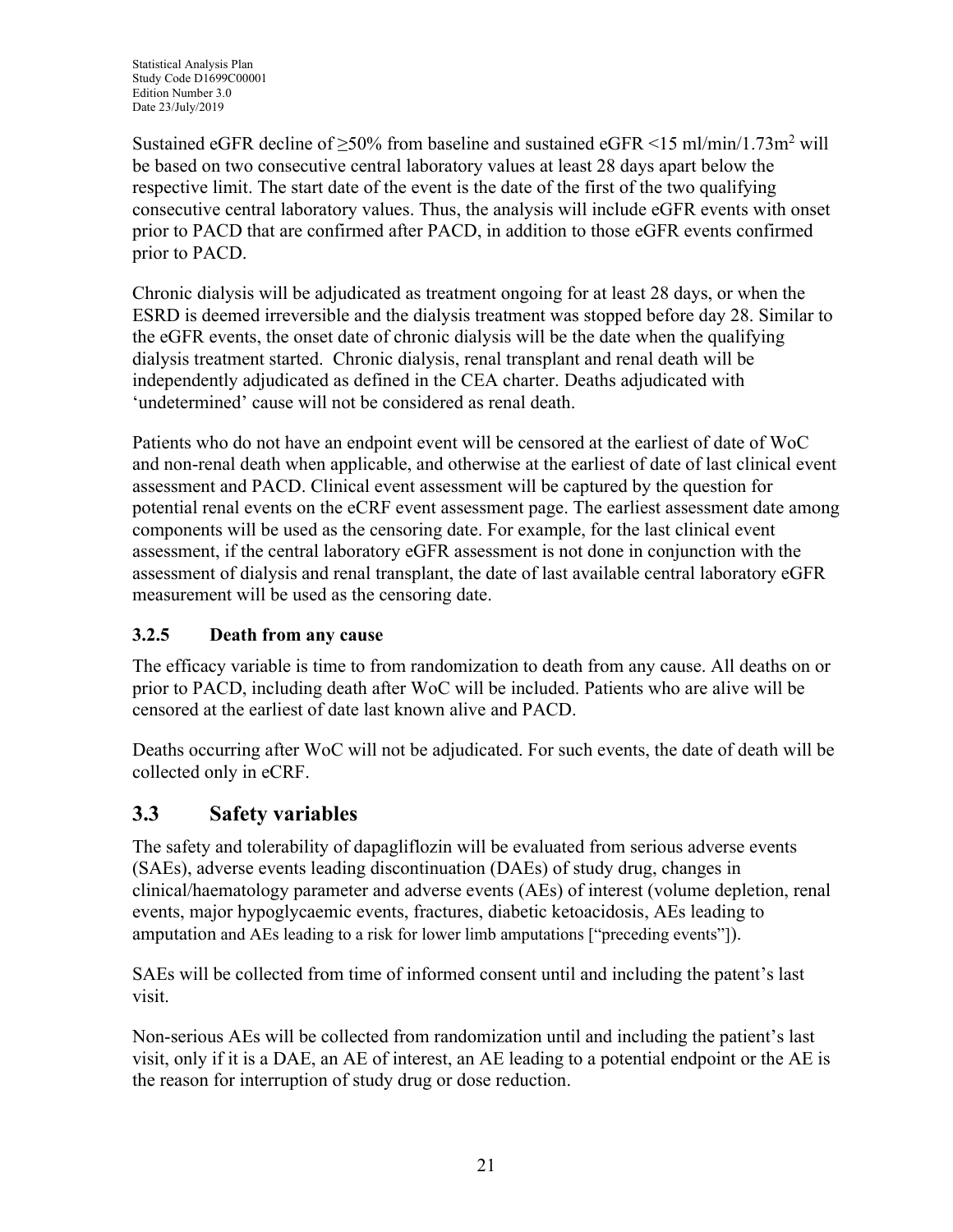Sustained eGFR decline of ≥50% from baseline and sustained eGFR <15 ml/min/1.73m$^2$ will be based on two consecutive central laboratory values at least 28 days apart below the respective limit. The start date of the event is the date of the first of the two qualifying consecutive central laboratory values. Thus, the analysis will include eGFR events with onset prior to PACD that are confirmed after PACD, in addition to those eGFR events confirmed prior to PACD.

Chronic dialysis will be adjudicated as treatment ongoing for at least 28 days, or when the ESRD is deemed irreversible and the dialysis treatment was stopped before day 28. Similar to the eGFR events, the onset date of chronic dialysis will be the date when the qualifying dialysis treatment started. Chronic dialysis, renal transplant and renal death will be independently adjudicated as defined in the CEA charter. Deaths adjudicated with 'undetermined' cause will not be considered as renal death.

Patients who do not have an endpoint event will be censored at the earliest of date of WoC and non-renal death when applicable, and otherwise at the earliest of date of last clinical event assessment and PACD. Clinical event assessment will be captured by the question for potential renal events on the eCRF event assessment page. The earliest assessment date among components will be used as the censoring date. For example, for the last clinical event assessment, if the central laboratory eGFR assessment is not done in conjunction with the assessment of dialysis and renal transplant, the date of last available central laboratory eGFR measurement will be used as the censoring date.

### 3.2.5 Death from any cause

The efficacy variable is time to from randomization to death from any cause. All deaths on or prior to PACD, including death after WoC will be included. Patients who are alive will be censored at the earliest of date last known alive and PACD.

Deaths occurring after WoC will not be adjudicated. For such events, the date of death will be collected only in eCRF.

## 3.3 Safety variables

The safety and tolerability of dapagliflozin will be evaluated from serious adverse events (SAEs), adverse events leading discontinuation (DAEs) of study drug, changes in clinical/haematology parameter and adverse events (AEs) of interest (volume depletion, renal events, major hypoglycaemic events, fractures, diabetic ketoacidosis, AEs leading to amputation and AEs leading to a risk for lower limb amputations ["preceding events"]).

SAEs will be collected from time of informed consent until and including the patent's last visit.

Non-serious AEs will be collected from randomization until and including the patient's last visit, only if it is a DAE, an AE of interest, an AE leading to a potential endpoint or the AE is the reason for interruption of study drug or dose reduction.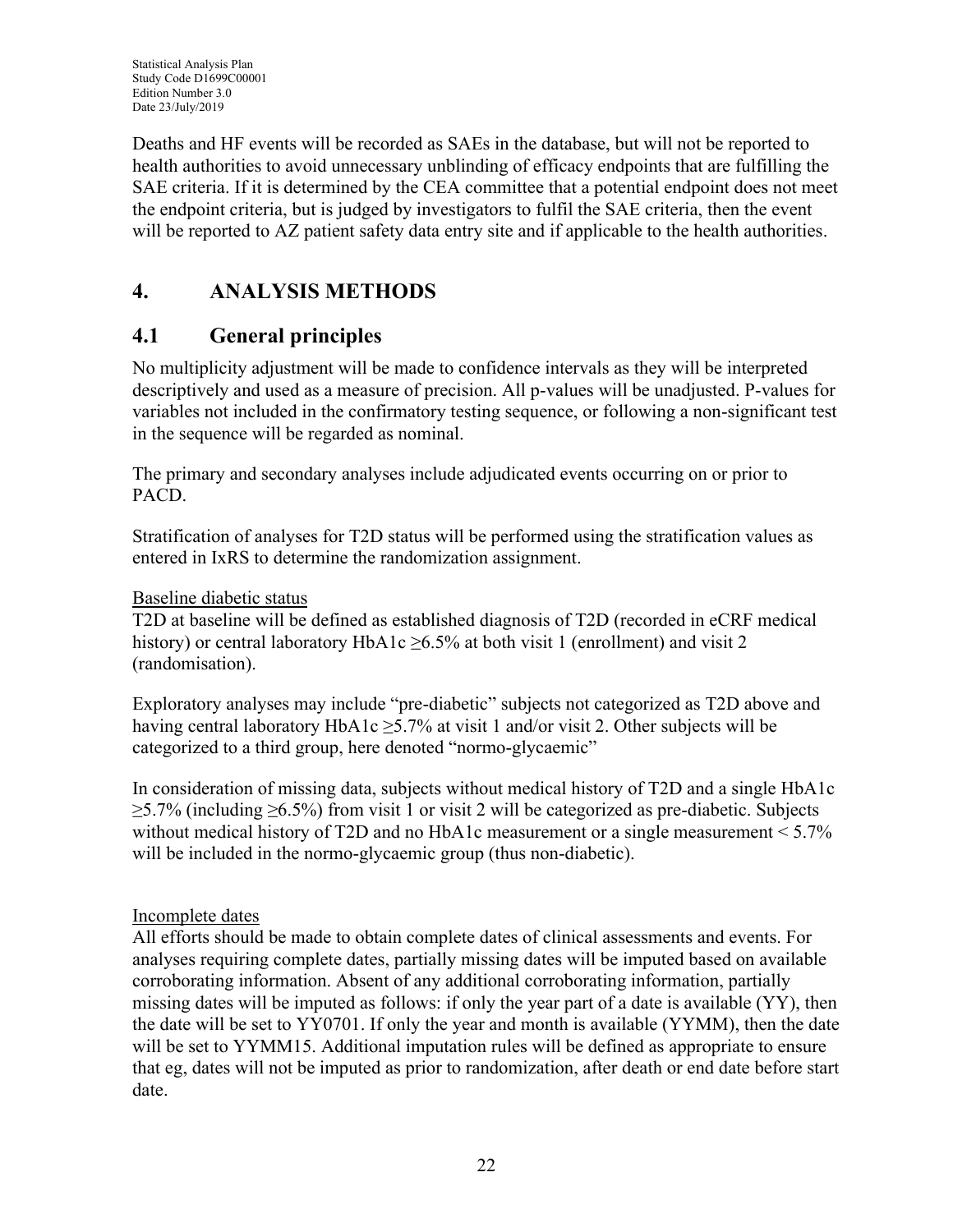Deaths and HF events will be recorded as SAEs in the database, but will not be reported to health authorities to avoid unnecessary unblinding of efficacy endpoints that are fulfilling the SAE criteria. If it is determined by the CEA committee that a potential endpoint does not meet the endpoint criteria, but is judged by investigators to fulfil the SAE criteria, then the event will be reported to AZ patient safety data entry site and if applicable to the health authorities.

# 4. ANALYSIS METHODS

## 4.1 General principles

No multiplicity adjustment will be made to confidence intervals as they will be interpreted descriptively and used as a measure of precision. All p-values will be unadjusted. P-values for variables not included in the confirmatory testing sequence, or following a non-significant test in the sequence will be regarded as nominal.

The primary and secondary analyses include adjudicated events occurring on or prior to PACD.

Stratification of analyses for T2D status will be performed using the stratification values as entered in IxRS to determine the randomization assignment.

<u>Baseline diabetic status</u>

T2D at baseline will be defined as established diagnosis of T2D (recorded in eCRF medical history) or central laboratory HbA1c ≥6.5% at both visit 1 (enrollment) and visit 2 (randomisation).

Exploratory analyses may include "pre-diabetic" subjects not categorized as T2D above and having central laboratory HbA1c ≥5.7% at visit 1 and/or visit 2. Other subjects will be categorized to a third group, here denoted "normo-glycaemic"

In consideration of missing data, subjects without medical history of T2D and a single HbA1c ≥5.7% (including ≥6.5%) from visit 1 or visit 2 will be categorized as pre-diabetic. Subjects without medical history of T2D and no HbA1c measurement or a single measurement < 5.7% will be included in the normo-glycaemic group (thus non-diabetic).

<u>Incomplete dates</u>

All efforts should be made to obtain complete dates of clinical assessments and events. For analyses requiring complete dates, partially missing dates will be imputed based on available corroborating information. Absent of any additional corroborating information, partially missing dates will be imputed as follows: if only the year part of a date is available (YY), then the date will be set to YY0701. If only the year and month is available (YYMM), then the date will be set to YYMM15. Additional imputation rules will be defined as appropriate to ensure that eg, dates will not be imputed as prior to randomization, after death or end date before start date.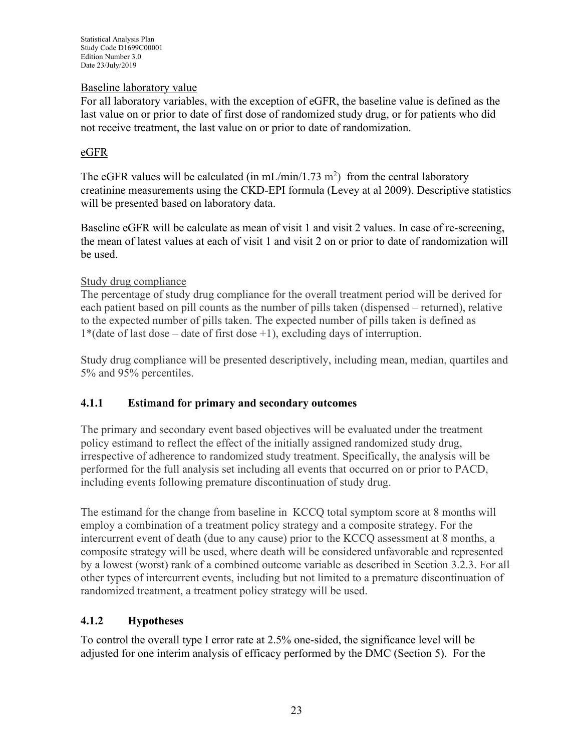Baseline laboratory value

For all laboratory variables, with the exception of eGFR, the baseline value is defined as the last value on or prior to date of first dose of randomized study drug, or for patients who did not receive treatment, the last value on or prior to date of randomization.

eGFR

The eGFR values will be calculated (in mL/min/1.73 $m^2$) from the central laboratory creatinine measurements using the CKD-EPI formula (Levey at al 2009). Descriptive statistics will be presented based on laboratory data.

Baseline eGFR will be calculate as mean of visit 1 and visit 2 values. In case of re-screening, the mean of latest values at each of visit 1 and visit 2 on or prior to date of randomization will be used.

Study drug compliance

The percentage of study drug compliance for the overall treatment period will be derived for each patient based on pill counts as the number of pills taken (dispensed – returned), relative to the expected number of pills taken. The expected number of pills taken is defined as 1*(date of last dose – date of first dose +1), excluding days of interruption.

Study drug compliance will be presented descriptively, including mean, median, quartiles and 5% and 95% percentiles.

### 4.1.1 Estimand for primary and secondary outcomes

The primary and secondary event based objectives will be evaluated under the treatment policy estimand to reflect the effect of the initially assigned randomized study drug, irrespective of adherence to randomized study treatment. Specifically, the analysis will be performed for the full analysis set including all events that occurred on or prior to PACD, including events following premature discontinuation of study drug.

The estimand for the change from baseline in KCCQ total symptom score at 8 months will employ a combination of a treatment policy strategy and a composite strategy. For the intercurrent event of death (due to any cause) prior to the KCCQ assessment at 8 months, a composite strategy will be used, where death will be considered unfavorable and represented by a lowest (worst) rank of a combined outcome variable as described in Section 3.2.3. For all other types of intercurrent events, including but not limited to a premature discontinuation of randomized treatment, a treatment policy strategy will be used.

### 4.1.2 Hypotheses

To control the overall type I error rate at 2.5% one-sided, the significance level will be adjusted for one interim analysis of efficacy performed by the DMC (Section 5). For the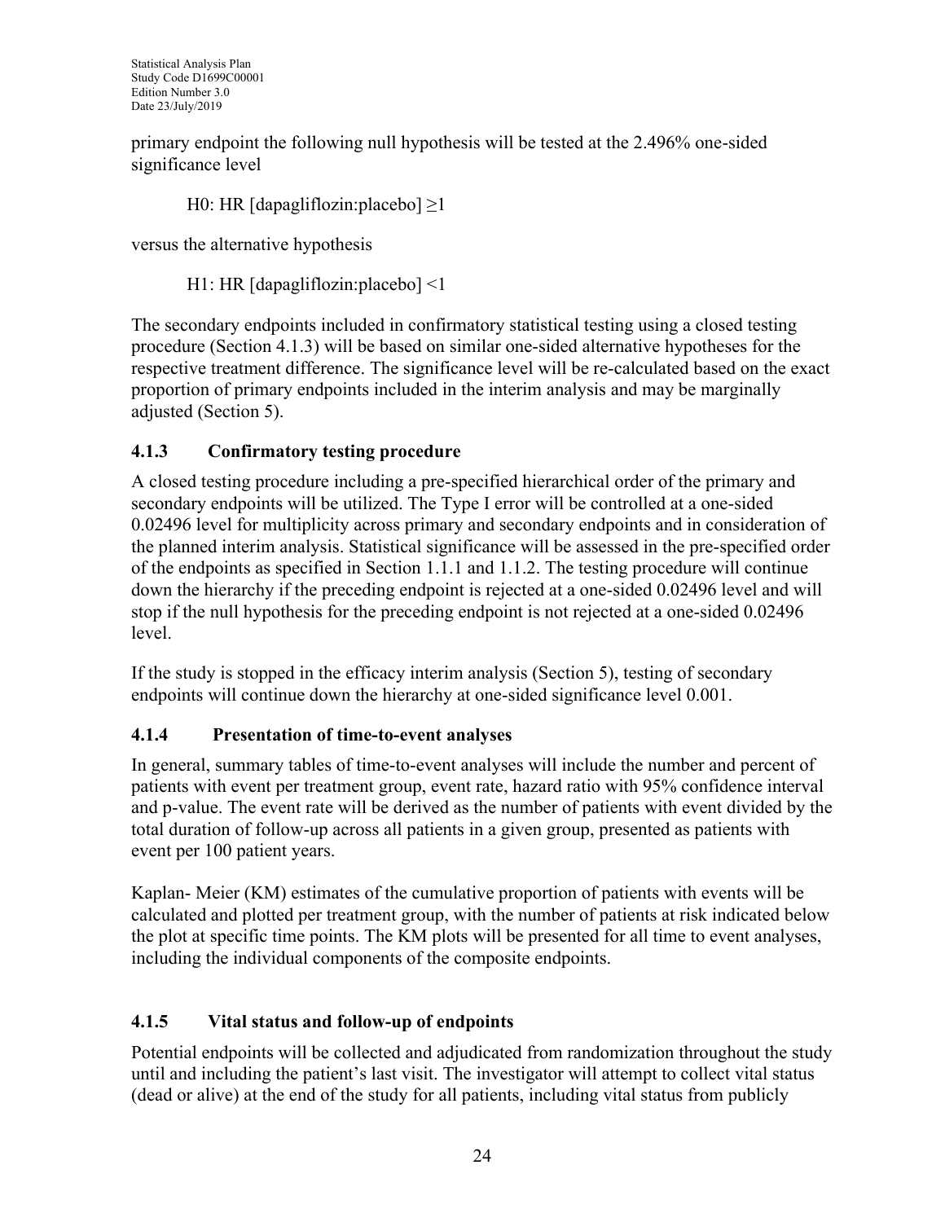primary endpoint the following null hypothesis will be tested at the 2.496% one-sided significance level

H0: HR [dapagliflozin:placebo] ≥1

versus the alternative hypothesis

H1: HR [dapagliflozin:placebo] <1

The secondary endpoints included in confirmatory statistical testing using a closed testing procedure (Section 4.1.3) will be based on similar one-sided alternative hypotheses for the respective treatment difference. The significance level will be re-calculated based on the exact proportion of primary endpoints included in the interim analysis and may be marginally adjusted (Section 5).

### 4.1.3 Confirmatory testing procedure

A closed testing procedure including a pre-specified hierarchical order of the primary and secondary endpoints will be utilized. The Type I error will be controlled at a one-sided 0.02496 level for multiplicity across primary and secondary endpoints and in consideration of the planned interim analysis. Statistical significance will be assessed in the pre-specified order of the endpoints as specified in Section 1.1.1 and 1.1.2. The testing procedure will continue down the hierarchy if the preceding endpoint is rejected at a one-sided 0.02496 level and will stop if the null hypothesis for the preceding endpoint is not rejected at a one-sided 0.02496 level.

If the study is stopped in the efficacy interim analysis (Section 5), testing of secondary endpoints will continue down the hierarchy at one-sided significance level 0.001.

### 4.1.4 Presentation of time-to-event analyses

In general, summary tables of time-to-event analyses will include the number and percent of patients with event per treatment group, event rate, hazard ratio with 95% confidence interval and p-value. The event rate will be derived as the number of patients with event divided by the total duration of follow-up across all patients in a given group, presented as patients with event per 100 patient years.

Kaplan- Meier (KM) estimates of the cumulative proportion of patients with events will be calculated and plotted per treatment group, with the number of patients at risk indicated below the plot at specific time points. The KM plots will be presented for all time to event analyses, including the individual components of the composite endpoints.

### 4.1.5 Vital status and follow-up of endpoints

Potential endpoints will be collected and adjudicated from randomization throughout the study until and including the patient's last visit. The investigator will attempt to collect vital status (dead or alive) at the end of the study for all patients, including vital status from publicly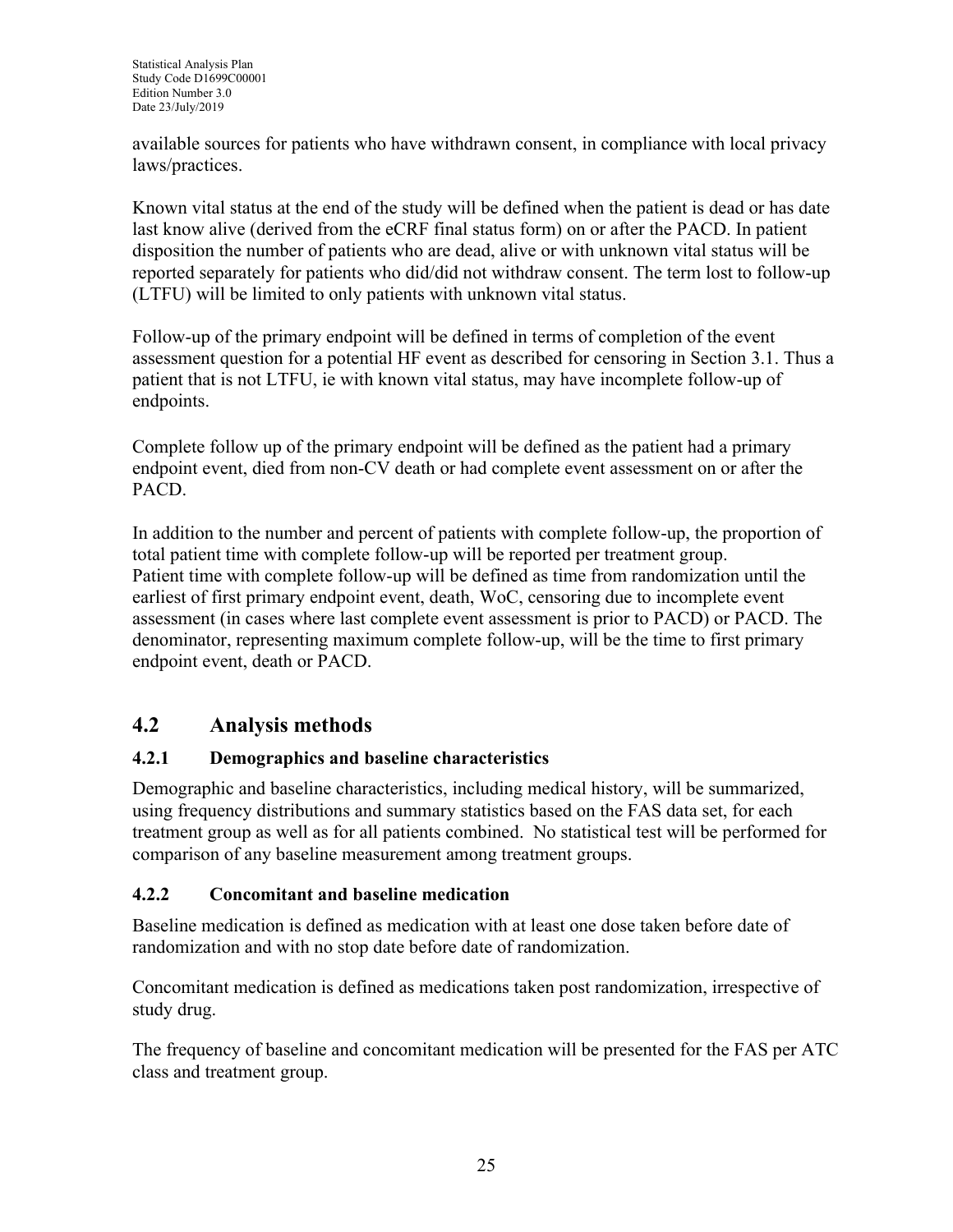available sources for patients who have withdrawn consent, in compliance with local privacy laws/practices.

Known vital status at the end of the study will be defined when the patient is dead or has date last know alive (derived from the eCRF final status form) on or after the PACD. In patient disposition the number of patients who are dead, alive or with unknown vital status will be reported separately for patients who did/did not withdraw consent. The term lost to follow-up (LTFU) will be limited to only patients with unknown vital status.

Follow-up of the primary endpoint will be defined in terms of completion of the event assessment question for a potential HF event as described for censoring in Section 3.1. Thus a patient that is not LTFU, ie with known vital status, may have incomplete follow-up of endpoints.

Complete follow up of the primary endpoint will be defined as the patient had a primary endpoint event, died from non-CV death or had complete event assessment on or after the PACD.

In addition to the number and percent of patients with complete follow-up, the proportion of total patient time with complete follow-up will be reported per treatment group.
Patient time with complete follow-up will be defined as time from randomization until the earliest of first primary endpoint event, death, WoC, censoring due to incomplete event assessment (in cases where last complete event assessment is prior to PACD) or PACD. The denominator, representing maximum complete follow-up, will be the time to first primary endpoint event, death or PACD.

## 4.2 Analysis methods

### 4.2.1 Demographics and baseline characteristics

Demographic and baseline characteristics, including medical history, will be summarized, using frequency distributions and summary statistics based on the FAS data set, for each treatment group as well as for all patients combined. No statistical test will be performed for comparison of any baseline measurement among treatment groups.

### 4.2.2 Concomitant and baseline medication

Baseline medication is defined as medication with at least one dose taken before date of randomization and with no stop date before date of randomization.

Concomitant medication is defined as medications taken post randomization, irrespective of study drug.

The frequency of baseline and concomitant medication will be presented for the FAS per ATC class and treatment group.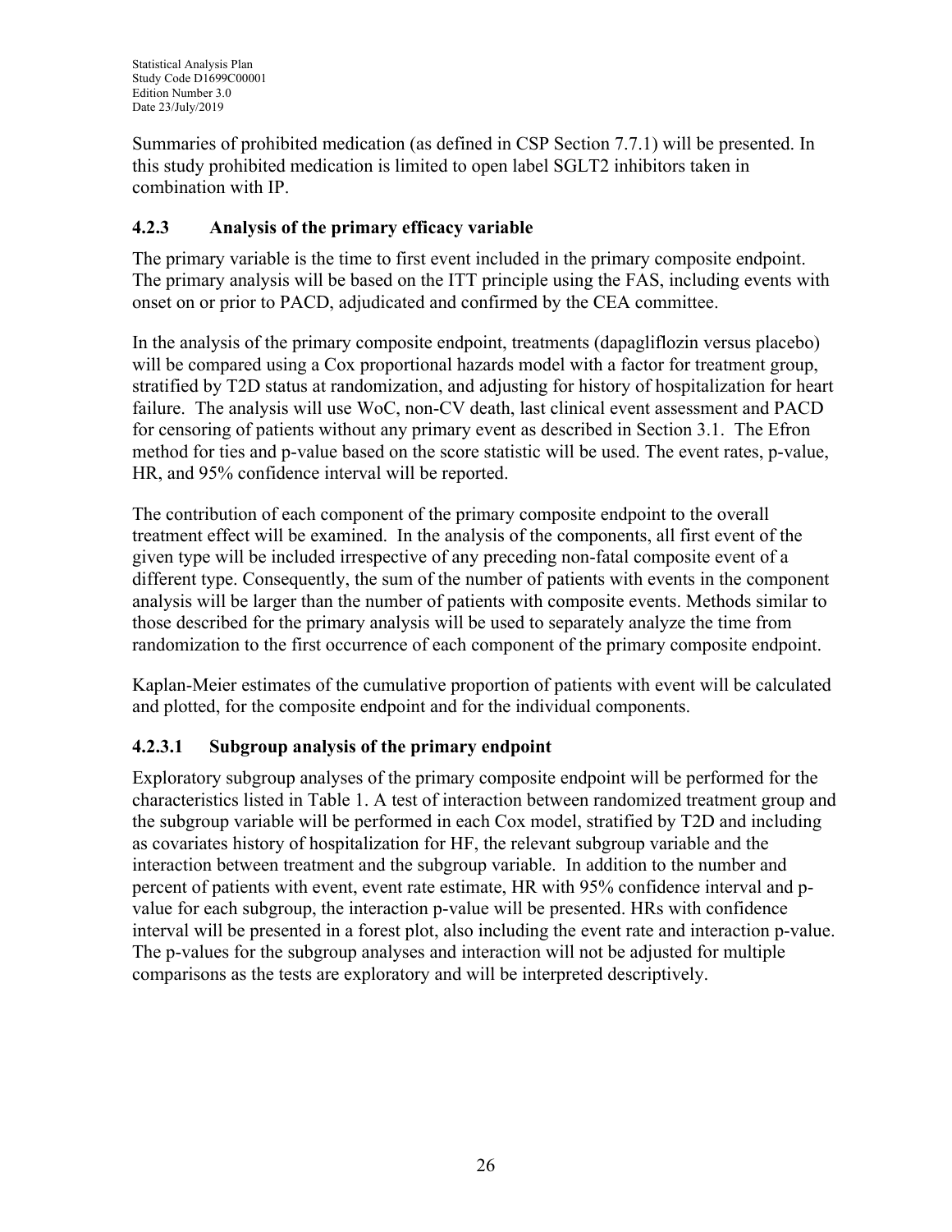Summaries of prohibited medication (as defined in CSP Section 7.7.1) will be presented. In this study prohibited medication is limited to open label SGLT2 inhibitors taken in combination with IP.

### 4.2.3 Analysis of the primary efficacy variable

The primary variable is the time to first event included in the primary composite endpoint. The primary analysis will be based on the ITT principle using the FAS, including events with onset on or prior to PACD, adjudicated and confirmed by the CEA committee.

In the analysis of the primary composite endpoint, treatments (dapagliflozin versus placebo) will be compared using a Cox proportional hazards model with a factor for treatment group, stratified by T2D status at randomization, and adjusting for history of hospitalization for heart failure. The analysis will use WoC, non-CV death, last clinical event assessment and PACD for censoring of patients without any primary event as described in Section 3.1. The Efron method for ties and p-value based on the score statistic will be used. The event rates, p-value, HR, and 95% confidence interval will be reported.

The contribution of each component of the primary composite endpoint to the overall treatment effect will be examined. In the analysis of the components, all first event of the given type will be included irrespective of any preceding non-fatal composite event of a different type. Consequently, the sum of the number of patients with events in the component analysis will be larger than the number of patients with composite events. Methods similar to those described for the primary analysis will be used to separately analyze the time from randomization to the first occurrence of each component of the primary composite endpoint.

Kaplan-Meier estimates of the cumulative proportion of patients with event will be calculated and plotted, for the composite endpoint and for the individual components.

#### 4.2.3.1 Subgroup analysis of the primary endpoint

Exploratory subgroup analyses of the primary composite endpoint will be performed for the characteristics listed in Table 1. A test of interaction between randomized treatment group and the subgroup variable will be performed in each Cox model, stratified by T2D and including as covariates history of hospitalization for HF, the relevant subgroup variable and the interaction between treatment and the subgroup variable. In addition to the number and percent of patients with event, event rate estimate, HR with 95% confidence interval and p-value for each subgroup, the interaction p-value will be presented. HRs with confidence interval will be presented in a forest plot, also including the event rate and interaction p-value. The p-values for the subgroup analyses and interaction will not be adjusted for multiple comparisons as the tests are exploratory and will be interpreted descriptively.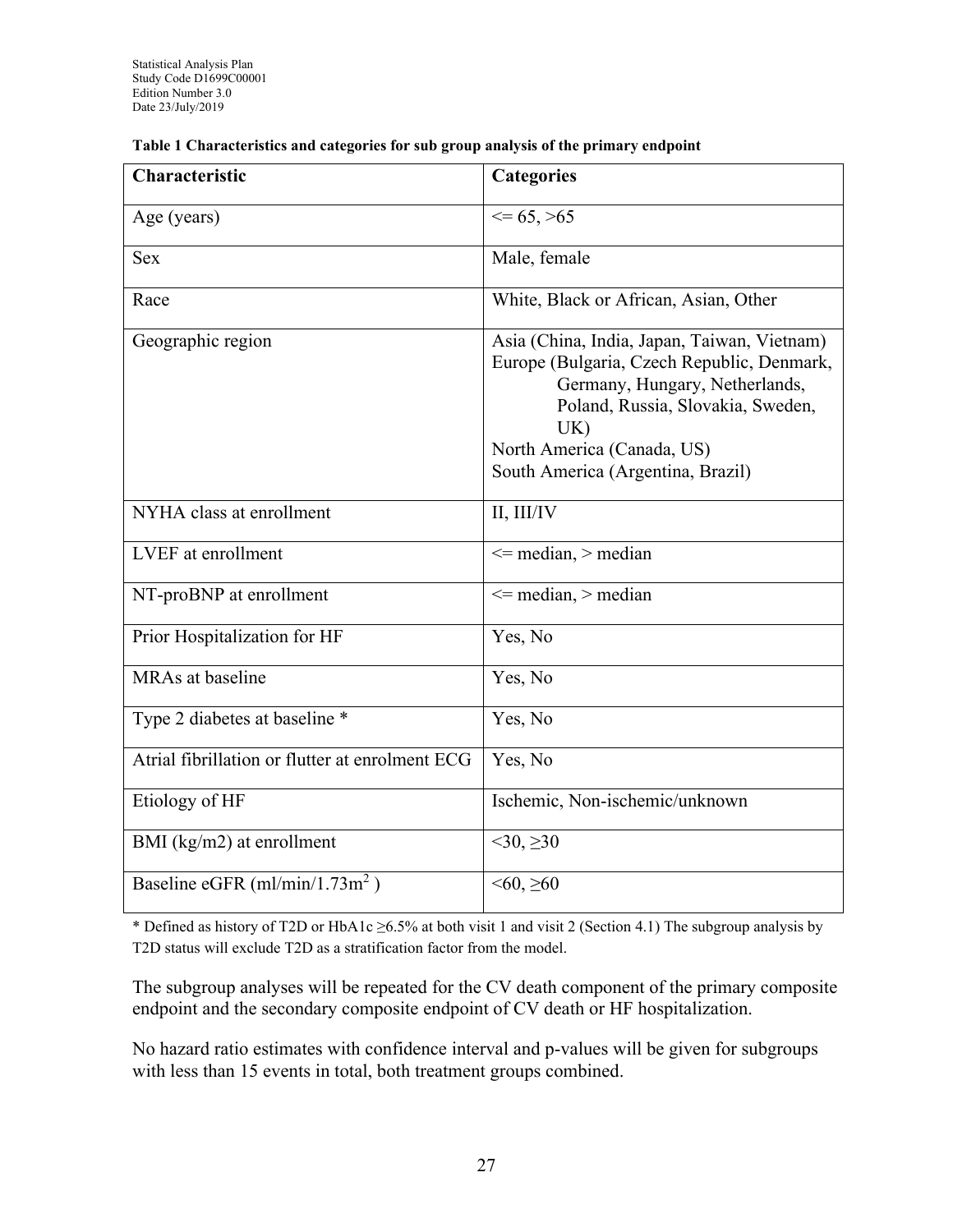**Table 1 Characteristics and categories for sub group analysis of the primary endpoint**

| Characteristic | Categories |
|---|---|
| Age (years) | <= 65, >65 |
| Sex | Male, female |
| Race | White, Black or African, Asian, Other |
| Geographic region | Asia (China, India, Japan, Taiwan, Vietnam)<br>Europe (Bulgaria, Czech Republic, Denmark, Germany, Hungary, Netherlands, Poland, Russia, Slovakia, Sweden, UK)<br>North America (Canada, US)<br>South America (Argentina, Brazil) |
| NYHA class at enrollment | II, III/IV |
| LVEF at enrollment | <= median, > median |
| NT-proBNP at enrollment | <= median, > median |
| Prior Hospitalization for HF | Yes, No |
| MRAs at baseline | Yes, No |
| Type 2 diabetes at baseline * | Yes, No |
| Atrial fibrillation or flutter at enrolment ECG | Yes, No |
| Etiology of HF | Ischemic, Non-ischemic/unknown |
| BMI (kg/m2) at enrollment | <30, ≥30 |
| Baseline eGFR (ml/min/1.73m$^2$ ) | <60, ≥60 |

* Defined as history of T2D or HbA1c ≥6.5% at both visit 1 and visit 2 (Section 4.1) The subgroup analysis by T2D status will exclude T2D as a stratification factor from the model.

The subgroup analyses will be repeated for the CV death component of the primary composite endpoint and the secondary composite endpoint of CV death or HF hospitalization.

No hazard ratio estimates with confidence interval and p-values will be given for subgroups with less than 15 events in total, both treatment groups combined.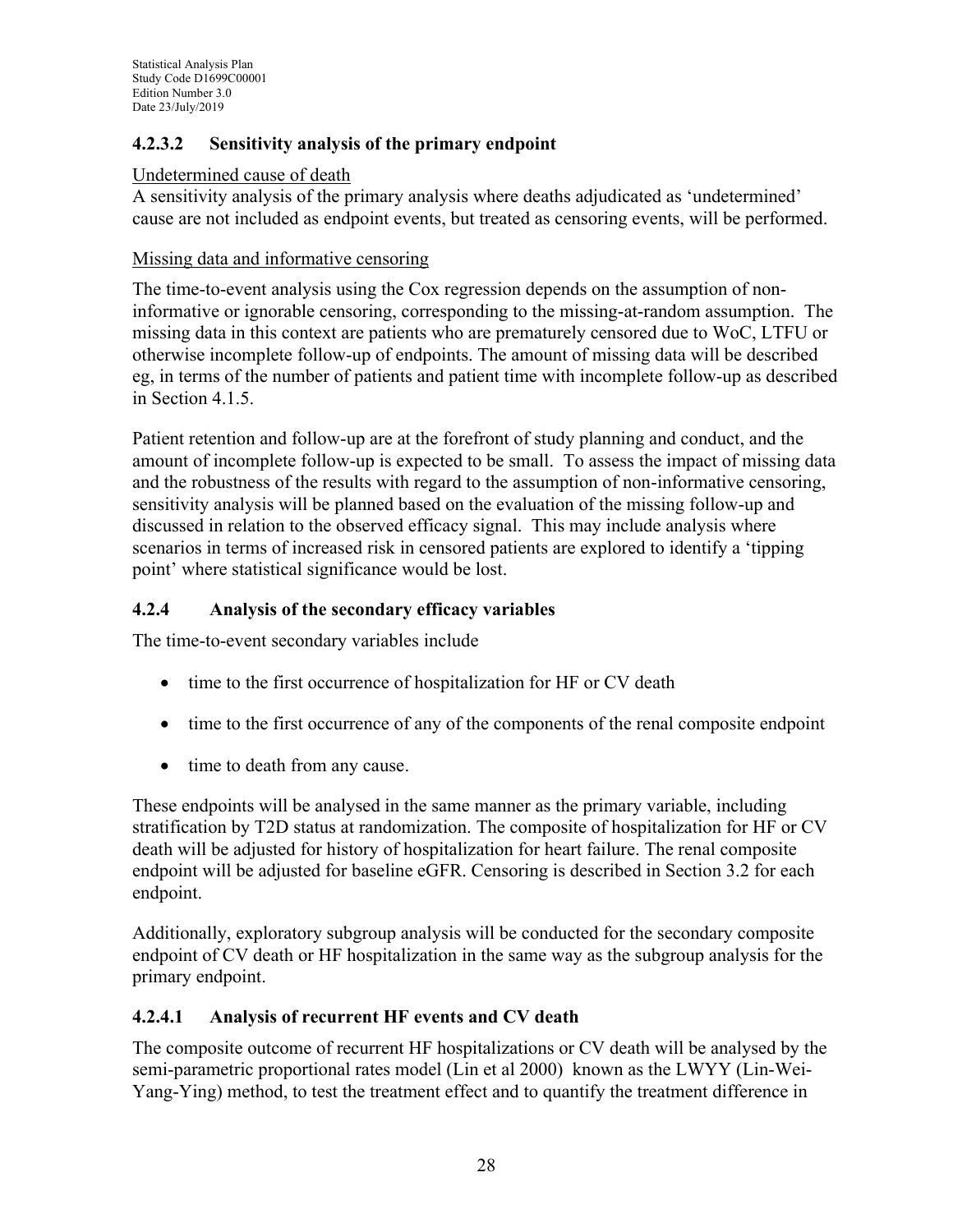#### 4.2.3.2 Sensitivity analysis of the primary endpoint

Undetermined cause of death

A sensitivity analysis of the primary analysis where deaths adjudicated as 'undetermined' cause are not included as endpoint events, but treated as censoring events, will be performed.

Missing data and informative censoring

The time-to-event analysis using the Cox regression depends on the assumption of non-informative or ignorable censoring, corresponding to the missing-at-random assumption. The missing data in this context are patients who are prematurely censored due to WoC, LTFU or otherwise incomplete follow-up of endpoints. The amount of missing data will be described eg, in terms of the number of patients and patient time with incomplete follow-up as described in Section 4.1.5.

Patient retention and follow-up are at the forefront of study planning and conduct, and the amount of incomplete follow-up is expected to be small. To assess the impact of missing data and the robustness of the results with regard to the assumption of non-informative censoring, sensitivity analysis will be planned based on the evaluation of the missing follow-up and discussed in relation to the observed efficacy signal. This may include analysis where scenarios in terms of increased risk in censored patients are explored to identify a 'tipping point' where statistical significance would be lost.

### 4.2.4 Analysis of the secondary efficacy variables

The time-to-event secondary variables include

- time to the first occurrence of hospitalization for HF or CV death
- time to the first occurrence of any of the components of the renal composite endpoint
- time to death from any cause.

These endpoints will be analysed in the same manner as the primary variable, including stratification by T2D status at randomization. The composite of hospitalization for HF or CV death will be adjusted for history of hospitalization for heart failure. The renal composite endpoint will be adjusted for baseline eGFR. Censoring is described in Section 3.2 for each endpoint.

Additionally, exploratory subgroup analysis will be conducted for the secondary composite endpoint of CV death or HF hospitalization in the same way as the subgroup analysis for the primary endpoint.

#### 4.2.4.1 Analysis of recurrent HF events and CV death

The composite outcome of recurrent HF hospitalizations or CV death will be analysed by the semi-parametric proportional rates model (Lin et al 2000) known as the LWYY (Lin-Wei-Yang-Ying) method, to test the treatment effect and to quantify the treatment difference in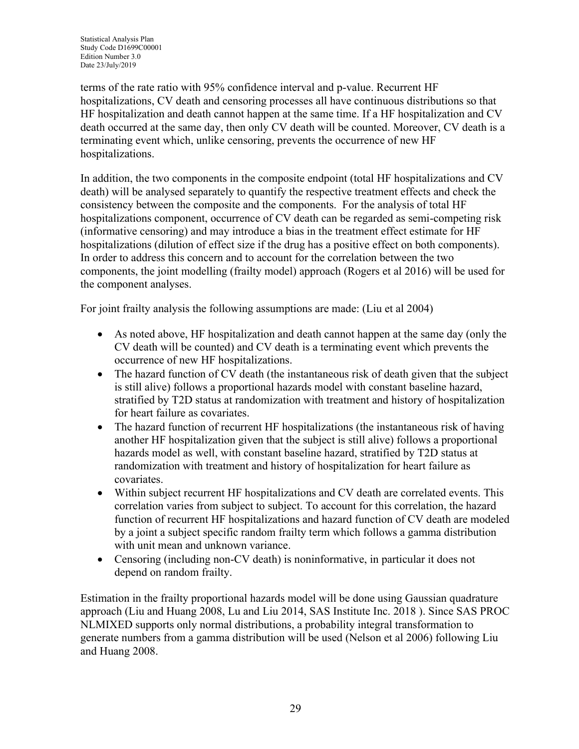terms of the rate ratio with 95% confidence interval and p-value. Recurrent HF hospitalizations, CV death and censoring processes all have continuous distributions so that HF hospitalization and death cannot happen at the same time. If a HF hospitalization and CV death occurred at the same day, then only CV death will be counted. Moreover, CV death is a terminating event which, unlike censoring, prevents the occurrence of new HF hospitalizations.

In addition, the two components in the composite endpoint (total HF hospitalizations and CV death) will be analysed separately to quantify the respective treatment effects and check the consistency between the composite and the components. For the analysis of total HF hospitalizations component, occurrence of CV death can be regarded as semi-competing risk (informative censoring) and may introduce a bias in the treatment effect estimate for HF hospitalizations (dilution of effect size if the drug has a positive effect on both components). In order to address this concern and to account for the correlation between the two components, the joint modelling (frailty model) approach (Rogers et al 2016) will be used for the component analyses.

For joint frailty analysis the following assumptions are made: (Liu et al 2004)

- As noted above, HF hospitalization and death cannot happen at the same day (only the CV death will be counted) and CV death is a terminating event which prevents the occurrence of new HF hospitalizations.
- The hazard function of CV death (the instantaneous risk of death given that the subject is still alive) follows a proportional hazards model with constant baseline hazard, stratified by T2D status at randomization with treatment and history of hospitalization for heart failure as covariates.
- The hazard function of recurrent HF hospitalizations (the instantaneous risk of having another HF hospitalization given that the subject is still alive) follows a proportional hazards model as well, with constant baseline hazard, stratified by T2D status at randomization with treatment and history of hospitalization for heart failure as covariates.
- Within subject recurrent HF hospitalizations and CV death are correlated events. This correlation varies from subject to subject. To account for this correlation, the hazard function of recurrent HF hospitalizations and hazard function of CV death are modeled by a joint a subject specific random frailty term which follows a gamma distribution with unit mean and unknown variance.
- Censoring (including non-CV death) is noninformative, in particular it does not depend on random frailty.

Estimation in the frailty proportional hazards model will be done using Gaussian quadrature approach (Liu and Huang 2008, Lu and Liu 2014, SAS Institute Inc. 2018 ). Since SAS PROC NLMIXED supports only normal distributions, a probability integral transformation to generate numbers from a gamma distribution will be used (Nelson et al 2006) following Liu and Huang 2008.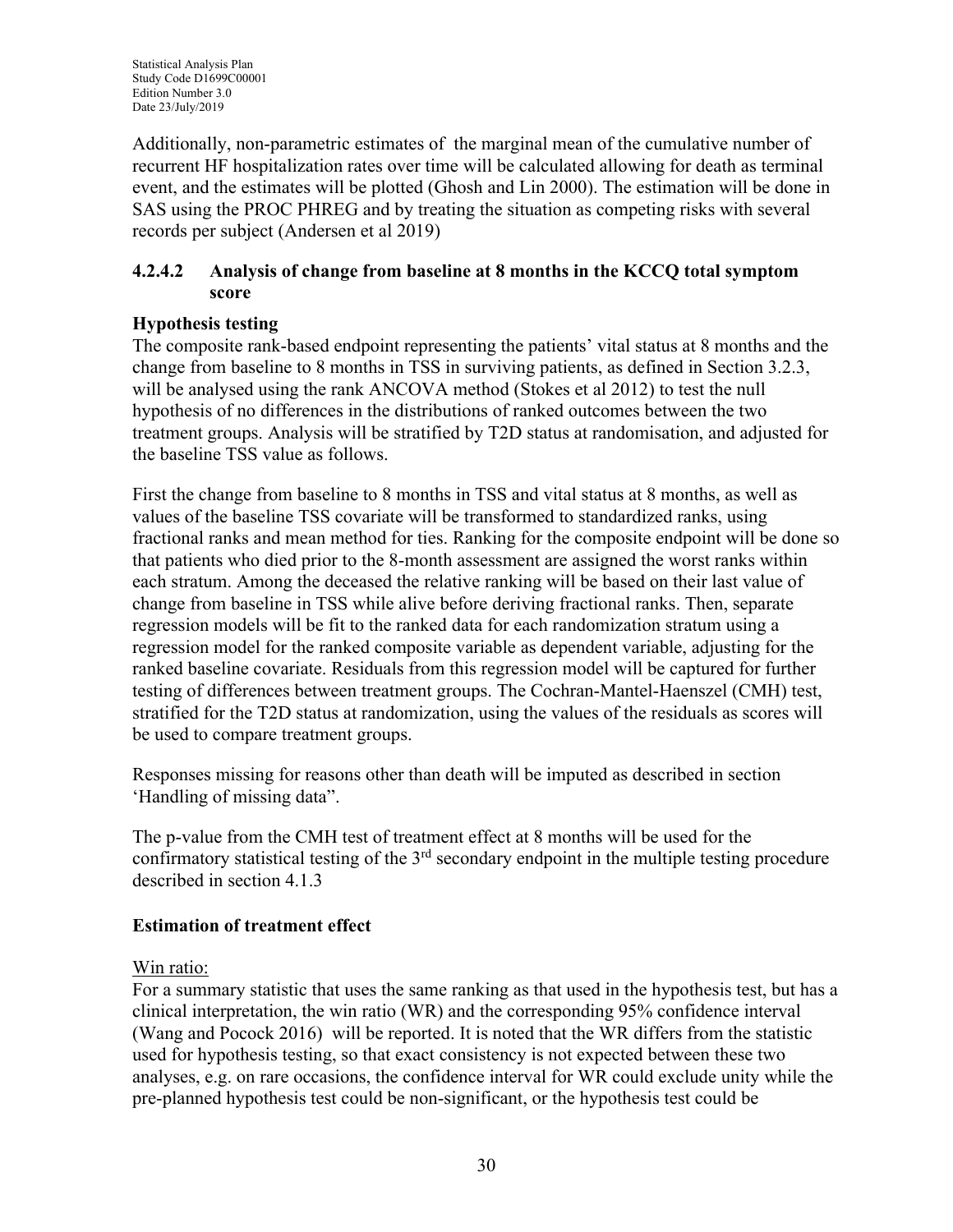Additionally, non-parametric estimates of the marginal mean of the cumulative number of recurrent HF hospitalization rates over time will be calculated allowing for death as terminal event, and the estimates will be plotted (Ghosh and Lin 2000). The estimation will be done in SAS using the PROC PHREG and by treating the situation as competing risks with several records per subject (Andersen et al 2019)

#### 4.2.4.2 Analysis of change from baseline at 8 months in the KCCQ total symptom score

**Hypothesis testing**

The composite rank-based endpoint representing the patients' vital status at 8 months and the change from baseline to 8 months in TSS in surviving patients, as defined in Section 3.2.3, will be analysed using the rank ANCOVA method (Stokes et al 2012) to test the null hypothesis of no differences in the distributions of ranked outcomes between the two treatment groups. Analysis will be stratified by T2D status at randomisation, and adjusted for the baseline TSS value as follows.

First the change from baseline to 8 months in TSS and vital status at 8 months, as well as values of the baseline TSS covariate will be transformed to standardized ranks, using fractional ranks and mean method for ties. Ranking for the composite endpoint will be done so that patients who died prior to the 8-month assessment are assigned the worst ranks within each stratum. Among the deceased the relative ranking will be based on their last value of change from baseline in TSS while alive before deriving fractional ranks. Then, separate regression models will be fit to the ranked data for each randomization stratum using a regression model for the ranked composite variable as dependent variable, adjusting for the ranked baseline covariate. Residuals from this regression model will be captured for further testing of differences between treatment groups. The Cochran-Mantel-Haenszel (CMH) test, stratified for the T2D status at randomization, using the values of the residuals as scores will be used to compare treatment groups.

Responses missing for reasons other than death will be imputed as described in section 'Handling of missing data".

The p-value from the CMH test of treatment effect at 8 months will be used for the confirmatory statistical testing of the 3rd secondary endpoint in the multiple testing procedure described in section 4.1.3

**Estimation of treatment effect**

Win ratio:

For a summary statistic that uses the same ranking as that used in the hypothesis test, but has a clinical interpretation, the win ratio (WR) and the corresponding 95% confidence interval (Wang and Pocock 2016) will be reported. It is noted that the WR differs from the statistic used for hypothesis testing, so that exact consistency is not expected between these two analyses, e.g. on rare occasions, the confidence interval for WR could exclude unity while the pre-planned hypothesis test could be non-significant, or the hypothesis test could be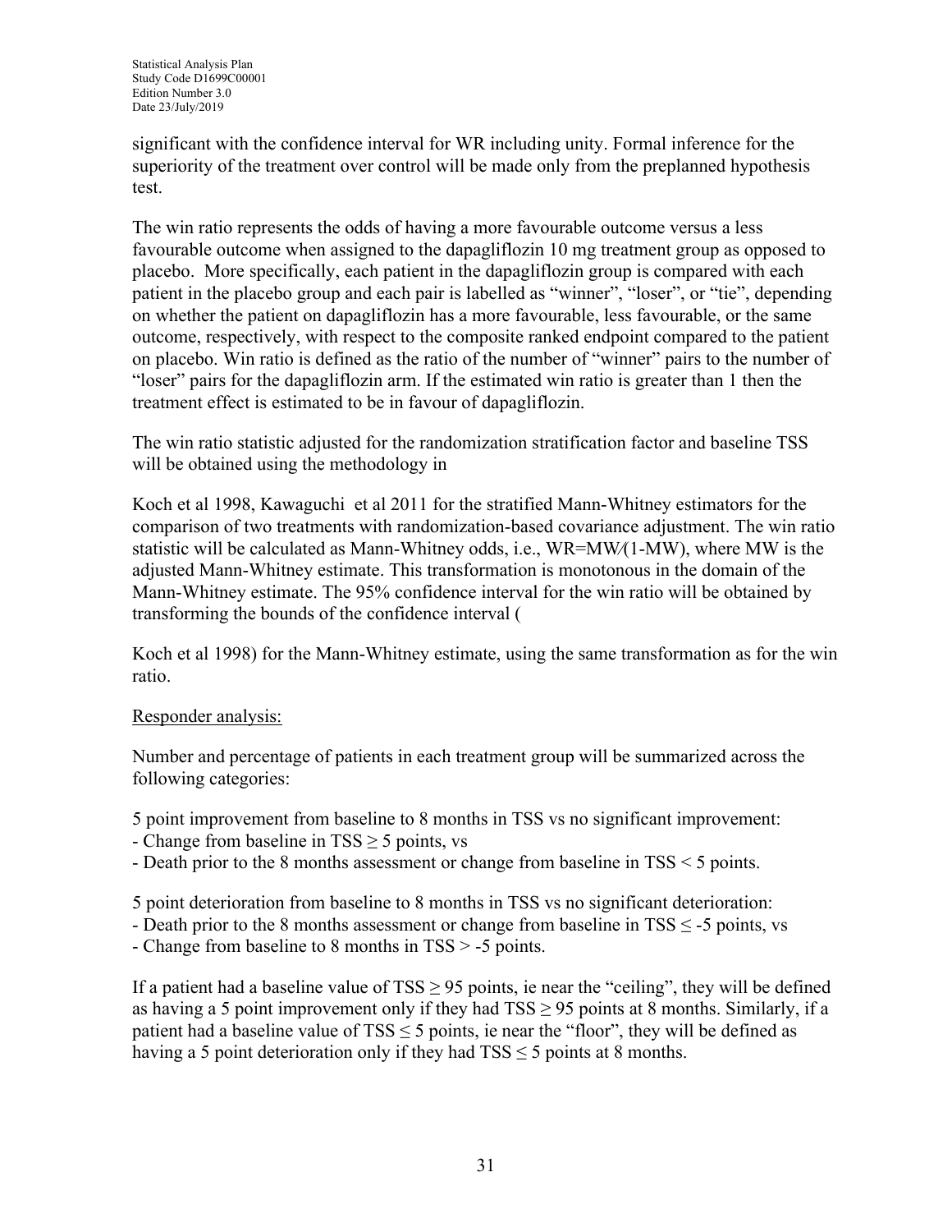significant with the confidence interval for WR including unity. Formal inference for the superiority of the treatment over control will be made only from the preplanned hypothesis test.

The win ratio represents the odds of having a more favourable outcome versus a less favourable outcome when assigned to the dapagliflozin 10 mg treatment group as opposed to placebo. More specifically, each patient in the dapagliflozin group is compared with each patient in the placebo group and each pair is labelled as "winner", "loser", or "tie", depending on whether the patient on dapagliflozin has a more favourable, less favourable, or the same outcome, respectively, with respect to the composite ranked endpoint compared to the patient on placebo. Win ratio is defined as the ratio of the number of "winner" pairs to the number of "loser" pairs for the dapagliflozin arm. If the estimated win ratio is greater than 1 then the treatment effect is estimated to be in favour of dapagliflozin.

The win ratio statistic adjusted for the randomization stratification factor and baseline TSS will be obtained using the methodology in

Koch et al 1998, Kawaguchi et al 2011 for the stratified Mann-Whitney estimators for the comparison of two treatments with randomization-based covariance adjustment. The win ratio statistic will be calculated as Mann-Whitney odds, i.e., WR=MW/(1-MW), where MW is the adjusted Mann-Whitney estimate. This transformation is monotonous in the domain of the Mann-Whitney estimate. The 95% confidence interval for the win ratio will be obtained by transforming the bounds of the confidence interval (

Koch et al 1998) for the Mann-Whitney estimate, using the same transformation as for the win ratio.

<u>Responder analysis:</u>

Number and percentage of patients in each treatment group will be summarized across the following categories:

5 point improvement from baseline to 8 months in TSS vs no significant improvement:
- Change from baseline in TSS $\geq$ 5 points, vs
- Death prior to the 8 months assessment or change from baseline in TSS < 5 points.

5 point deterioration from baseline to 8 months in TSS vs no significant deterioration:
- Death prior to the 8 months assessment or change from baseline in TSS $\leq$ -5 points, vs
- Change from baseline to 8 months in TSS > -5 points.

If a patient had a baseline value of TSS $\geq$ 95 points, ie near the "ceiling", they will be defined as having a 5 point improvement only if they had TSS $\geq$ 95 points at 8 months. Similarly, if a patient had a baseline value of TSS $\leq$ 5 points, ie near the "floor", they will be defined as having a 5 point deterioration only if they had TSS $\leq$ 5 points at 8 months.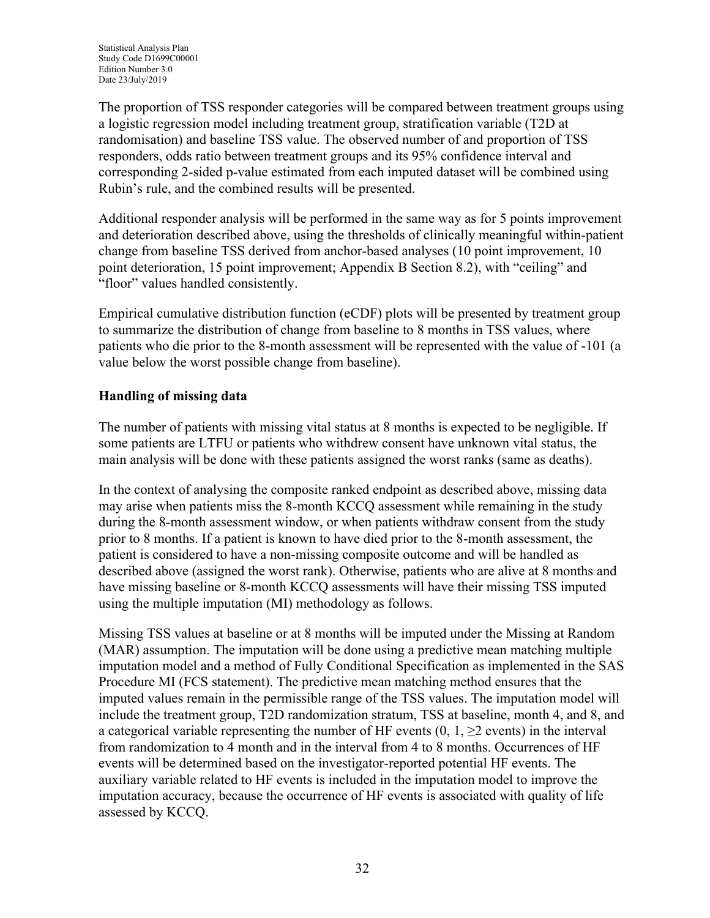The proportion of TSS responder categories will be compared between treatment groups using a logistic regression model including treatment group, stratification variable (T2D at randomisation) and baseline TSS value. The observed number of and proportion of TSS responders, odds ratio between treatment groups and its 95% confidence interval and corresponding 2-sided p-value estimated from each imputed dataset will be combined using Rubin's rule, and the combined results will be presented.

Additional responder analysis will be performed in the same way as for 5 points improvement and deterioration described above, using the thresholds of clinically meaningful within-patient change from baseline TSS derived from anchor-based analyses (10 point improvement, 10 point deterioration, 15 point improvement; Appendix B Section 8.2), with "ceiling" and "floor" values handled consistently.

Empirical cumulative distribution function (eCDF) plots will be presented by treatment group to summarize the distribution of change from baseline to 8 months in TSS values, where patients who die prior to the 8-month assessment will be represented with the value of -101 (a value below the worst possible change from baseline).

**Handling of missing data**

The number of patients with missing vital status at 8 months is expected to be negligible. If some patients are LTFU or patients who withdrew consent have unknown vital status, the main analysis will be done with these patients assigned the worst ranks (same as deaths).

In the context of analysing the composite ranked endpoint as described above, missing data may arise when patients miss the 8-month KCCQ assessment while remaining in the study during the 8-month assessment window, or when patients withdraw consent from the study prior to 8 months. If a patient is known to have died prior to the 8-month assessment, the patient is considered to have a non-missing composite outcome and will be handled as described above (assigned the worst rank). Otherwise, patients who are alive at 8 months and have missing baseline or 8-month KCCQ assessments will have their missing TSS imputed using the multiple imputation (MI) methodology as follows.

Missing TSS values at baseline or at 8 months will be imputed under the Missing at Random (MAR) assumption. The imputation will be done using a predictive mean matching multiple imputation model and a method of Fully Conditional Specification as implemented in the SAS Procedure MI (FCS statement). The predictive mean matching method ensures that the imputed values remain in the permissible range of the TSS values. The imputation model will include the treatment group, T2D randomization stratum, TSS at baseline, month 4, and 8, and a categorical variable representing the number of HF events (0, 1, $\geq$2 events) in the interval from randomization to 4 month and in the interval from 4 to 8 months. Occurrences of HF events will be determined based on the investigator-reported potential HF events. The auxiliary variable related to HF events is included in the imputation model to improve the imputation accuracy, because the occurrence of HF events is associated with quality of life assessed by KCCQ.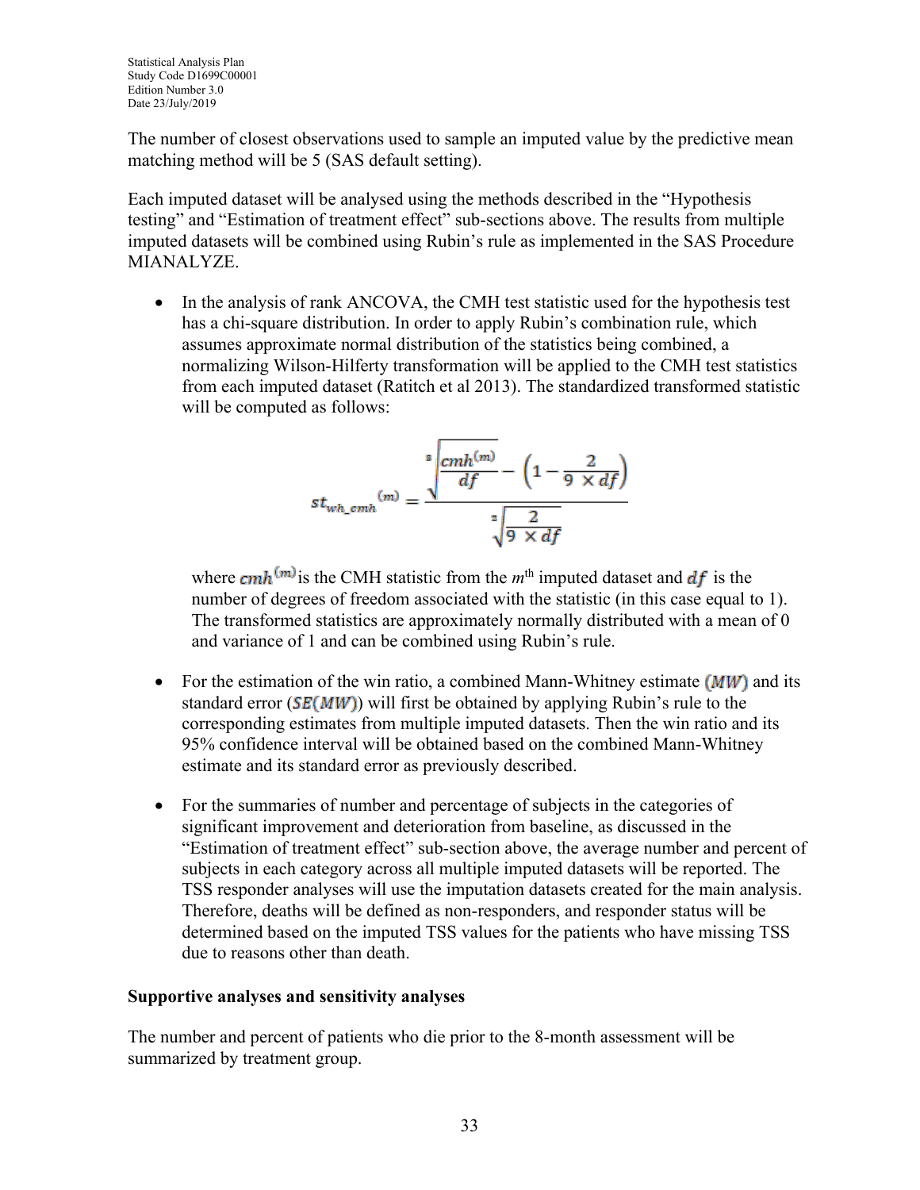The number of closest observations used to sample an imputed value by the predictive mean matching method will be 5 (SAS default setting).

Each imputed dataset will be analysed using the methods described in the "Hypothesis testing" and "Estimation of treatment effect" sub-sections above. The results from multiple imputed datasets will be combined using Rubin's rule as implemented in the SAS Procedure MIANALYZE.

- In the analysis of rank ANCOVA, the CMH test statistic used for the hypothesis test has a chi-square distribution. In order to apply Rubin's combination rule, which assumes approximate normal distribution of the statistics being combined, a normalizing Wilson-Hilferty transformation will be applied to the CMH test statistics from each imputed dataset (Ratitch et al 2013). The standardized transformed statistic will be computed as follows:

$$st_{wh\_cmh}^{(m)} = \frac{\sqrt[3]{\frac{cmh^{(m)}}{df}} - \left(1 - \frac{2}{9 \times df}\right)}{\sqrt[2]{\frac{2}{9 \times df}}}$$

  where $cmh^{(m)}$ is the CMH statistic from the $m^{th}$ imputed dataset and $df$ is the number of degrees of freedom associated with the statistic (in this case equal to 1). The transformed statistics are approximately normally distributed with a mean of 0 and variance of 1 and can be combined using Rubin's rule.

- For the estimation of the win ratio, a combined Mann-Whitney estimate ($MW$) and its standard error ($SE(MW)$) will first be obtained by applying Rubin's rule to the corresponding estimates from multiple imputed datasets. Then the win ratio and its 95% confidence interval will be obtained based on the combined Mann-Whitney estimate and its standard error as previously described.

- For the summaries of number and percentage of subjects in the categories of significant improvement and deterioration from baseline, as discussed in the "Estimation of treatment effect" sub-section above, the average number and percent of subjects in each category across all multiple imputed datasets will be reported. The TSS responder analyses will use the imputation datasets created for the main analysis. Therefore, deaths will be defined as non-responders, and responder status will be determined based on the imputed TSS values for the patients who have missing TSS due to reasons other than death.

**Supportive analyses and sensitivity analyses**

The number and percent of patients who die prior to the 8-month assessment will be summarized by treatment group.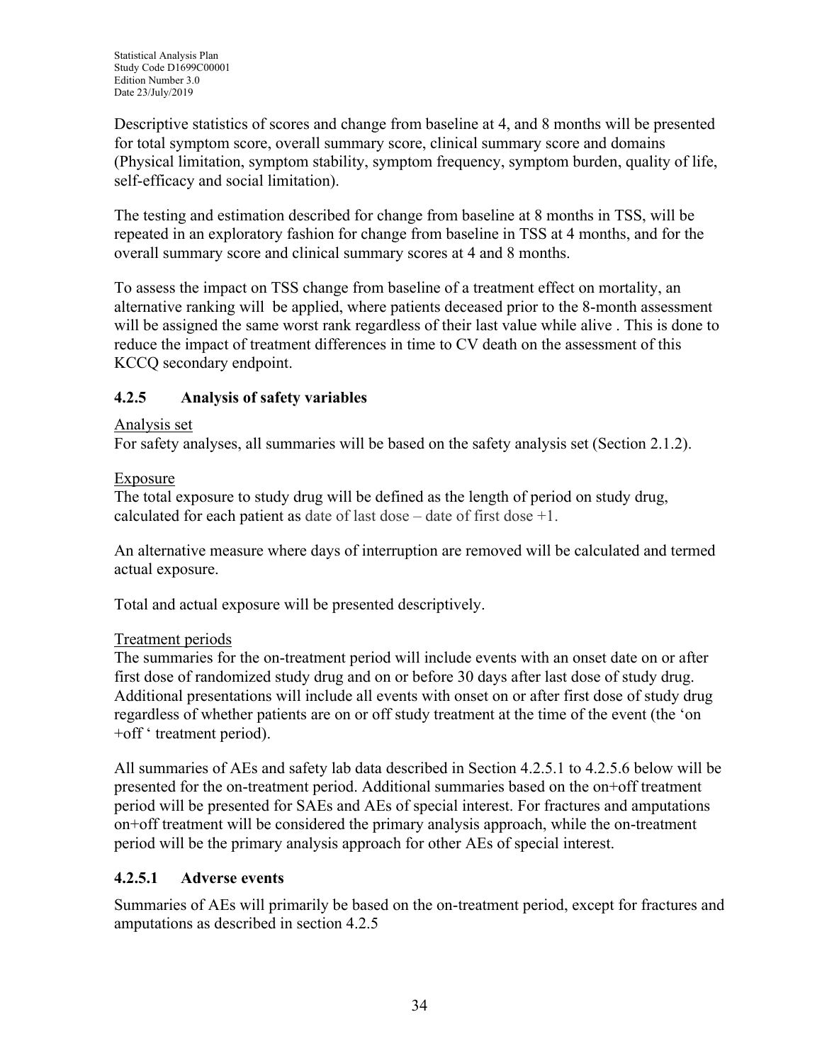Descriptive statistics of scores and change from baseline at 4, and 8 months will be presented for total symptom score, overall summary score, clinical summary score and domains (Physical limitation, symptom stability, symptom frequency, symptom burden, quality of life, self-efficacy and social limitation).

The testing and estimation described for change from baseline at 8 months in TSS, will be repeated in an exploratory fashion for change from baseline in TSS at 4 months, and for the overall summary score and clinical summary scores at 4 and 8 months.

To assess the impact on TSS change from baseline of a treatment effect on mortality, an alternative ranking will be applied, where patients deceased prior to the 8-month assessment will be assigned the same worst rank regardless of their last value while alive . This is done to reduce the impact of treatment differences in time to CV death on the assessment of this KCCQ secondary endpoint.

### 4.2.5 Analysis of safety variables

Analysis set

For safety analyses, all summaries will be based on the safety analysis set (Section 2.1.2).

Exposure

The total exposure to study drug will be defined as the length of period on study drug, calculated for each patient as date of last dose – date of first dose +1.

An alternative measure where days of interruption are removed will be calculated and termed actual exposure.

Total and actual exposure will be presented descriptively.

Treatment periods

The summaries for the on-treatment period will include events with an onset date on or after first dose of randomized study drug and on or before 30 days after last dose of study drug. Additional presentations will include all events with onset on or after first dose of study drug regardless of whether patients are on or off study treatment at the time of the event (the 'on +off ' treatment period).

All summaries of AEs and safety lab data described in Section 4.2.5.1 to 4.2.5.6 below will be presented for the on-treatment period. Additional summaries based on the on+off treatment period will be presented for SAEs and AEs of special interest. For fractures and amputations on+off treatment will be considered the primary analysis approach, while the on-treatment period will be the primary analysis approach for other AEs of special interest.

#### 4.2.5.1 Adverse events

Summaries of AEs will primarily be based on the on-treatment period, except for fractures and amputations as described in section 4.2.5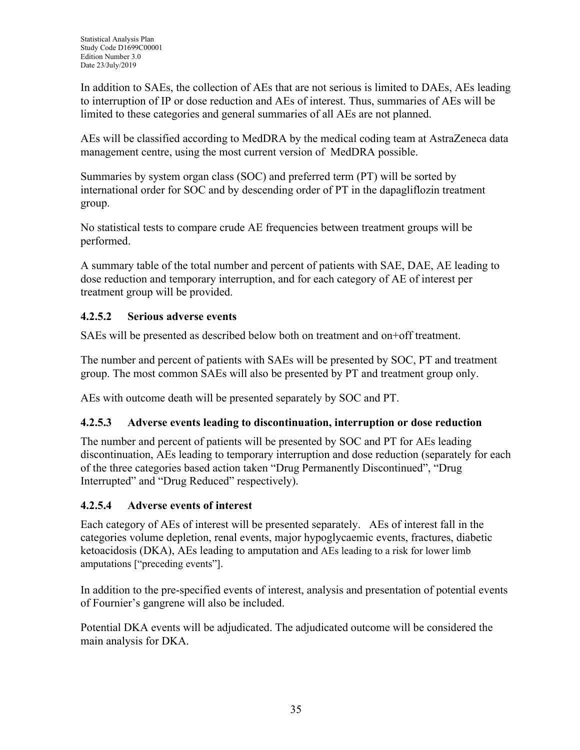In addition to SAEs, the collection of AEs that are not serious is limited to DAEs, AEs leading to interruption of IP or dose reduction and AEs of interest. Thus, summaries of AEs will be limited to these categories and general summaries of all AEs are not planned.

AEs will be classified according to MedDRA by the medical coding team at AstraZeneca data management centre, using the most current version of MedDRA possible.

Summaries by system organ class (SOC) and preferred term (PT) will be sorted by international order for SOC and by descending order of PT in the dapagliflozin treatment group.

No statistical tests to compare crude AE frequencies between treatment groups will be performed.

A summary table of the total number and percent of patients with SAE, DAE, AE leading to dose reduction and temporary interruption, and for each category of AE of interest per treatment group will be provided.

#### 4.2.5.2 Serious adverse events

SAEs will be presented as described below both on treatment and on+off treatment.

The number and percent of patients with SAEs will be presented by SOC, PT and treatment group. The most common SAEs will also be presented by PT and treatment group only.

AEs with outcome death will be presented separately by SOC and PT.

#### 4.2.5.3 Adverse events leading to discontinuation, interruption or dose reduction

The number and percent of patients will be presented by SOC and PT for AEs leading discontinuation, AEs leading to temporary interruption and dose reduction (separately for each of the three categories based action taken “Drug Permanently Discontinued”, “Drug Interrupted” and “Drug Reduced” respectively).

#### 4.2.5.4 Adverse events of interest

Each category of AEs of interest will be presented separately. AEs of interest fall in the categories volume depletion, renal events, major hypoglycaemic events, fractures, diabetic ketoacidosis (DKA), AEs leading to amputation and AEs leading to a risk for lower limb amputations [“preceding events”].

In addition to the pre-specified events of interest, analysis and presentation of potential events of Fournier’s gangrene will also be included.

Potential DKA events will be adjudicated. The adjudicated outcome will be considered the main analysis for DKA.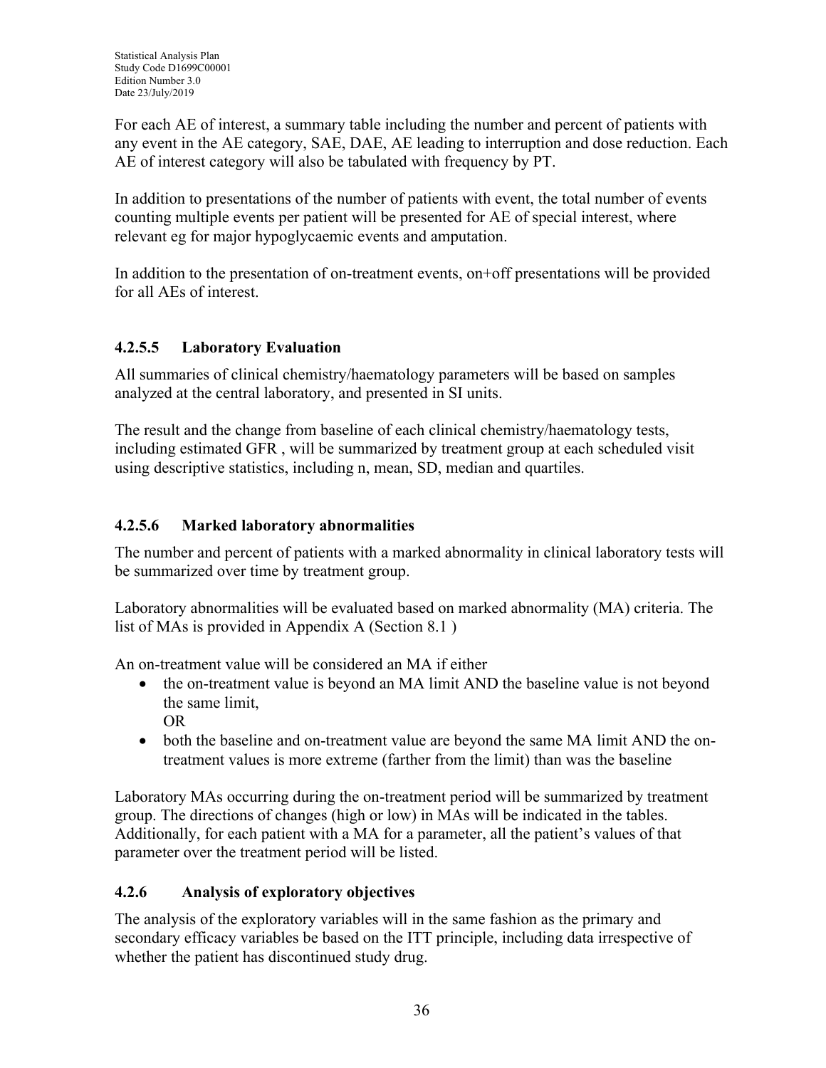For each AE of interest, a summary table including the number and percent of patients with any event in the AE category, SAE, DAE, AE leading to interruption and dose reduction. Each AE of interest category will also be tabulated with frequency by PT.

In addition to presentations of the number of patients with event, the total number of events counting multiple events per patient will be presented for AE of special interest, where relevant eg for major hypoglycaemic events and amputation.

In addition to the presentation of on-treatment events, on+off presentations will be provided for all AEs of interest.

#### 4.2.5.5 Laboratory Evaluation

All summaries of clinical chemistry/haematology parameters will be based on samples analyzed at the central laboratory, and presented in SI units.

The result and the change from baseline of each clinical chemistry/haematology tests, including estimated GFR , will be summarized by treatment group at each scheduled visit using descriptive statistics, including n, mean, SD, median and quartiles.

#### 4.2.5.6 Marked laboratory abnormalities

The number and percent of patients with a marked abnormality in clinical laboratory tests will be summarized over time by treatment group.

Laboratory abnormalities will be evaluated based on marked abnormality (MA) criteria. The list of MAs is provided in Appendix A (Section 8.1 )

An on-treatment value will be considered an MA if either

- the on-treatment value is beyond an MA limit AND the baseline value is not beyond the same limit,
  OR
- both the baseline and on-treatment value are beyond the same MA limit AND the on-treatment values is more extreme (farther from the limit) than was the baseline

Laboratory MAs occurring during the on-treatment period will be summarized by treatment group. The directions of changes (high or low) in MAs will be indicated in the tables. Additionally, for each patient with a MA for a parameter, all the patient's values of that parameter over the treatment period will be listed.

### 4.2.6 Analysis of exploratory objectives

The analysis of the exploratory variables will in the same fashion as the primary and secondary efficacy variables be based on the ITT principle, including data irrespective of whether the patient has discontinued study drug.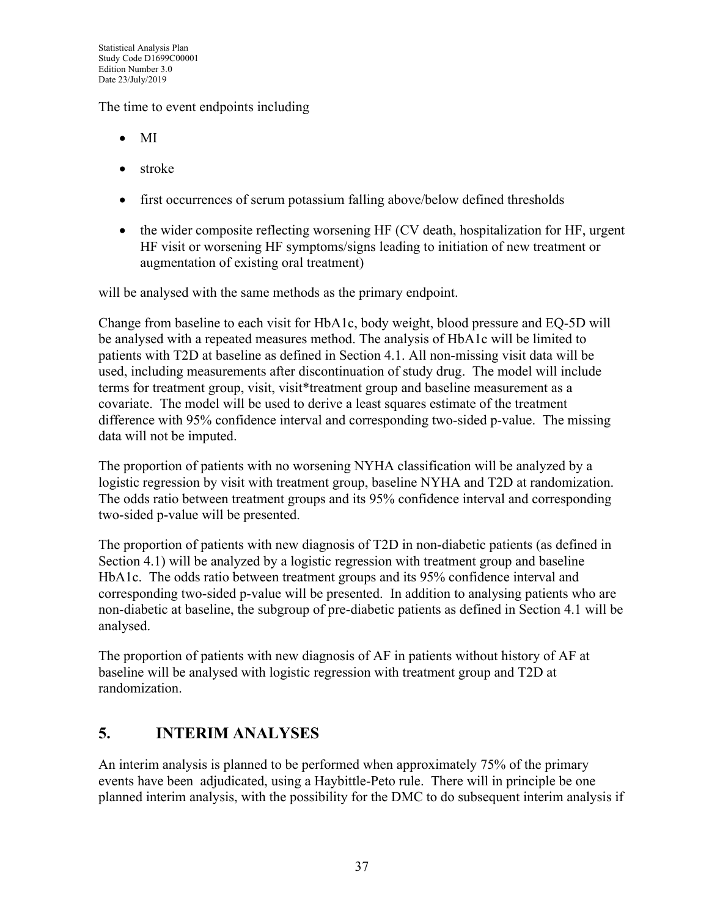The time to event endpoints including

- MI
- stroke
- first occurrences of serum potassium falling above/below defined thresholds
- the wider composite reflecting worsening HF (CV death, hospitalization for HF, urgent HF visit or worsening HF symptoms/signs leading to initiation of new treatment or augmentation of existing oral treatment)

will be analysed with the same methods as the primary endpoint.

Change from baseline to each visit for HbA1c, body weight, blood pressure and EQ-5D will be analysed with a repeated measures method. The analysis of HbA1c will be limited to patients with T2D at baseline as defined in Section 4.1. All non-missing visit data will be used, including measurements after discontinuation of study drug. The model will include terms for treatment group, visit, visit*treatment group and baseline measurement as a covariate. The model will be used to derive a least squares estimate of the treatment difference with 95% confidence interval and corresponding two-sided p-value. The missing data will not be imputed.

The proportion of patients with no worsening NYHA classification will be analyzed by a logistic regression by visit with treatment group, baseline NYHA and T2D at randomization. The odds ratio between treatment groups and its 95% confidence interval and corresponding two-sided p-value will be presented.

The proportion of patients with new diagnosis of T2D in non-diabetic patients (as defined in Section 4.1) will be analyzed by a logistic regression with treatment group and baseline HbA1c. The odds ratio between treatment groups and its 95% confidence interval and corresponding two-sided p-value will be presented. In addition to analysing patients who are non-diabetic at baseline, the subgroup of pre-diabetic patients as defined in Section 4.1 will be analysed.

The proportion of patients with new diagnosis of AF in patients without history of AF at baseline will be analysed with logistic regression with treatment group and T2D at randomization.

# 5. INTERIM ANALYSES

An interim analysis is planned to be performed when approximately 75% of the primary events have been adjudicated, using a Haybittle-Peto rule. There will in principle be one planned interim analysis, with the possibility for the DMC to do subsequent interim analysis if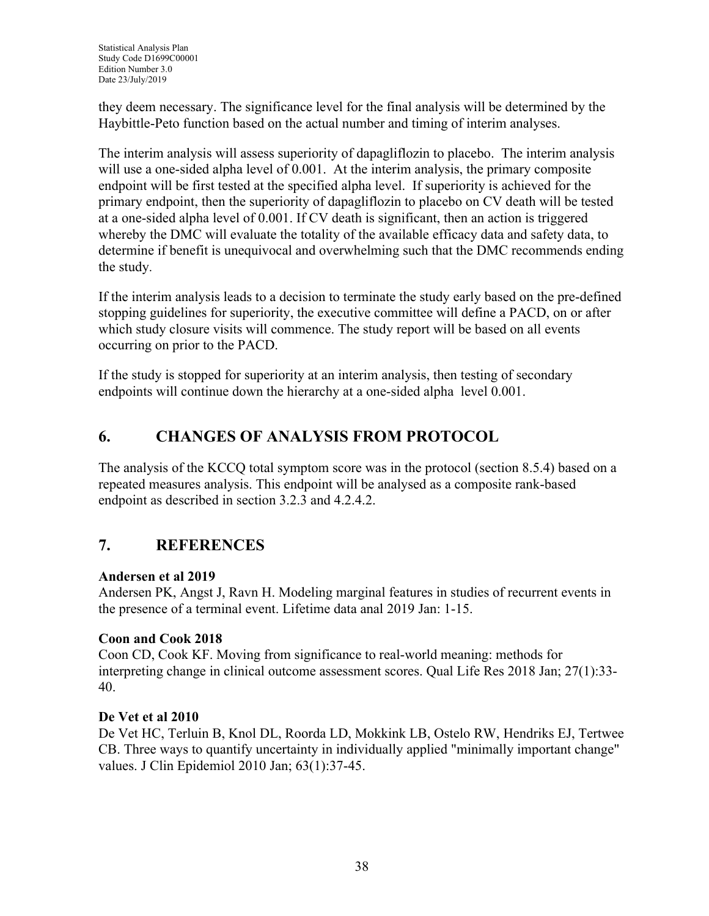they deem necessary. The significance level for the final analysis will be determined by the Haybittle-Peto function based on the actual number and timing of interim analyses.

The interim analysis will assess superiority of dapagliflozin to placebo. The interim analysis will use a one-sided alpha level of 0.001. At the interim analysis, the primary composite endpoint will be first tested at the specified alpha level. If superiority is achieved for the primary endpoint, then the superiority of dapagliflozin to placebo on CV death will be tested at a one-sided alpha level of 0.001. If CV death is significant, then an action is triggered whereby the DMC will evaluate the totality of the available efficacy data and safety data, to determine if benefit is unequivocal and overwhelming such that the DMC recommends ending the study.

If the interim analysis leads to a decision to terminate the study early based on the pre-defined stopping guidelines for superiority, the executive committee will define a PACD, on or after which study closure visits will commence. The study report will be based on all events occurring on prior to the PACD.

If the study is stopped for superiority at an interim analysis, then testing of secondary endpoints will continue down the hierarchy at a one-sided alpha level 0.001.

# 6. CHANGES OF ANALYSIS FROM PROTOCOL

The analysis of the KCCQ total symptom score was in the protocol (section 8.5.4) based on a repeated measures analysis. This endpoint will be analysed as a composite rank-based endpoint as described in section 3.2.3 and 4.2.4.2.

# 7. REFERENCES

**Andersen et al 2019**
Andersen PK, Angst J, Ravn H. Modeling marginal features in studies of recurrent events in the presence of a terminal event. Lifetime data anal 2019 Jan: 1-15.

**Coon and Cook 2018**
Coon CD, Cook KF. Moving from significance to real-world meaning: methods for interpreting change in clinical outcome assessment scores. Qual Life Res 2018 Jan; 27(1):33-40.

**De Vet et al 2010**
De Vet HC, Terluin B, Knol DL, Roorda LD, Mokkink LB, Ostelo RW, Hendriks EJ, Tertwee CB. Three ways to quantify uncertainty in individually applied "minimally important change" values. J Clin Epidemiol 2010 Jan; 63(1):37-45.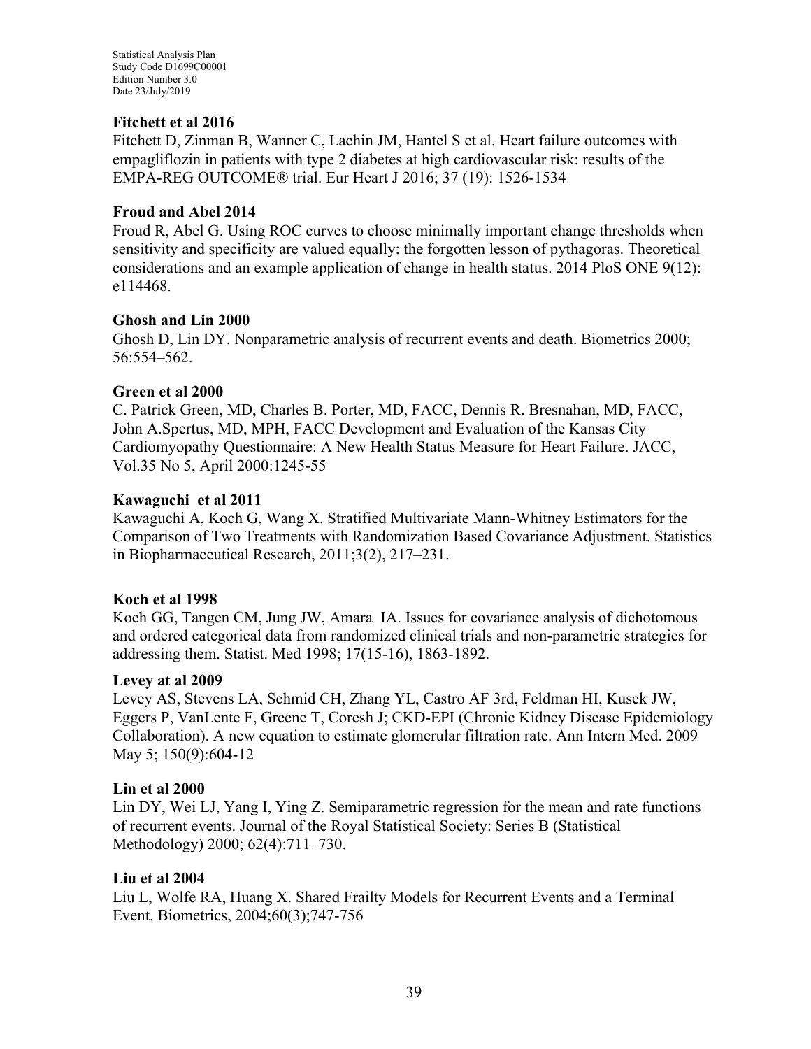**Fitchett et al 2016**

Fitchett D, Zinman B, Wanner C, Lachin JM, Hantel S et al. Heart failure outcomes with empagliflozin in patients with type 2 diabetes at high cardiovascular risk: results of the EMPA-REG OUTCOME® trial. Eur Heart J 2016; 37 (19): 1526-1534

**Froud and Abel 2014**

Froud R, Abel G. Using ROC curves to choose minimally important change thresholds when sensitivity and specificity are valued equally: the forgotten lesson of pythagoras. Theoretical considerations and an example application of change in health status. 2014 PloS ONE 9(12): e114468.

**Ghosh and Lin 2000**

Ghosh D, Lin DY. Nonparametric analysis of recurrent events and death. Biometrics 2000; 56:554–562.

**Green et al 2000**

C. Patrick Green, MD, Charles B. Porter, MD, FACC, Dennis R. Bresnahan, MD, FACC, John A.Spertus, MD, MPH, FACC Development and Evaluation of the Kansas City Cardiomyopathy Questionnaire: A New Health Status Measure for Heart Failure. JACC, Vol.35 No 5, April 2000:1245-55

**Kawaguchi et al 2011**

Kawaguchi A, Koch G, Wang X. Stratified Multivariate Mann-Whitney Estimators for the Comparison of Two Treatments with Randomization Based Covariance Adjustment. Statistics in Biopharmaceutical Research, 2011;3(2), 217–231.

**Koch et al 1998**

Koch GG, Tangen CM, Jung JW, Amara IA. Issues for covariance analysis of dichotomous and ordered categorical data from randomized clinical trials and non-parametric strategies for addressing them. Statist. Med 1998; 17(15-16), 1863-1892.

**Levey at al 2009**

Levey AS, Stevens LA, Schmid CH, Zhang YL, Castro AF 3rd, Feldman HI, Kusek JW, Eggers P, VanLente F, Greene T, Coresh J; CKD-EPI (Chronic Kidney Disease Epidemiology Collaboration). A new equation to estimate glomerular filtration rate. Ann Intern Med. 2009 May 5; 150(9):604-12

**Lin et al 2000**

Lin DY, Wei LJ, Yang I, Ying Z. Semiparametric regression for the mean and rate functions of recurrent events. Journal of the Royal Statistical Society: Series B (Statistical Methodology) 2000; 62(4):711–730.

**Liu et al 2004**

Liu L, Wolfe RA, Huang X. Shared Frailty Models for Recurrent Events and a Terminal Event. Biometrics, 2004;60(3);747-756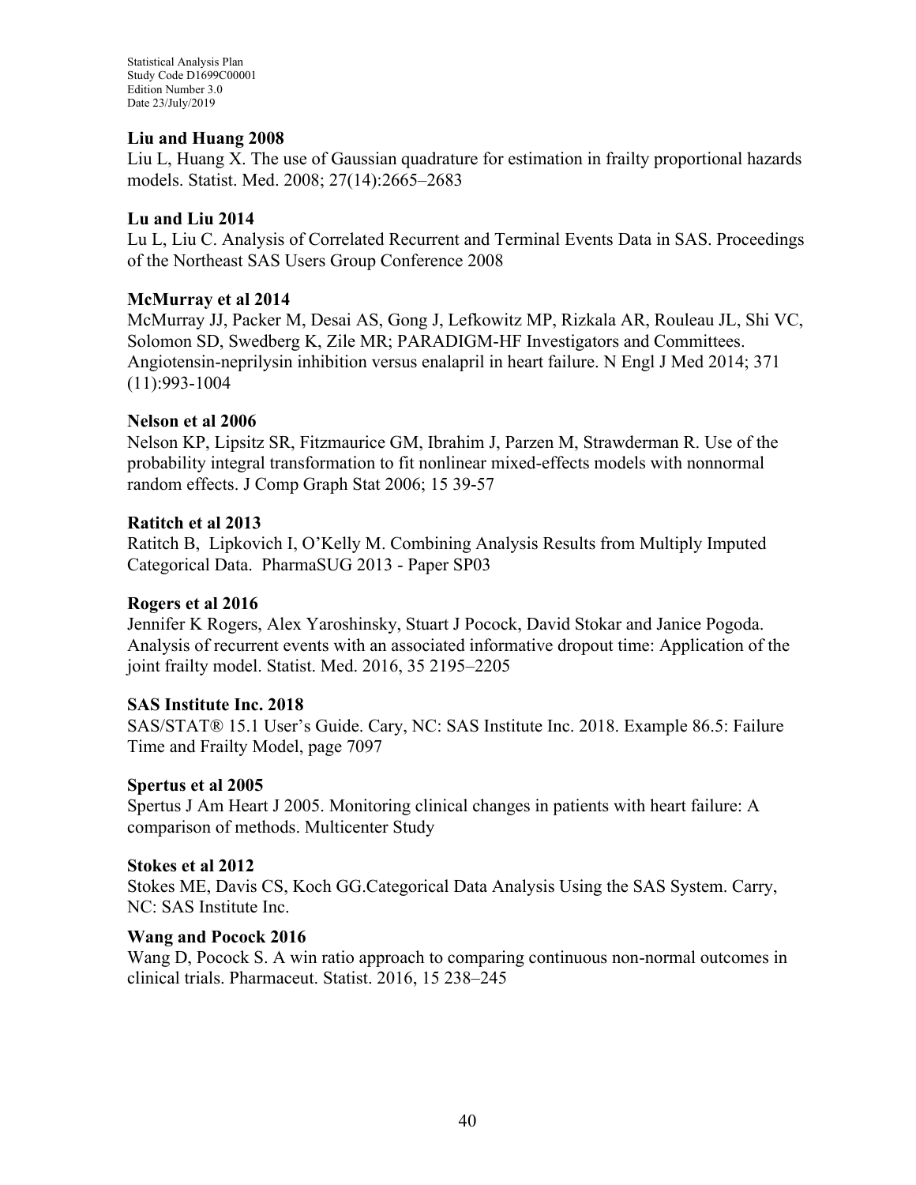**Liu and Huang 2008**

Liu L, Huang X. The use of Gaussian quadrature for estimation in frailty proportional hazards models. Statist. Med. 2008; 27(14):2665–2683

**Lu and Liu 2014**

Lu L, Liu C. Analysis of Correlated Recurrent and Terminal Events Data in SAS. Proceedings of the Northeast SAS Users Group Conference 2008

**McMurray et al 2014**

McMurray JJ, Packer M, Desai AS, Gong J, Lefkowitz MP, Rizkala AR, Rouleau JL, Shi VC, Solomon SD, Swedberg K, Zile MR; PARADIGM-HF Investigators and Committees. Angiotensin-neprilysin inhibition versus enalapril in heart failure. N Engl J Med 2014; 371 (11):993-1004

**Nelson et al 2006**

Nelson KP, Lipsitz SR, Fitzmaurice GM, Ibrahim J, Parzen M, Strawderman R. Use of the probability integral transformation to fit nonlinear mixed-effects models with nonnormal random effects. J Comp Graph Stat 2006; 15 39-57

**Ratitch et al 2013**

Ratitch B, Lipkovich I, O'Kelly M. Combining Analysis Results from Multiply Imputed Categorical Data. PharmaSUG 2013 - Paper SP03

**Rogers et al 2016**

Jennifer K Rogers, Alex Yaroshinsky, Stuart J Pocock, David Stokar and Janice Pogoda. Analysis of recurrent events with an associated informative dropout time: Application of the joint frailty model. Statist. Med. 2016, 35 2195–2205

**SAS Institute Inc. 2018**

SAS/STAT® 15.1 User's Guide. Cary, NC: SAS Institute Inc. 2018. Example 86.5: Failure Time and Frailty Model, page 7097

**Spertus et al 2005**

Spertus J Am Heart J 2005. Monitoring clinical changes in patients with heart failure: A comparison of methods. Multicenter Study

**Stokes et al 2012**

Stokes ME, Davis CS, Koch GG.Categorical Data Analysis Using the SAS System. Carry, NC: SAS Institute Inc.

**Wang and Pocock 2016**

Wang D, Pocock S. A win ratio approach to comparing continuous non-normal outcomes in clinical trials. Pharmaceut. Statist. 2016, 15 238–245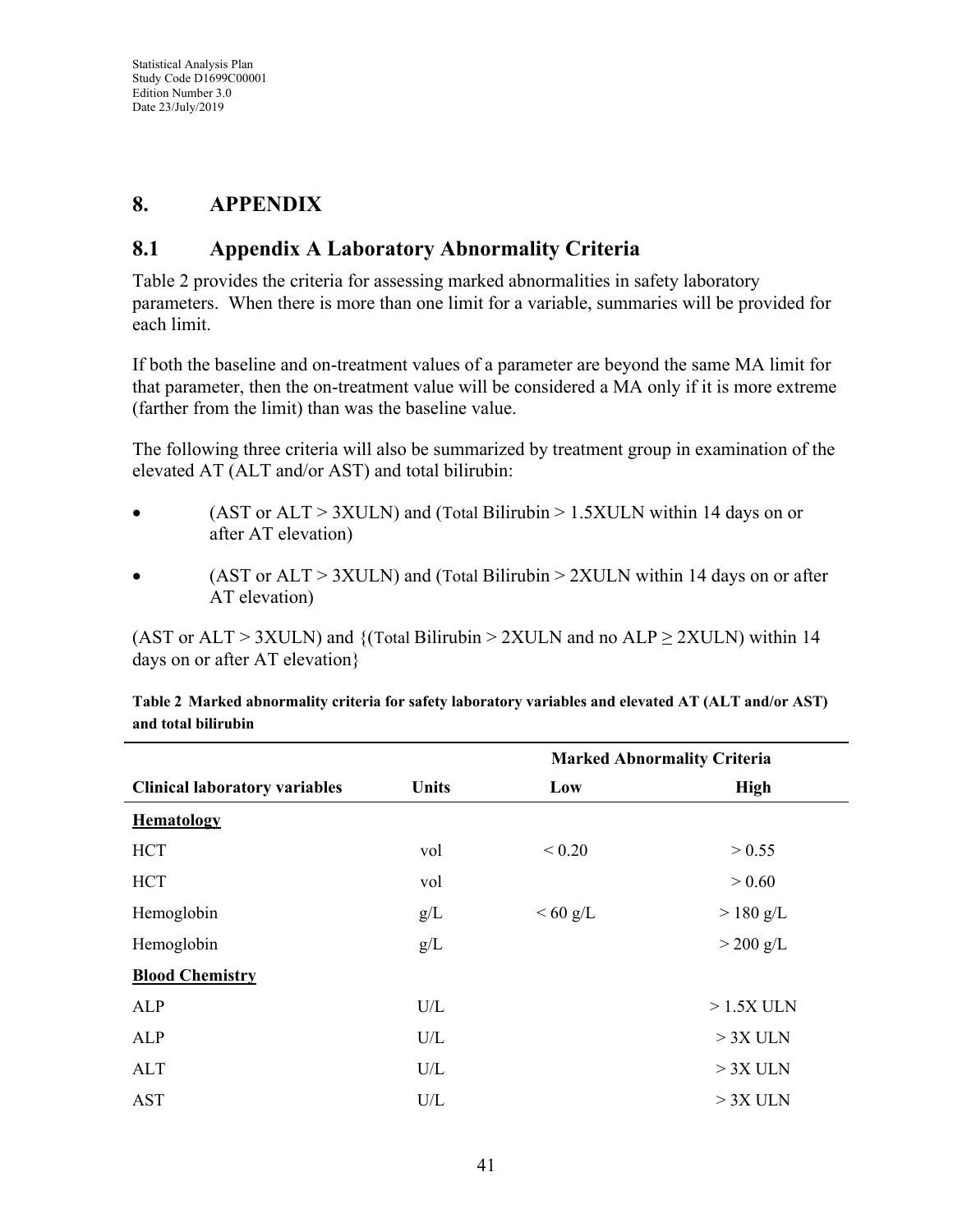# 8. APPENDIX

## 8.1 Appendix A Laboratory Abnormality Criteria

Table 2 provides the criteria for assessing marked abnormalities in safety laboratory parameters. When there is more than one limit for a variable, summaries will be provided for each limit.

If both the baseline and on-treatment values of a parameter are beyond the same MA limit for that parameter, then the on-treatment value will be considered a MA only if it is more extreme (farther from the limit) than was the baseline value.

The following three criteria will also be summarized by treatment group in examination of the elevated AT (ALT and/or AST) and total bilirubin:

- (AST or ALT > 3XULN) and (Total Bilirubin > 1.5XULN within 14 days on or after AT elevation)
- (AST or ALT > 3XULN) and (Total Bilirubin > 2XULN within 14 days on or after AT elevation)

(AST or ALT > 3XULN) and {(Total Bilirubin > 2XULN and no ALP ≥ 2XULN) within 14 days on or after AT elevation}

**Table 2 Marked abnormality criteria for safety laboratory variables and elevated AT (ALT and/or AST) and total bilirubin**

| | | Marked Abnormality Criteria | |
|---|---|---|---|
| **Clinical laboratory variables** | **Units** | **Low** | **High** |
| **Hematology** | | | |
| HCT | vol | < 0.20 | > 0.55 |
| HCT | vol | | > 0.60 |
| Hemoglobin | g/L | < 60 g/L | > 180 g/L |
| Hemoglobin | g/L | | > 200 g/L |
| **Blood Chemistry** | | | |
| ALP | U/L | | > 1.5X ULN |
| ALP | U/L | | > 3X ULN |
| ALT | U/L | | > 3X ULN |
| AST | U/L | | > 3X ULN |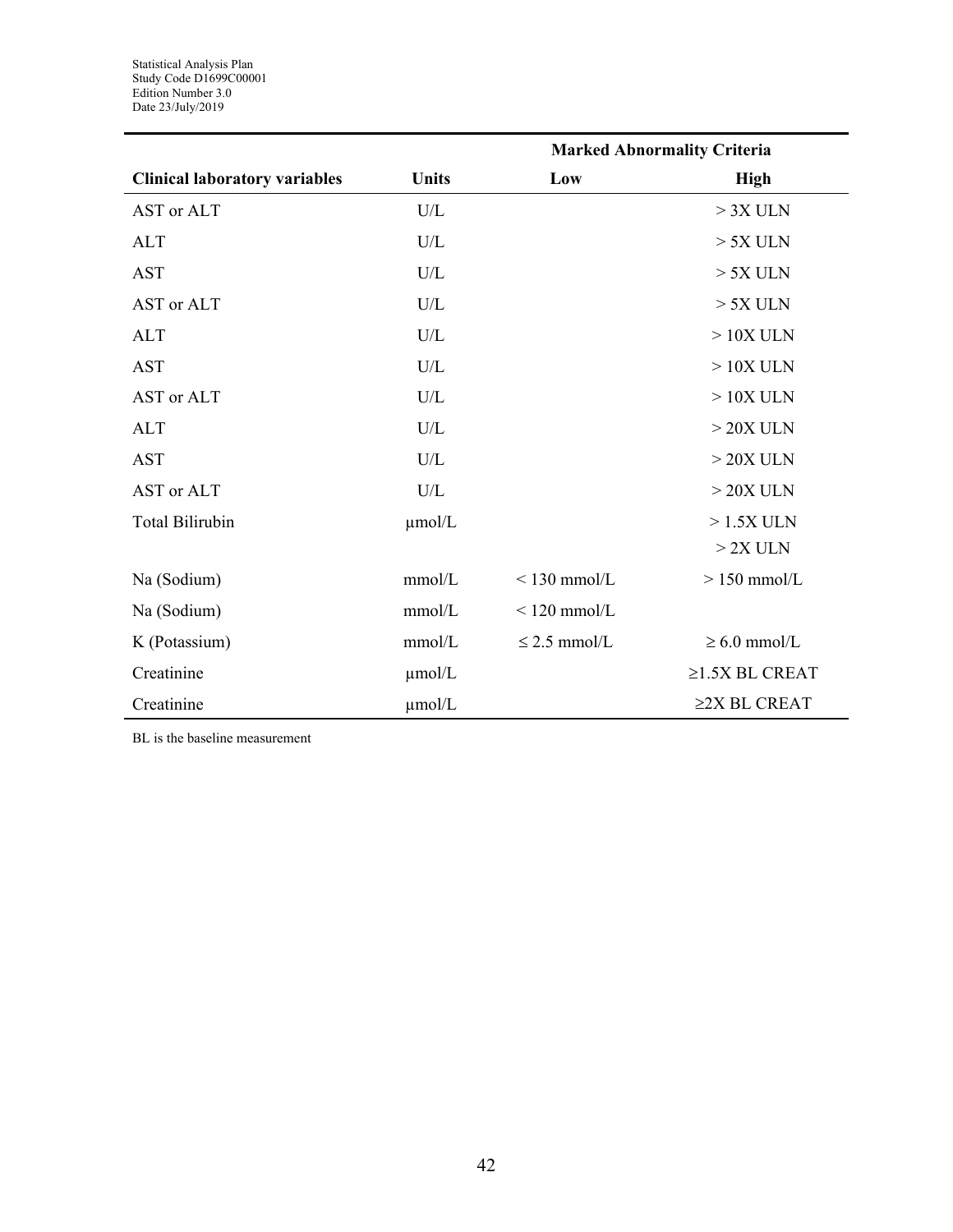| | | Marked Abnormality Criteria | |
|---|---|---|---|
| **Clinical laboratory variables** | **Units** | **Low** | **High** |
| AST or ALT | U/L | | > 3X ULN |
| ALT | U/L | | > 5X ULN |
| AST | U/L | | > 5X ULN |
| AST or ALT | U/L | | > 5X ULN |
| ALT | U/L | | > 10X ULN |
| AST | U/L | | > 10X ULN |
| AST or ALT | U/L | | > 10X ULN |
| ALT | U/L | | > 20X ULN |
| AST | U/L | | > 20X ULN |
| AST or ALT | U/L | | > 20X ULN |
| Total Bilirubin | µmol/L | | > 1.5X ULN<br>> 2X ULN |
| Na (Sodium) | mmol/L | < 130 mmol/L | > 150 mmol/L |
| Na (Sodium) | mmol/L | < 120 mmol/L | |
| K (Potassium) | mmol/L | ≤ 2.5 mmol/L | ≥ 6.0 mmol/L |
| Creatinine | µmol/L | | ≥1.5X BL CREAT |
| Creatinine | µmol/L | | ≥2X BL CREAT |

BL is the baseline measurement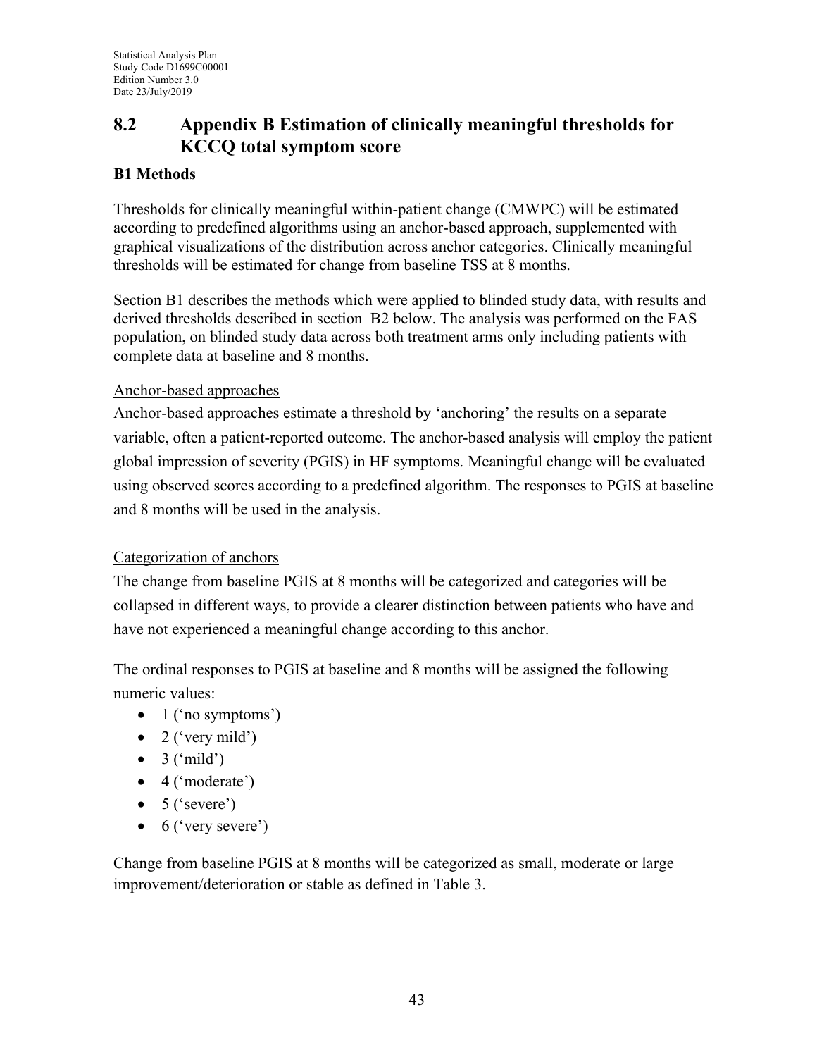## 8.2 Appendix B Estimation of clinically meaningful thresholds for KCCQ total symptom score

### B1 Methods

Thresholds for clinically meaningful within-patient change (CMWPC) will be estimated according to predefined algorithms using an anchor-based approach, supplemented with graphical visualizations of the distribution across anchor categories. Clinically meaningful thresholds will be estimated for change from baseline TSS at 8 months.

Section B1 describes the methods which were applied to blinded study data, with results and derived thresholds described in section B2 below. The analysis was performed on the FAS population, on blinded study data across both treatment arms only including patients with complete data at baseline and 8 months.

<u>Anchor-based approaches</u>

Anchor-based approaches estimate a threshold by 'anchoring' the results on a separate variable, often a patient-reported outcome. The anchor-based analysis will employ the patient global impression of severity (PGIS) in HF symptoms. Meaningful change will be evaluated using observed scores according to a predefined algorithm. The responses to PGIS at baseline and 8 months will be used in the analysis.

<u>Categorization of anchors</u>

The change from baseline PGIS at 8 months will be categorized and categories will be collapsed in different ways, to provide a clearer distinction between patients who have and have not experienced a meaningful change according to this anchor.

The ordinal responses to PGIS at baseline and 8 months will be assigned the following numeric values:

- 1 ('no symptoms')
- 2 ('very mild')
- 3 ('mild')
- 4 ('moderate')
- 5 ('severe')
- 6 ('very severe')

Change from baseline PGIS at 8 months will be categorized as small, moderate or large improvement/deterioration or stable as defined in Table 3.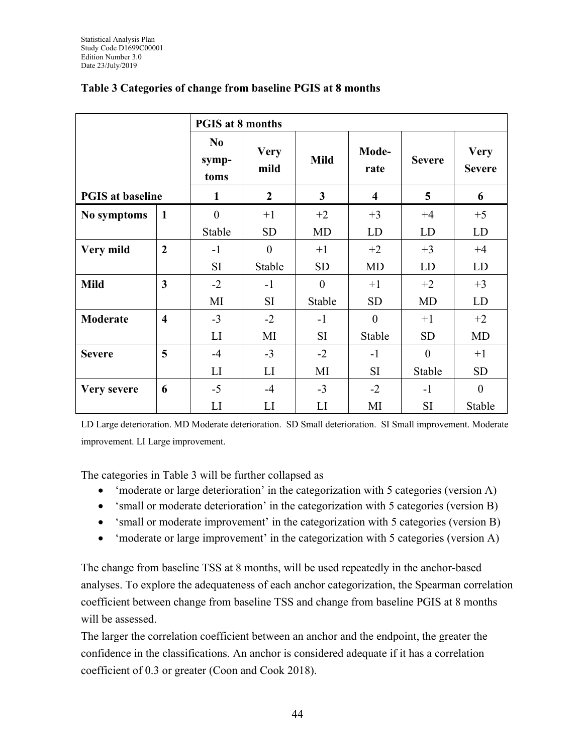**Table 3 Categories of change from baseline PGIS at 8 months**

| | | PGIS at 8 months | | | | | |
|---|---|---|---|---|---|---|---|
| | | No symp-toms | Very mild | Mild | Mode-rate | Severe | Very Severe |
| **PGIS at baseline** | | **1** | **2** | **3** | **4** | **5** | **6** |
| **No symptoms** | **1** | 0<br>Stable | +1<br>SD | +2<br>MD | +3<br>LD | +4<br>LD | +5<br>LD |
| **Very mild** | **2** | -1<br>SI | 0<br>Stable | +1<br>SD | +2<br>MD | +3<br>LD | +4<br>LD |
| **Mild** | **3** | -2<br>MI | -1<br>SI | 0<br>Stable | +1<br>SD | +2<br>MD | +3<br>LD |
| **Moderate** | **4** | -3<br>LI | -2<br>MI | -1<br>SI | 0<br>Stable | +1<br>SD | +2<br>MD |
| **Severe** | **5** | -4<br>LI | -3<br>LI | -2<br>MI | -1<br>SI | 0<br>Stable | +1<br>SD |
| **Very severe** | **6** | -5<br>LI | -4<br>LI | -3<br>LI | -2<br>MI | -1<br>SI | 0<br>Stable |

LD Large deterioration. MD Moderate deterioration. SD Small deterioration. SI Small improvement. Moderate improvement. LI Large improvement.

The categories in Table 3 will be further collapsed as

- 'moderate or large deterioration' in the categorization with 5 categories (version A)
- 'small or moderate deterioration' in the categorization with 5 categories (version B)
- 'small or moderate improvement' in the categorization with 5 categories (version B)
- 'moderate or large improvement' in the categorization with 5 categories (version A)

The change from baseline TSS at 8 months, will be used repeatedly in the anchor-based analyses. To explore the adequateness of each anchor categorization, the Spearman correlation coefficient between change from baseline TSS and change from baseline PGIS at 8 months will be assessed.

The larger the correlation coefficient between an anchor and the endpoint, the greater the confidence in the classifications. An anchor is considered adequate if it has a correlation coefficient of 0.3 or greater (Coon and Cook 2018).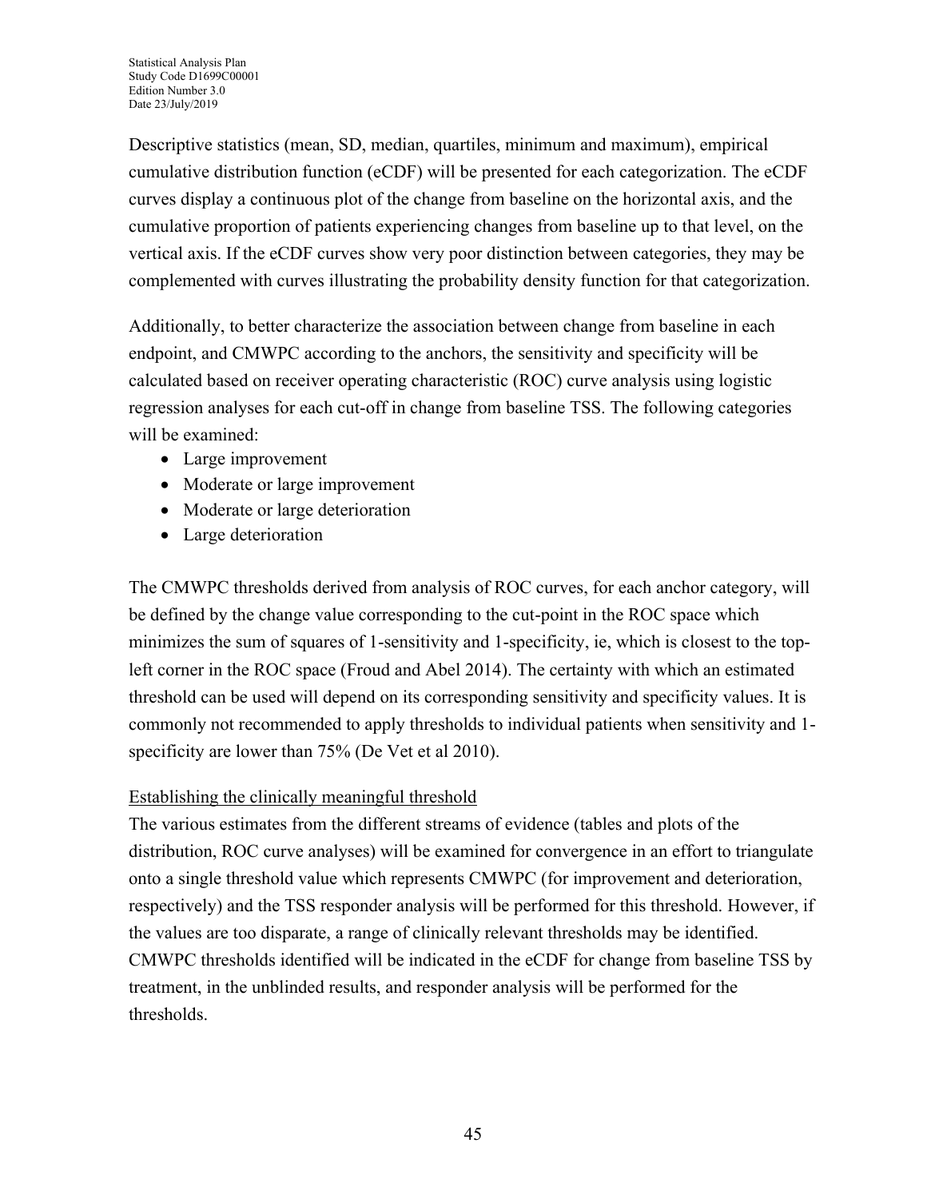Descriptive statistics (mean, SD, median, quartiles, minimum and maximum), empirical cumulative distribution function (eCDF) will be presented for each categorization. The eCDF curves display a continuous plot of the change from baseline on the horizontal axis, and the cumulative proportion of patients experiencing changes from baseline up to that level, on the vertical axis. If the eCDF curves show very poor distinction between categories, they may be complemented with curves illustrating the probability density function for that categorization.

Additionally, to better characterize the association between change from baseline in each endpoint, and CMWPC according to the anchors, the sensitivity and specificity will be calculated based on receiver operating characteristic (ROC) curve analysis using logistic regression analyses for each cut-off in change from baseline TSS. The following categories will be examined:

- Large improvement
- Moderate or large improvement
- Moderate or large deterioration
- Large deterioration

The CMWPC thresholds derived from analysis of ROC curves, for each anchor category, will be defined by the change value corresponding to the cut-point in the ROC space which minimizes the sum of squares of 1-sensitivity and 1-specificity, ie, which is closest to the top-left corner in the ROC space (Froud and Abel 2014). The certainty with which an estimated threshold can be used will depend on its corresponding sensitivity and specificity values. It is commonly not recommended to apply thresholds to individual patients when sensitivity and 1-specificity are lower than 75% (De Vet et al 2010).

<u>Establishing the clinically meaningful threshold</u>

The various estimates from the different streams of evidence (tables and plots of the distribution, ROC curve analyses) will be examined for convergence in an effort to triangulate onto a single threshold value which represents CMWPC (for improvement and deterioration, respectively) and the TSS responder analysis will be performed for this threshold. However, if the values are too disparate, a range of clinically relevant thresholds may be identified. CMWPC thresholds identified will be indicated in the eCDF for change from baseline TSS by treatment, in the unblinded results, and responder analysis will be performed for the thresholds.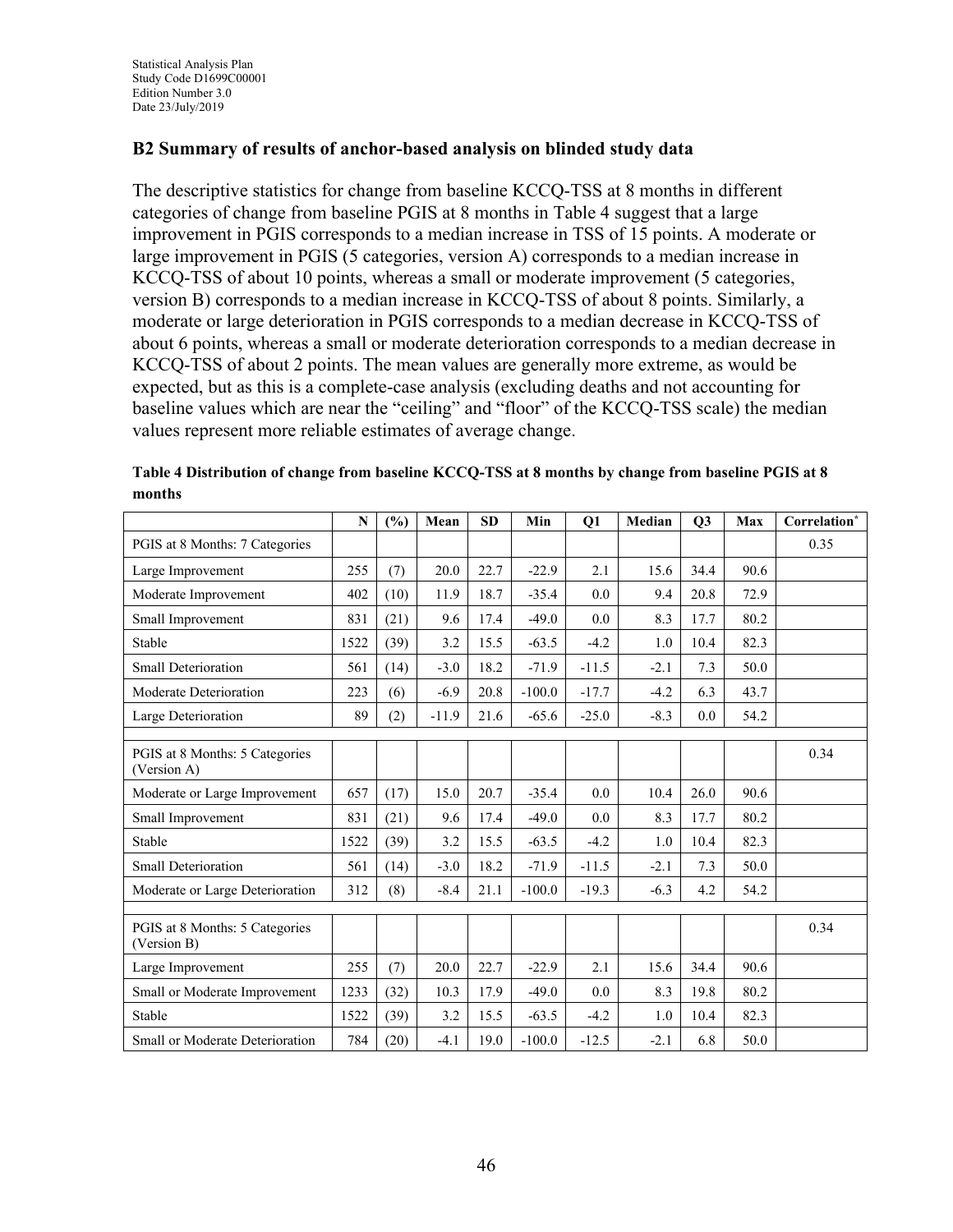## B2 Summary of results of anchor-based analysis on blinded study data

The descriptive statistics for change from baseline KCCQ-TSS at 8 months in different categories of change from baseline PGIS at 8 months in Table 4 suggest that a large improvement in PGIS corresponds to a median increase in TSS of 15 points. A moderate or large improvement in PGIS (5 categories, version A) corresponds to a median increase in KCCQ-TSS of about 10 points, whereas a small or moderate improvement (5 categories, version B) corresponds to a median increase in KCCQ-TSS of about 8 points. Similarly, a moderate or large deterioration in PGIS corresponds to a median decrease in KCCQ-TSS of about 6 points, whereas a small or moderate deterioration corresponds to a median decrease in KCCQ-TSS of about 2 points. The mean values are generally more extreme, as would be expected, but as this is a complete-case analysis (excluding deaths and not accounting for baseline values which are near the "ceiling" and "floor" of the KCCQ-TSS scale) the median values represent more reliable estimates of average change.

**Table 4 Distribution of change from baseline KCCQ-TSS at 8 months by change from baseline PGIS at 8 months**

| | N | (%) | Mean | SD | Min | Q1 | Median | Q3 | Max | Correlation* |
|---|---|---|---|---|---|---|---|---|---|---|
| PGIS at 8 Months: 7 Categories | | | | | | | | | | 0.35 |
| Large Improvement | 255 | (7) | 20.0 | 22.7 | -22.9 | 2.1 | 15.6 | 34.4 | 90.6 | |
| Moderate Improvement | 402 | (10) | 11.9 | 18.7 | -35.4 | 0.0 | 9.4 | 20.8 | 72.9 | |
| Small Improvement | 831 | (21) | 9.6 | 17.4 | -49.0 | 0.0 | 8.3 | 17.7 | 80.2 | |
| Stable | 1522 | (39) | 3.2 | 15.5 | -63.5 | -4.2 | 1.0 | 10.4 | 82.3 | |
| Small Deterioration | 561 | (14) | -3.0 | 18.2 | -71.9 | -11.5 | -2.1 | 7.3 | 50.0 | |
| Moderate Deterioration | 223 | (6) | -6.9 | 20.8 | -100.0 | -17.7 | -4.2 | 6.3 | 43.7 | |
| Large Deterioration | 89 | (2) | -11.9 | 21.6 | -65.6 | -25.0 | -8.3 | 0.0 | 54.2 | |
| | | | | | | | | | | |
| PGIS at 8 Months: 5 Categories (Version A) | | | | | | | | | | 0.34 |
| Moderate or Large Improvement | 657 | (17) | 15.0 | 20.7 | -35.4 | 0.0 | 10.4 | 26.0 | 90.6 | |
| Small Improvement | 831 | (21) | 9.6 | 17.4 | -49.0 | 0.0 | 8.3 | 17.7 | 80.2 | |
| Stable | 1522 | (39) | 3.2 | 15.5 | -63.5 | -4.2 | 1.0 | 10.4 | 82.3 | |
| Small Deterioration | 561 | (14) | -3.0 | 18.2 | -71.9 | -11.5 | -2.1 | 7.3 | 50.0 | |
| Moderate or Large Deterioration | 312 | (8) | -8.4 | 21.1 | -100.0 | -19.3 | -6.3 | 4.2 | 54.2 | |
| | | | | | | | | | | |
| PGIS at 8 Months: 5 Categories (Version B) | | | | | | | | | | 0.34 |
| Large Improvement | 255 | (7) | 20.0 | 22.7 | -22.9 | 2.1 | 15.6 | 34.4 | 90.6 | |
| Small or Moderate Improvement | 1233 | (32) | 10.3 | 17.9 | -49.0 | 0.0 | 8.3 | 19.8 | 80.2 | |
| Stable | 1522 | (39) | 3.2 | 15.5 | -63.5 | -4.2 | 1.0 | 10.4 | 82.3 | |
| Small or Moderate Deterioration | 784 | (20) | -4.1 | 19.0 | -100.0 | -12.5 | -2.1 | 6.8 | 50.0 | |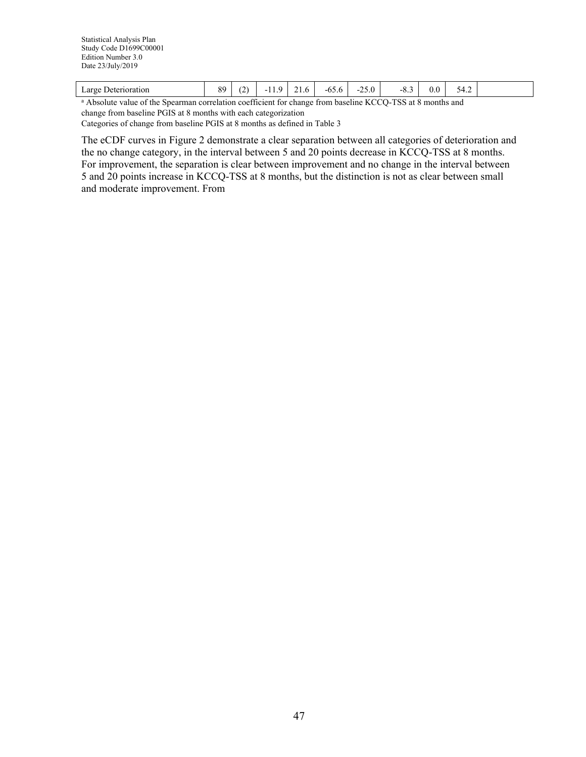| Large Deterioration | 89 | (2) | -11.9 | 21.6 | -65.6 | -25.0 | -8.3 | 0.0 | 54.2 | |
|---|---|---|---|---|---|---|---|---|---|---|

[a] Absolute value of the Spearman correlation coefficient for change from baseline KCCQ-TSS at 8 months and change from baseline PGIS at 8 months with each categorization

Categories of change from baseline PGIS at 8 months as defined in Table 3

The eCDF curves in Figure 2 demonstrate a clear separation between all categories of deterioration and the no change category, in the interval between 5 and 20 points decrease in KCCQ-TSS at 8 months. For improvement, the separation is clear between improvement and no change in the interval between 5 and 20 points increase in KCCQ-TSS at 8 months, but the distinction is not as clear between small and moderate improvement. From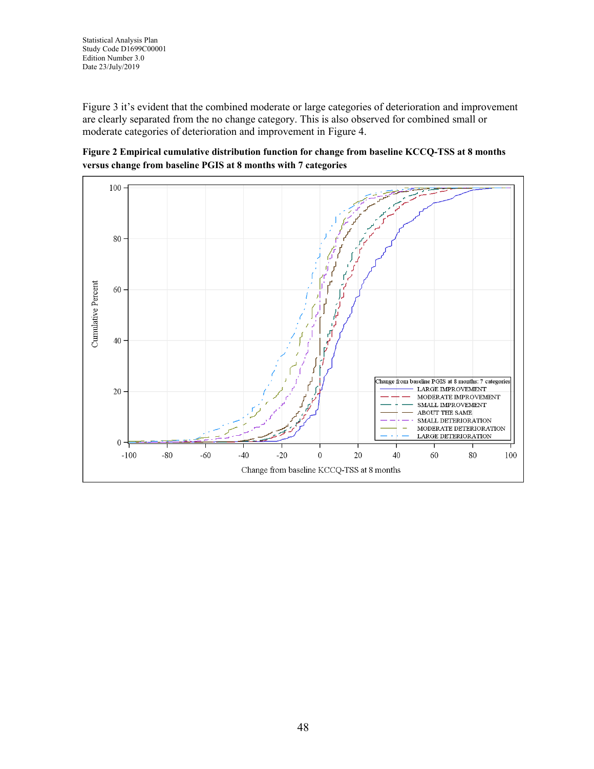Figure 3 it's evident that the combined moderate or large categories of deterioration and improvement are clearly separated from the no change category. This is also observed for combined small or moderate categories of deterioration and improvement in Figure 4.

**Figure 2 Empirical cumulative distribution function for change from baseline KCCQ-TSS at 8 months versus change from baseline PGIS at 8 months with 7 categories**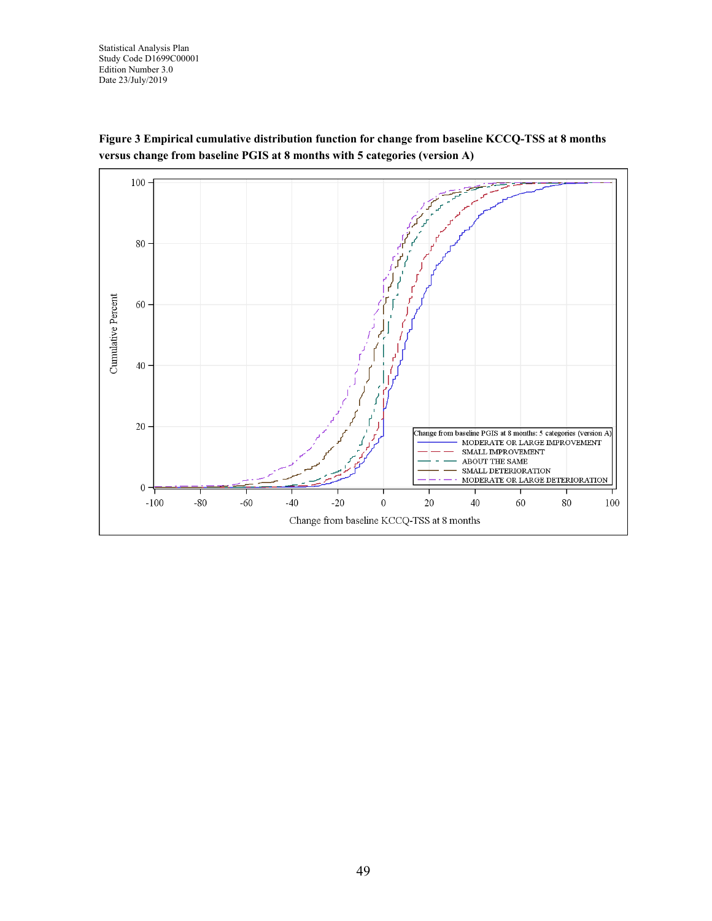**Figure 3 Empirical cumulative distribution function for change from baseline KCCQ-TSS at 8 months versus change from baseline PGIS at 8 months with 5 categories (version A)**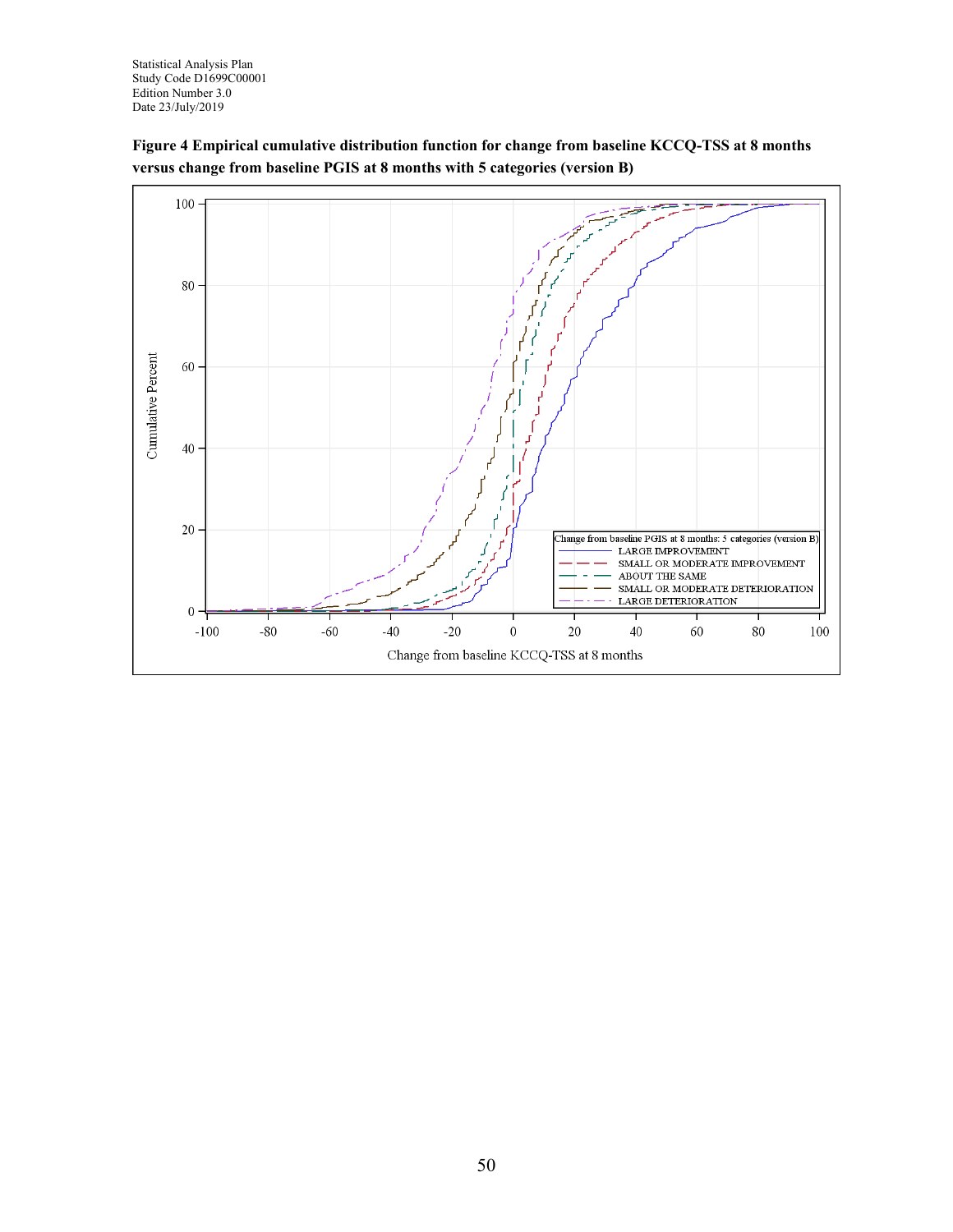**Figure 4 Empirical cumulative distribution function for change from baseline KCCQ-TSS at 8 months versus change from baseline PGIS at 8 months with 5 categories (version B)**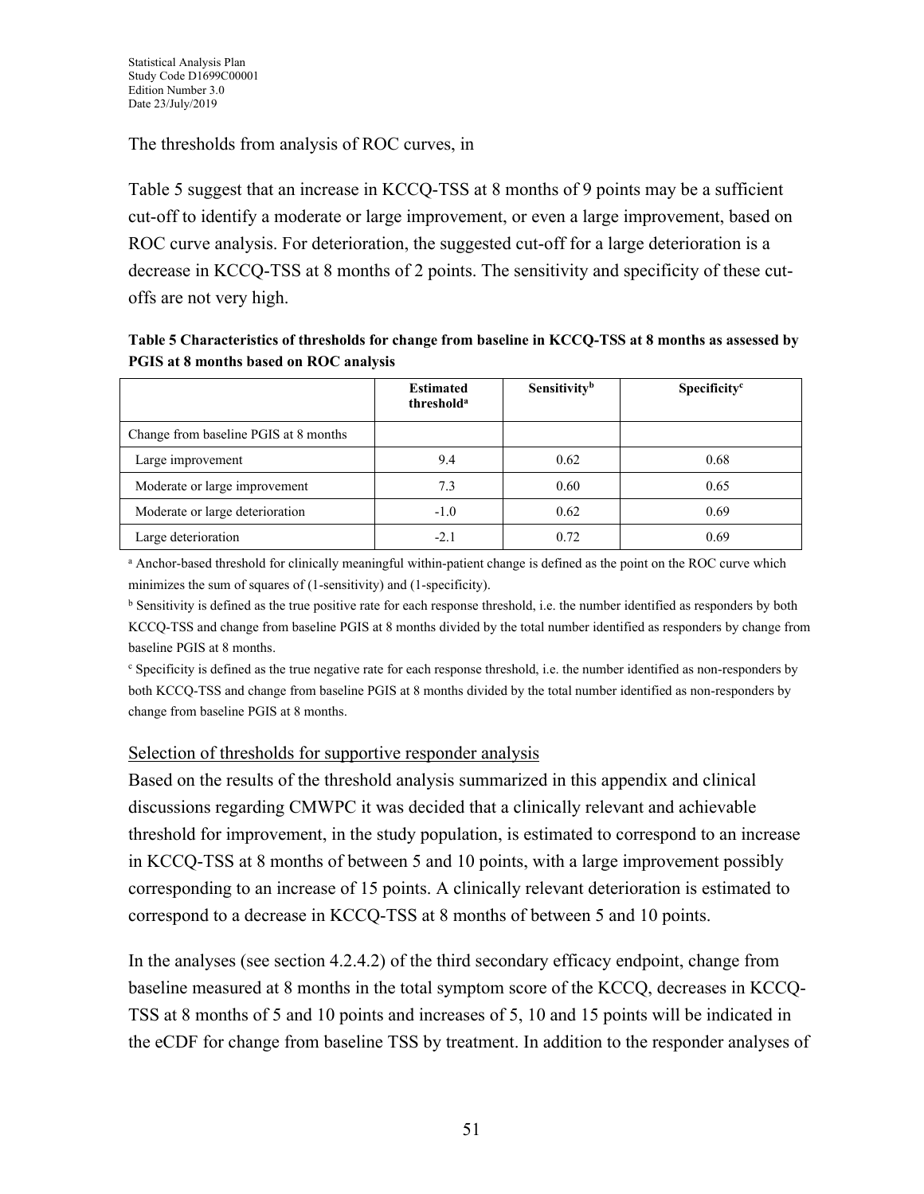The thresholds from analysis of ROC curves, in

Table 5 suggest that an increase in KCCQ-TSS at 8 months of 9 points may be a sufficient cut-off to identify a moderate or large improvement, or even a large improvement, based on ROC curve analysis. For deterioration, the suggested cut-off for a large deterioration is a decrease in KCCQ-TSS at 8 months of 2 points. The sensitivity and specificity of these cut-offs are not very high.

**Table 5 Characteristics of thresholds for change from baseline in KCCQ-TSS at 8 months as assessed by PGIS at 8 months based on ROC analysis**

| | Estimated threshold[a] | Sensitivity[b] | Specificity[c] |
|---|---|---|---|
| Change from baseline PGIS at 8 months | | | |
| Large improvement | 9.4 | 0.62 | 0.68 |
| Moderate or large improvement | 7.3 | 0.60 | 0.65 |
| Moderate or large deterioration | -1.0 | 0.62 | 0.69 |
| Large deterioration | -2.1 | 0.72 | 0.69 |

[a] Anchor-based threshold for clinically meaningful within-patient change is defined as the point on the ROC curve which minimizes the sum of squares of (1-sensitivity) and (1-specificity).

[b] Sensitivity is defined as the true positive rate for each response threshold, i.e. the number identified as responders by both KCCQ-TSS and change from baseline PGIS at 8 months divided by the total number identified as responders by change from baseline PGIS at 8 months.

[c] Specificity is defined as the true negative rate for each response threshold, i.e. the number identified as non-responders by both KCCQ-TSS and change from baseline PGIS at 8 months divided by the total number identified as non-responders by change from baseline PGIS at 8 months.

<u>Selection of thresholds for supportive responder analysis</u>

Based on the results of the threshold analysis summarized in this appendix and clinical discussions regarding CMWPC it was decided that a clinically relevant and achievable threshold for improvement, in the study population, is estimated to correspond to an increase in KCCQ-TSS at 8 months of between 5 and 10 points, with a large improvement possibly corresponding to an increase of 15 points. A clinically relevant deterioration is estimated to correspond to a decrease in KCCQ-TSS at 8 months of between 5 and 10 points.

In the analyses (see section 4.2.4.2) of the third secondary efficacy endpoint, change from baseline measured at 8 months in the total symptom score of the KCCQ, decreases in KCCQ-TSS at 8 months of 5 and 10 points and increases of 5, 10 and 15 points will be indicated in the eCDF for change from baseline TSS by treatment. In addition to the responder analyses of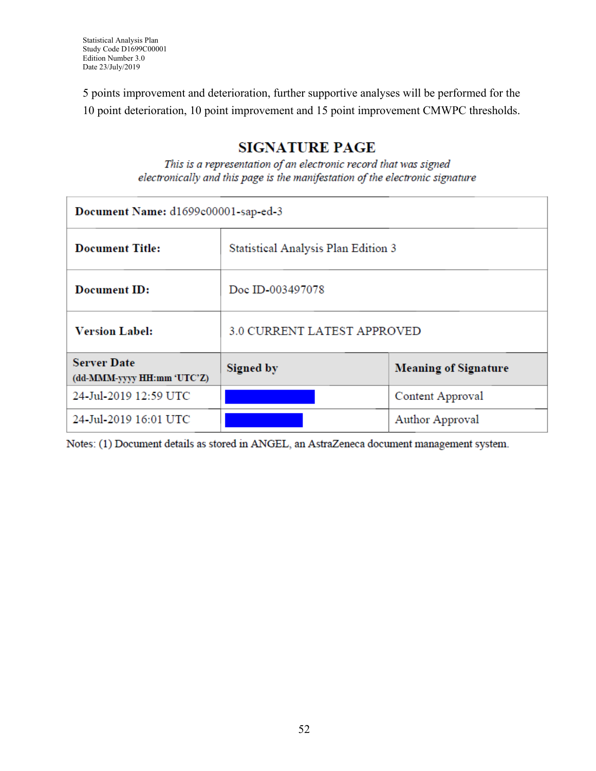5 points improvement and deterioration, further supportive analyses will be performed for the 10 point deterioration, 10 point improvement and 15 point improvement CMWPC thresholds.

# SIGNATURE PAGE

*This is a representation of an electronic record that was signed electronically and this page is the manifestation of the electronic signature*

| | | |
|---|---|---|
| **Document Name:** d1699c00001-sap-ed-3 | | |
| **Document Title:** | Statistical Analysis Plan Edition 3 | |
| **Document ID:** | Doc ID-003497078 | |
| **Version Label:** | 3.0 CURRENT LATEST APPROVED | |
| **Server Date** (dd-MMM-yyyy HH:mm 'UTC'Z) | **Signed by** | **Meaning of Signature** |
| 24-Jul-2019 12:59 UTC | | Content Approval |
| 24-Jul-2019 16:01 UTC | | Author Approval |

Notes: (1) Document details as stored in ANGEL, an AstraZeneca document management system.